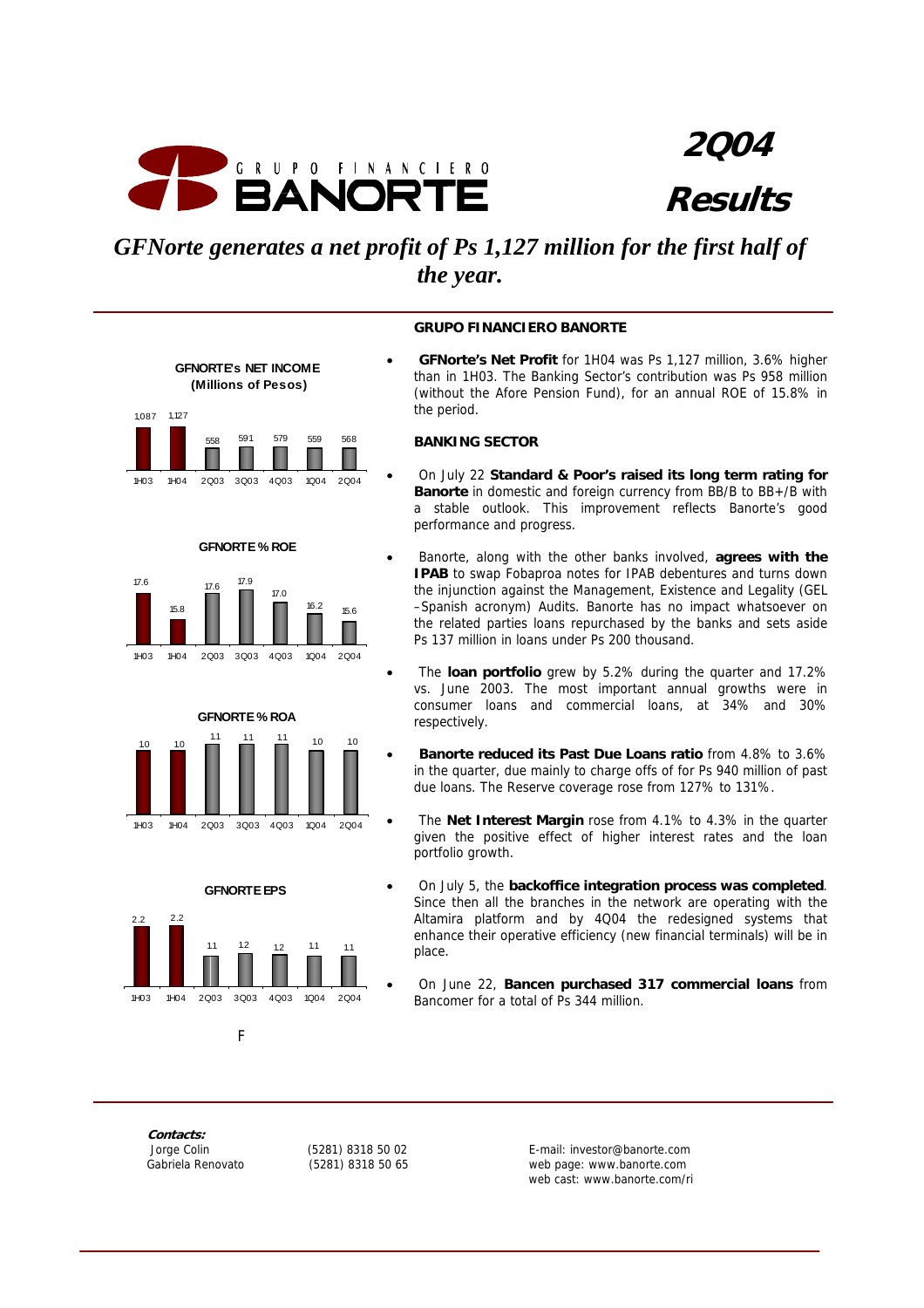# GRUPO FINANCIERO BANORTE

# 2Q04 Results

*GFNorte generates a net profit of Ps 1,127 million for the first half of the year.*

**GFNORTE's NET INCOME (Millions of Pesos)**

| 1H03 | 1H04 | 2Q03 | 3Q03 | 4Q03 | 1Q04 | 2Q04 |
|---|---|---|---|---|---|---|
| 1,087 | 1,127 | 558 | 591 | 579 | 559 | 568 |

**GFNORTE % ROE**

| 1H03 | 1H04 | 2Q03 | 3Q03 | 4Q03 | 1Q04 | 2Q04 |
|---|---|---|---|---|---|---|
| 17.6 | 15.8 | 17.6 | 17.9 | 17.0 | 16.2 | 15.6 |

**GFNORTE % ROA**

| 1H03 | 1H04 | 2Q03 | 3Q03 | 4Q03 | 1Q04 | 2Q04 |
|---|---|---|---|---|---|---|
| 1.0 | 1.0 | 1.1 | 1.1 | 1.1 | 1.0 | 1.0 |

**GFNORTE EPS**

| 1H03 | 1H04 | 2Q03 | 3Q03 | 4Q03 | 1Q04 | 2Q04 |
|---|---|---|---|---|---|---|
| 2.2 | 2.2 | 1.1 | 1.2 | 1.2 | 1.1 | 1.1 |

F

**GRUPO FINANCIERO BANORTE**

- **GFNorte's Net Profit** for 1H04 was Ps 1,127 million, 3.6% higher than in 1H03. The Banking Sector's contribution was Ps 958 million (without the Afore Pension Fund), for an annual ROE of 15.8% in the period.

**BANKING SECTOR**

- On July 22 **Standard & Poor's raised its long term rating for Banorte** in domestic and foreign currency from BB/B to BB+/B with a stable outlook. This improvement reflects Banorte's good performance and progress.
- Banorte, along with the other banks involved, **agrees with the IPAB** to swap Fobaproa notes for IPAB debentures and turns down the injunction against the Management, Existence and Legality (GEL –Spanish acronym) Audits. Banorte has no impact whatsoever on the related parties loans repurchased by the banks and sets aside Ps 137 million in loans under Ps 200 thousand.
- The **loan portfolio** grew by 5.2% during the quarter and 17.2% vs. June 2003. The most important annual growths were in consumer loans and commercial loans, at 34% and 30% respectively.
- **Banorte reduced its Past Due Loans ratio** from 4.8% to 3.6% in the quarter, due mainly to charge offs of for Ps 940 million of past due loans. The Reserve coverage rose from 127% to 131%.
- The **Net Interest Margin** rose from 4.1% to 4.3% in the quarter given the positive effect of higher interest rates and the loan portfolio growth.
- On July 5, the **backoffice integration process was completed**. Since then all the branches in the network are operating with the Altamira platform and by 4Q04 the redesigned systems that enhance their operative efficiency (new financial terminals) will be in place.
- On June 22, **Bancen purchased 317 commercial loans** from Bancomer for a total of Ps 344 million.

***Contacts:***

Jorge Colin (5281) 8318 50 02
Gabriela Renovato (5281) 8318 50 65

E-mail: investor@banorte.com
web page: www.banorte.com
web cast: www.banorte.com/ri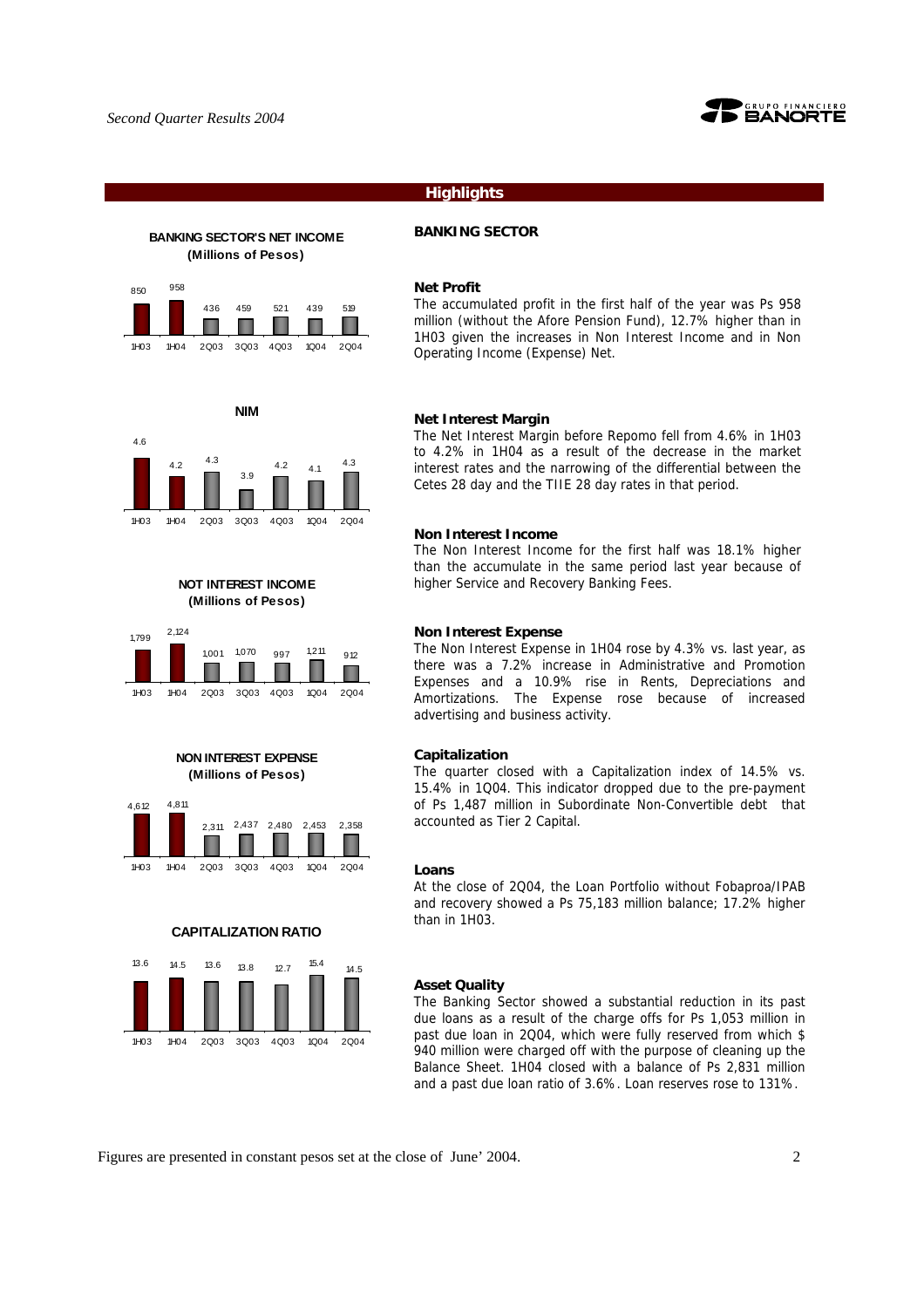## Highlights

**BANKING SECTOR'S NET INCOME (Millions of Pesos)**

| 1H03 | 1H04 | 2Q03 | 3Q03 | 4Q03 | 1Q04 | 2Q04 |
|---|---|---|---|---|---|---|
| 850 | 958 | 436 | 459 | 521 | 439 | 519 |

**NIM**

| 1H03 | 1H04 | 2Q03 | 3Q03 | 4Q03 | 1Q04 | 2Q04 |
|---|---|---|---|---|---|---|
| 4.6 | 4.2 | 4.3 | 3.9 | 4.2 | 4.1 | 4.3 |

**NOT INTEREST INCOME (Millions of Pesos)**

| 1H03 | 1H04 | 2Q03 | 3Q03 | 4Q03 | 1Q04 | 2Q04 |
|---|---|---|---|---|---|---|
| 1,799 | 2,124 | 1,001 | 1,070 | 997 | 1,211 | 912 |

**NON INTEREST EXPENSE (Millions of Pesos)**

| 1H03 | 1H04 | 2Q03 | 3Q03 | 4Q03 | 1Q04 | 2Q04 |
|---|---|---|---|---|---|---|
| 4,612 | 4,811 | 2,311 | 2,437 | 2,480 | 2,453 | 2,358 |

**CAPITALIZATION RATIO**

| 1H03 | 1H04 | 2Q03 | 3Q03 | 4Q03 | 1Q04 | 2Q04 |
|---|---|---|---|---|---|---|
| 13.6 | 14.5 | 13.6 | 13.8 | 12.7 | 15.4 | 14.5 |

### BANKING SECTOR

**Net Profit**

The accumulated profit in the first half of the year was Ps 958 million (without the Afore Pension Fund), 12.7% higher than in 1H03 given the increases in Non Interest Income and in Non Operating Income (Expense) Net.

**Net Interest Margin**

The Net Interest Margin before Repomo fell from 4.6% in 1H03 to 4.2% in 1H04 as a result of the decrease in the market interest rates and the narrowing of the differential between the Cetes 28 day and the TIIE 28 day rates in that period.

**Non Interest Income**

The Non Interest Income for the first half was 18.1% higher than the accumulate in the same period last year because of higher Service and Recovery Banking Fees.

**Non Interest Expense**

The Non Interest Expense in 1H04 rose by 4.3% vs. last year, as there was a 7.2% increase in Administrative and Promotion Expenses and a 10.9% rise in Rents, Depreciations and Amortizations. The Expense rose because of increased advertising and business activity.

**Capitalization**

The quarter closed with a Capitalization index of 14.5% vs. 15.4% in 1Q04. This indicator dropped due to the pre-payment of Ps 1,487 million in Subordinate Non-Convertible debt that accounted as Tier 2 Capital.

**Loans**

At the close of 2Q04, the Loan Portfolio without Fobaproa/IPAB and recovery showed a Ps 75,183 million balance; 17.2% higher than in 1H03.

**Asset Quality**

The Banking Sector showed a substantial reduction in its past due loans as a result of the charge offs for Ps 1,053 million in past due loan in 2Q04, which were fully reserved from which $ 940 million were charged off with the purpose of cleaning up the Balance Sheet. 1H04 closed with a balance of Ps 2,831 million and a past due loan ratio of 3.6%. Loan reserves rose to 131%.

Figures are presented in constant pesos set at the close of June' 2004.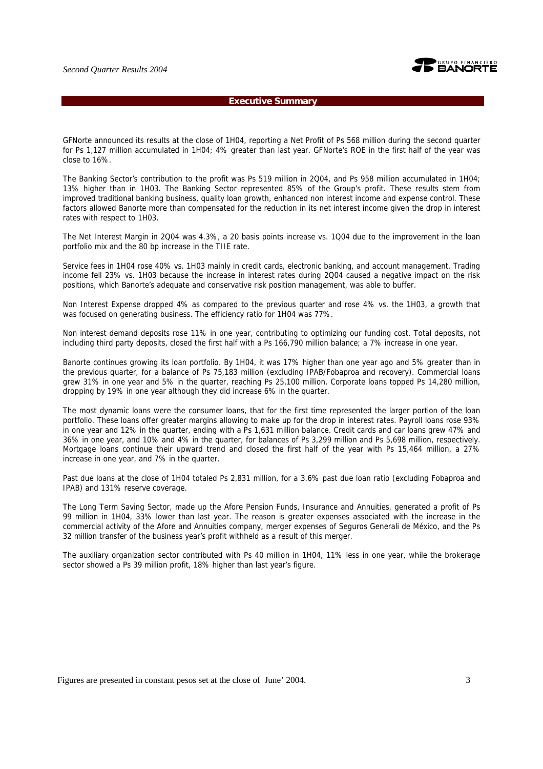## Executive Summary

GFNorte announced its results at the close of 1H04, reporting a Net Profit of Ps 568 million during the second quarter for Ps 1,127 million accumulated in 1H04; 4% greater than last year. GFNorte's ROE in the first half of the year was close to 16%.

The Banking Sector's contribution to the profit was Ps 519 million in 2Q04, and Ps 958 million accumulated in 1H04; 13% higher than in 1H03. The Banking Sector represented 85% of the Group's profit. These results stem from improved traditional banking business, quality loan growth, enhanced non interest income and expense control. These factors allowed Banorte more than compensated for the reduction in its net interest income given the drop in interest rates with respect to 1H03.

The Net Interest Margin in 2Q04 was 4.3%, a 20 basis points increase vs. 1Q04 due to the improvement in the loan portfolio mix and the 80 bp increase in the TIIE rate.

Service fees in 1H04 rose 40% vs. 1H03 mainly in credit cards, electronic banking, and account management. Trading income fell 23% vs. 1H03 because the increase in interest rates during 2Q04 caused a negative impact on the risk positions, which Banorte's adequate and conservative risk position management, was able to buffer.

Non Interest Expense dropped 4% as compared to the previous quarter and rose 4% vs. the 1H03, a growth that was focused on generating business. The efficiency ratio for 1H04 was 77%.

Non interest demand deposits rose 11% in one year, contributing to optimizing our funding cost. Total deposits, not including third party deposits, closed the first half with a Ps 166,790 million balance; a 7% increase in one year.

Banorte continues growing its loan portfolio. By 1H04, it was 17% higher than one year ago and 5% greater than in the previous quarter, for a balance of Ps 75,183 million (excluding IPAB/Fobaproa and recovery). Commercial loans grew 31% in one year and 5% in the quarter, reaching Ps 25,100 million. Corporate loans topped Ps 14,280 million, dropping by 19% in one year although they did increase 6% in the quarter.

The most dynamic loans were the consumer loans, that for the first time represented the larger portion of the loan portfolio. These loans offer greater margins allowing to make up for the drop in interest rates. Payroll loans rose 93% in one year and 12% in the quarter, ending with a Ps 1,631 million balance. Credit cards and car loans grew 47% and 36% in one year, and 10% and 4% in the quarter, for balances of Ps 3,299 million and Ps 5,698 million, respectively. Mortgage loans continue their upward trend and closed the first half of the year with Ps 15,464 million, a 27% increase in one year, and 7% in the quarter.

Past due loans at the close of 1H04 totaled Ps 2,831 million, for a 3.6% past due loan ratio (excluding Fobaproa and IPAB) and 131% reserve coverage.

The Long Term Saving Sector, made up the Afore Pension Funds, Insurance and Annuities, generated a profit of Ps 99 million in 1H04, 33% lower than last year. The reason is greater expenses associated with the increase in the commercial activity of the Afore and Annuities company, merger expenses of Seguros Generali de México, and the Ps 32 million transfer of the business year's profit withheld as a result of this merger.

The auxiliary organization sector contributed with Ps 40 million in 1H04, 11% less in one year, while the brokerage sector showed a Ps 39 million profit, 18% higher than last year's figure.

Figures are presented in constant pesos set at the close of June' 2004.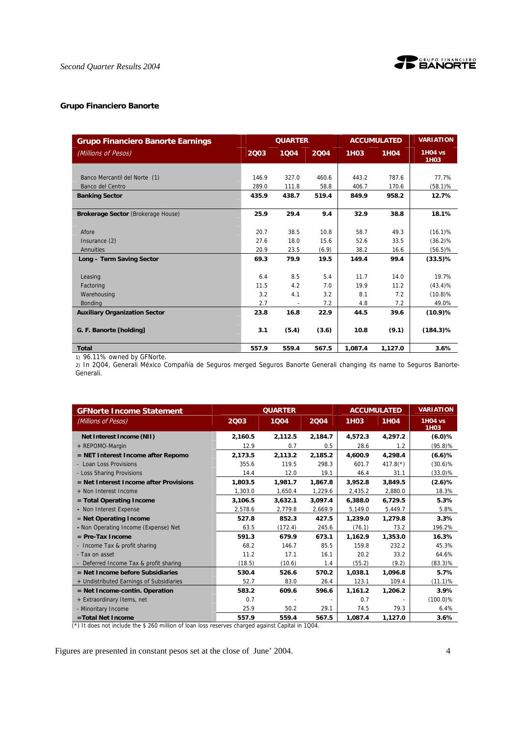## Grupo Financiero Banorte

| Grupo Financiero Banorte Earnings | QUARTER | | | ACCUMULATED | | VARIATION |
|---|---|---|---|---|---|---|
| *(Millions of Pesos)* | 2Q03 | 1Q04 | 2Q04 | 1H03 | 1H04 | 1H04 vs 1H03 |
| Banco Mercantil del Norte (1) | 146.9 | 327.0 | 460.6 | 443.2 | 787.6 | 77.7% |
| Banco del Centro | 289.0 | 111.8 | 58.8 | 406.7 | 170.6 | (58.1)% |
| **Banking Sector** | **435.9** | **438.7** | **519.4** | **849.9** | **958.2** | **12.7%** |
| **Brokerage Sector** (Brokerage House) | **25.9** | **29.4** | **9.4** | **32.9** | **38.8** | **18.1%** |
| Afore | 20.7 | 38.5 | 10.8 | 58.7 | 49.3 | (16.1)% |
| Insurance (2) | 27.6 | 18.0 | 15.6 | 52.6 | 33.5 | (36.2)% |
| Annuities | 20.9 | 23.5 | (6.9) | 38.2 | 16.6 | (56.5)% |
| **Long – Term Saving Sector** | **69.3** | **79.9** | **19.5** | **149.4** | **99.4** | **(33.5)%** |
| Leasing | 6.4 | 8.5 | 5.4 | 11.7 | 14.0 | 19.7% |
| Factoring | 11.5 | 4.2 | 7.0 | 19.9 | 11.2 | (43.4)% |
| Warehousing | 3.2 | 4.1 | 3.2 | 8.1 | 7.2 | (10.8)% |
| Bonding | 2.7 | - | 7.2 | 4.8 | 7.2 | 49.0% |
| **Auxiliary Organization Sector** | **23.8** | **16.8** | **22.9** | **44.5** | **39.6** | **(10.9)%** |
| **G. F. Banorte [holding]** | **3.1** | **(5.4)** | **(3.6)** | **10.8** | **(9.1)** | **(184.3)%** |
| **Total** | **557.9** | **559.4** | **567.5** | **1,087.4** | **1,127.0** | **3.6%** |

1) 96.11% owned by GFNorte.
2) In 2Q04, Generali México Compañía de Seguros merged Seguros Banorte Generali changing its name to Seguros Banorte-Generali.

| GFNorte Income Statement | QUARTER | | | ACCUMULATED | | VARIATION |
|---|---|---|---|---|---|---|
| *(Millions of Pesos)* | 2Q03 | 1Q04 | 2Q04 | 1H03 | 1H04 | 1H04 vs 1H03 |
| **Net Interest Income (NII)** | **2,160.5** | **2,112.5** | **2,184.7** | **4,572.3** | **4,297.2** | **(6.0)%** |
| + REPOMO-Margin | 12.9 | 0.7 | 0.5 | 28.6 | 1.2 | (95.8)% |
| **= NET Interest Income after Repomo** | **2,173.5** | **2,113.2** | **2,185.2** | **4,600.9** | **4,298.4** | **(6.6)%** |
| - Loan Loss Provisions | 355.6 | 119.5 | 298.3 | 601.7 | 417.8(*) | (30.6)% |
| - Loss Sharing Provisions | 14.4 | 12.0 | 19.1 | 46.4 | 31.1 | (33.0)% |
| **= Net Interest Income after Provisions** | **1,803.5** | **1,981.7** | **1,867.8** | **3,952.8** | **3,849.5** | **(2.6)%** |
| + Non Interest Income | 1,303.0 | 1,650.4 | 1,229.6 | 2,435.2 | 2,880.0 | 18.3% |
| **= Total Operating Income** | **3,106.5** | **3,632.1** | **3,097.4** | **6,388.0** | **6,729.5** | **5.3%** |
| - Non Interest Expense | 2,578.6 | 2,779.8 | 2,669.9 | 5,149.0 | 5,449.7 | 5.8% |
| **= Net Operating Income** | **527.8** | **852.3** | **427.5** | **1,239.0** | **1,279.8** | **3.3%** |
| - Non Operating Income (Expense) Net | 63.5 | (172.4) | 245.6 | (76.1) | 73.2 | 196.2% |
| **= Pre-Tax Income** | **591.3** | **679.9** | **673.1** | **1,162.9** | **1,353.0** | **16.3%** |
| - Income Tax & profit sharing | 68.2 | 146.7 | 85.5 | 159.8 | 232.2 | 45.3% |
| - Tax on asset | 11.2 | 17.1 | 16.1 | 20.2 | 33.2 | 64.6% |
| - Deferred Income Tax & profit sharing | (18.5) | (10.6) | 1.4 | (55.2) | (9.2) | (83.3)% |
| **= Net Income before Subsidiaries** | **530.4** | **526.6** | **570.2** | **1,038.1** | **1,096.8** | **5.7%** |
| + Undistributed Earnings of Subsidiaries | 52.7 | 83.0 | 26.4 | 123.1 | 109.4 | (11.1)% |
| **= Net Income-contin. Operation** | **583.2** | **609.6** | **596.6** | **1,161.2** | **1,206.2** | **3.9%** |
| + Extraordinary Items, net | 0.7 | - | - | 0.7 | - | (100.0)% |
| - Minoritary Income | 25.9 | 50.2 | 29.1 | 74.5 | 79.3 | 6.4% |
| **=Total Net Income** | **557.9** | **559.4** | **567.5** | **1,087.4** | **1,127.0** | **3.6%** |

(*) It does not include the $ 260 million of loan loss reserves charged against Capital in 1Q04.

Figures are presented in constant pesos set at the close of June' 2004.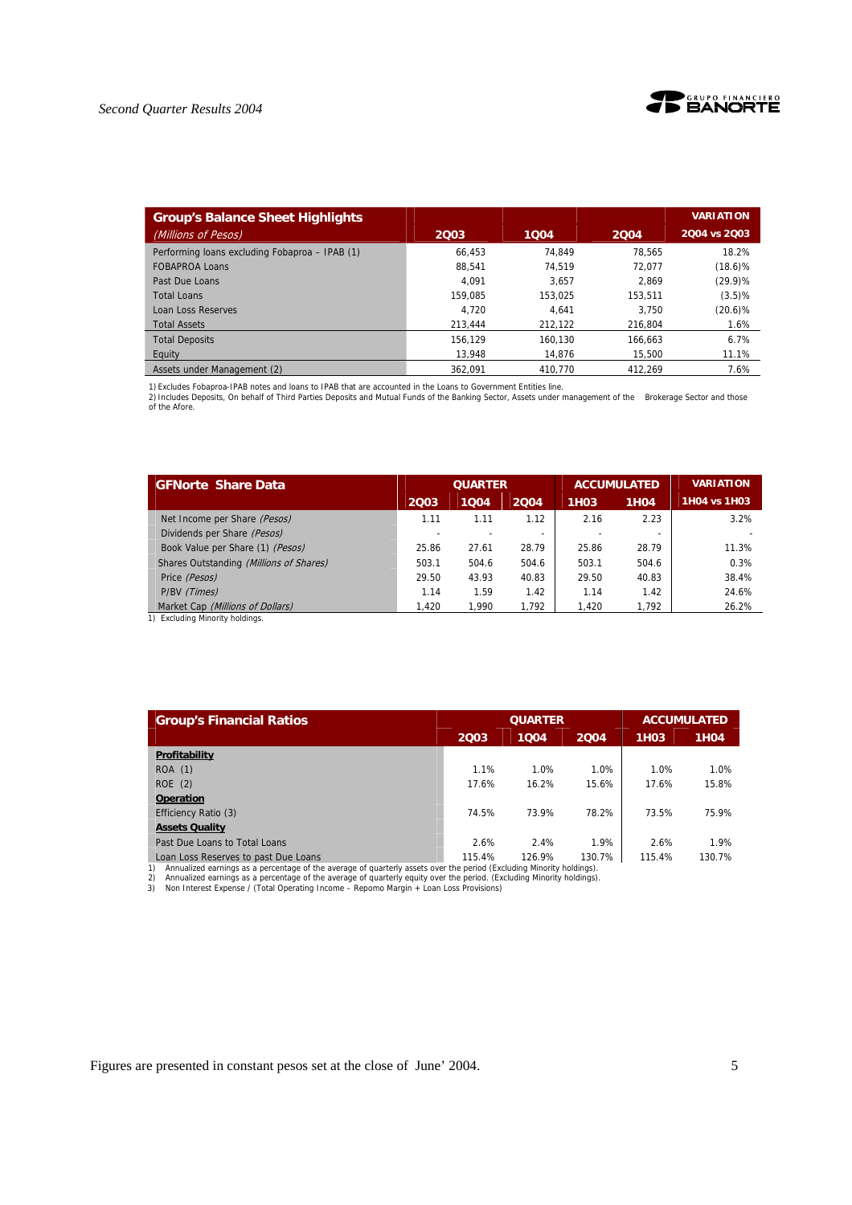| Group's Balance Sheet Highlights | | | | VARIATION |
|---|---|---|---|---|
| *(Millions of Pesos)* | 2Q03 | 1Q04 | 2Q04 | 2Q04 vs 2Q03 |
| Performing loans excluding Fobaproa – IPAB (1) | 66,453 | 74,849 | 78,565 | 18.2% |
| FOBAPROA Loans | 88,541 | 74,519 | 72,077 | (18.6)% |
| Past Due Loans | 4,091 | 3,657 | 2,869 | (29.9)% |
| Total Loans | 159,085 | 153,025 | 153,511 | (3.5)% |
| Loan Loss Reserves | 4,720 | 4,641 | 3,750 | (20.6)% |
| Total Assets | 213,444 | 212,122 | 216,804 | 1.6% |
| Total Deposits | 156,129 | 160,130 | 166,663 | 6.7% |
| Equity | 13,948 | 14,876 | 15,500 | 11.1% |
| Assets under Management (2) | 362,091 | 410,770 | 412,269 | 7.6% |

1) Excludes Fobaproa-IPAB notes and loans to IPAB that are accounted in the Loans to Government Entities line.
2) Includes Deposits, On behalf of Third Parties Deposits and Mutual Funds of the Banking Sector, Assets under management of the Brokerage Sector and those of the Afore.

| GFNorte Share Data | QUARTER | | | ACCUMULATED | | VARIATION |
|---|---|---|---|---|---|---|
| | 2Q03 | 1Q04 | 2Q04 | 1H03 | 1H04 | 1H04 vs 1H03 |
| Net Income per Share *(Pesos)* | 1.11 | 1.11 | 1.12 | 2.16 | 2.23 | 3.2% |
| Dividends per Share *(Pesos)* | - | - | - | - | - | - |
| Book Value per Share (1) *(Pesos)* | 25.86 | 27.61 | 28.79 | 25.86 | 28.79 | 11.3% |
| Shares Outstanding *(Millions of Shares)* | 503.1 | 504.6 | 504.6 | 503.1 | 504.6 | 0.3% |
| Price *(Pesos)* | 29.50 | 43.93 | 40.83 | 29.50 | 40.83 | 38.4% |
| P/BV *(Times)* | 1.14 | 1.59 | 1.42 | 1.14 | 1.42 | 24.6% |
| Market Cap *(Millions of Dollars)* | 1,420 | 1,990 | 1,792 | 1,420 | 1,792 | 26.2% |

1) Excluding Minority holdings.

| Group's Financial Ratios | QUARTER | | | ACCUMULATED | |
|---|---|---|---|---|---|
| | 2Q03 | 1Q04 | 2Q04 | 1H03 | 1H04 |
| **Profitability** | | | | | |
| ROA (1) | 1.1% | 1.0% | 1.0% | 1.0% | 1.0% |
| ROE (2) | 17.6% | 16.2% | 15.6% | 17.6% | 15.8% |
| **Operation** | | | | | |
| Efficiency Ratio (3) | 74.5% | 73.9% | 78.2% | 73.5% | 75.9% |
| **Assets Quality** | | | | | |
| Past Due Loans to Total Loans | 2.6% | 2.4% | 1.9% | 2.6% | 1.9% |
| Loan Loss Reserves to past Due Loans | 115.4% | 126.9% | 130.7% | 115.4% | 130.7% |

1) Annualized earnings as a percentage of the average of quarterly assets over the period (Excluding Minority holdings).
2) Annualized earnings as a percentage of the average of quarterly equity over the period. (Excluding Minority holdings).
3) Non Interest Expense / (Total Operating Income – Repomo Margin + Loan Loss Provisions)

Figures are presented in constant pesos set at the close of June' 2004.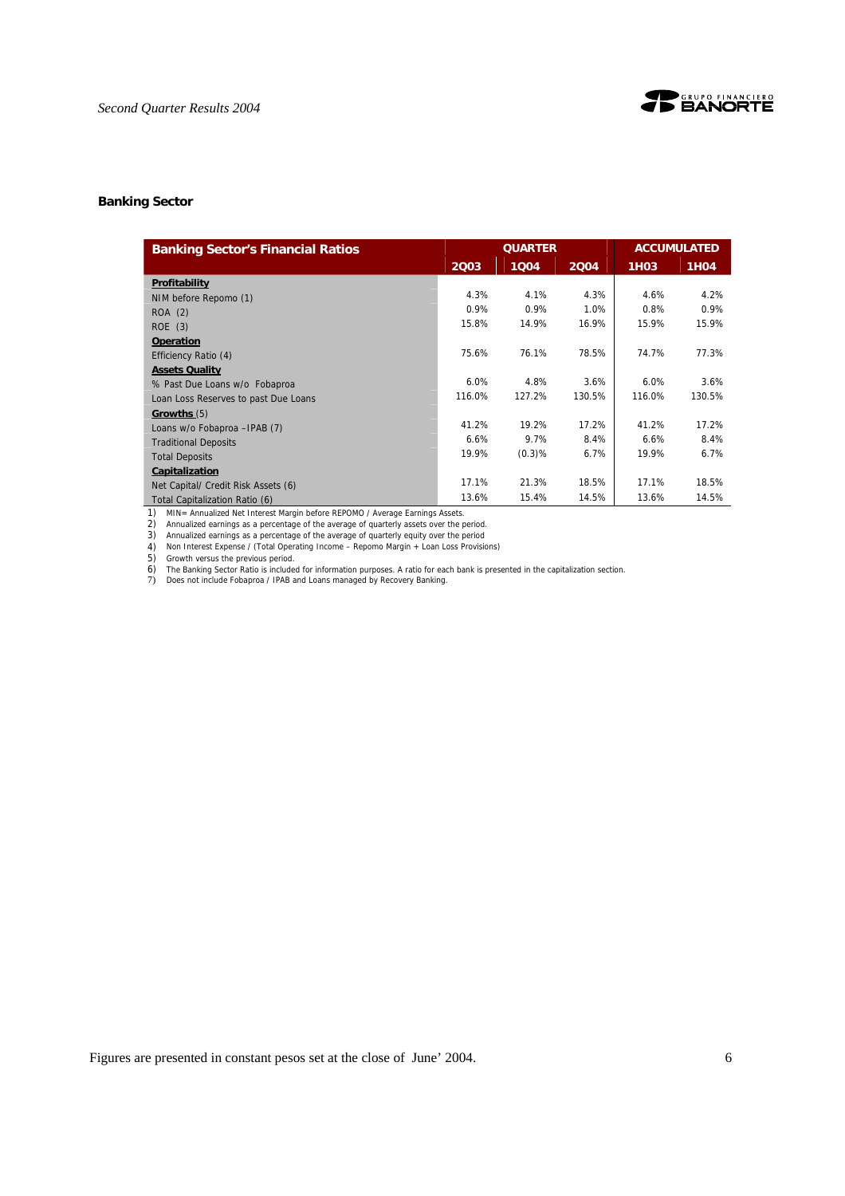## Banking Sector

| Banking Sector's Financial Ratios | QUARTER | | | ACCUMULATED | |
|---|---|---|---|---|---|
| | 2Q03 | 1Q04 | 2Q04 | 1H03 | 1H04 |
| **Profitability** | | | | | |
| NIM before Repomo (1) | 4.3% | 4.1% | 4.3% | 4.6% | 4.2% |
| ROA (2) | 0.9% | 0.9% | 1.0% | 0.8% | 0.9% |
| ROE (3) | 15.8% | 14.9% | 16.9% | 15.9% | 15.9% |
| **Operation** | | | | | |
| Efficiency Ratio (4) | 75.6% | 76.1% | 78.5% | 74.7% | 77.3% |
| **Assets Quality** | | | | | |
| % Past Due Loans w/o Fobaproa | 6.0% | 4.8% | 3.6% | 6.0% | 3.6% |
| Loan Loss Reserves to past Due Loans | 116.0% | 127.2% | 130.5% | 116.0% | 130.5% |
| **Growths** (5) | | | | | |
| Loans w/o Fobaproa –IPAB (7) | 41.2% | 19.2% | 17.2% | 41.2% | 17.2% |
| Traditional Deposits | 6.6% | 9.7% | 8.4% | 6.6% | 8.4% |
| Total Deposits | 19.9% | (0.3)% | 6.7% | 19.9% | 6.7% |
| **Capitalization** | | | | | |
| Net Capital/ Credit Risk Assets (6) | 17.1% | 21.3% | 18.5% | 17.1% | 18.5% |
| Total Capitalization Ratio (6) | 13.6% | 15.4% | 14.5% | 13.6% | 14.5% |

1) MIN= Annualized Net Interest Margin before REPOMO / Average Earnings Assets.
2) Annualized earnings as a percentage of the average of quarterly assets over the period.
3) Annualized earnings as a percentage of the average of quarterly equity over the period
4) Non Interest Expense / (Total Operating Income – Repomo Margin + Loan Loss Provisions)
5) Growth versus the previous period.
6) The Banking Sector Ratio is included for information purposes. A ratio for each bank is presented in the capitalization section.
7) Does not include Fobaproa / IPAB and Loans managed by Recovery Banking.

Figures are presented in constant pesos set at the close of June' 2004.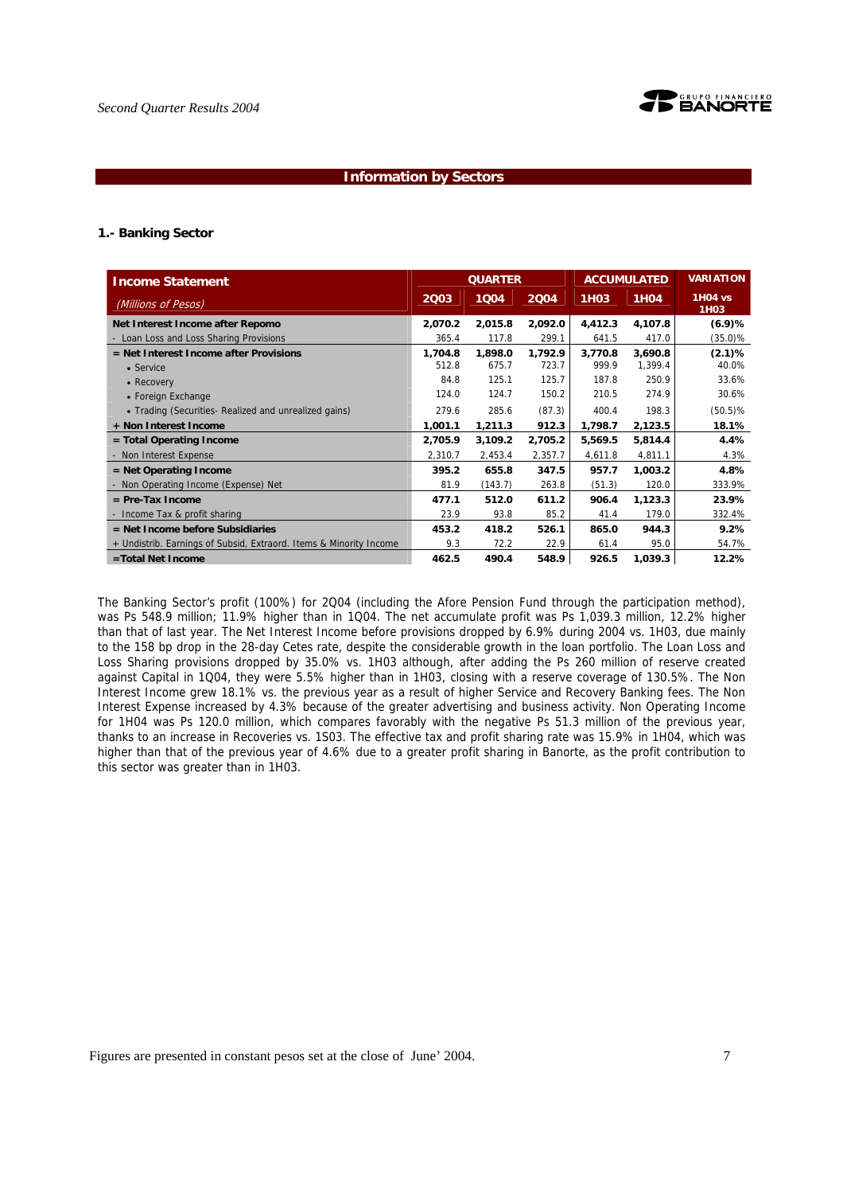## Information by Sectors

### 1.- Banking Sector

| Income Statement *(Millions of Pesos)* | QUARTER 2Q03 | QUARTER 1Q04 | QUARTER 2Q04 | ACCUMULATED 1H03 | ACCUMULATED 1H04 | VARIATION 1H04 vs 1H03 |
|---|---|---|---|---|---|---|
| **Net Interest Income after Repomo** | **2,070.2** | **2,015.8** | **2,092.0** | **4,412.3** | **4,107.8** | **(6.9)%** |
| - Loan Loss and Loss Sharing Provisions | 365.4 | 117.8 | 299.1 | 641.5 | 417.0 | (35.0)% |
| **= Net Interest Income after Provisions** | **1,704.8** | **1,898.0** | **1,792.9** | **3,770.8** | **3,690.8** | **(2.1)%** |
| • Service | 512.8 | 675.7 | 723.7 | 999.9 | 1,399.4 | 40.0% |
| • Recovery | 84.8 | 125.1 | 125.7 | 187.8 | 250.9 | 33.6% |
| • Foreign Exchange | 124.0 | 124.7 | 150.2 | 210.5 | 274.9 | 30.6% |
| • Trading (Securities- Realized and unrealized gains) | 279.6 | 285.6 | (87.3) | 400.4 | 198.3 | (50.5)% |
| **+ Non Interest Income** | **1,001.1** | **1,211.3** | **912.3** | **1,798.7** | **2,123.5** | **18.1%** |
| **= Total Operating Income** | **2,705.9** | **3,109.2** | **2,705.2** | **5,569.5** | **5,814.4** | **4.4%** |
| - Non Interest Expense | 2,310.7 | 2,453.4 | 2,357.7 | 4,611.8 | 4,811.1 | 4.3% |
| **= Net Operating Income** | **395.2** | **655.8** | **347.5** | **957.7** | **1,003.2** | **4.8%** |
| - Non Operating Income (Expense) Net | 81.9 | (143.7) | 263.8 | (51.3) | 120.0 | 333.9% |
| **= Pre-Tax Income** | **477.1** | **512.0** | **611.2** | **906.4** | **1,123.3** | **23.9%** |
| - Income Tax & profit sharing | 23.9 | 93.8 | 85.2 | 41.4 | 179.0 | 332.4% |
| **= Net Income before Subsidiaries** | **453.2** | **418.2** | **526.1** | **865.0** | **944.3** | **9.2%** |
| + Undistrib. Earnings of Subsid, Extraord. Items & Minority Income | 9.3 | 72.2 | 22.9 | 61.4 | 95.0 | 54.7% |
| **=Total Net Income** | **462.5** | **490.4** | **548.9** | **926.5** | **1,039.3** | **12.2%** |

The Banking Sector's profit (100%) for 2Q04 (including the Afore Pension Fund through the participation method), was Ps 548.9 million; 11.9% higher than in 1Q04. The net accumulate profit was Ps 1,039.3 million, 12.2% higher than that of last year. The Net Interest Income before provisions dropped by 6.9% during 2004 vs. 1H03, due mainly to the 158 bp drop in the 28-day Cetes rate, despite the considerable growth in the loan portfolio. The Loan Loss and Loss Sharing provisions dropped by 35.0% vs. 1H03 although, after adding the Ps 260 million of reserve created against Capital in 1Q04, they were 5.5% higher than in 1H03, closing with a reserve coverage of 130.5%. The Non Interest Income grew 18.1% vs. the previous year as a result of higher Service and Recovery Banking fees. The Non Interest Expense increased by 4.3% because of the greater advertising and business activity. Non Operating Income for 1H04 was Ps 120.0 million, which compares favorably with the negative Ps 51.3 million of the previous year, thanks to an increase in Recoveries vs. 1S03. The effective tax and profit sharing rate was 15.9% in 1H04, which was higher than that of the previous year of 4.6% due to a greater profit sharing in Banorte, as the profit contribution to this sector was greater than in 1H03.

Figures are presented in constant pesos set at the close of June' 2004.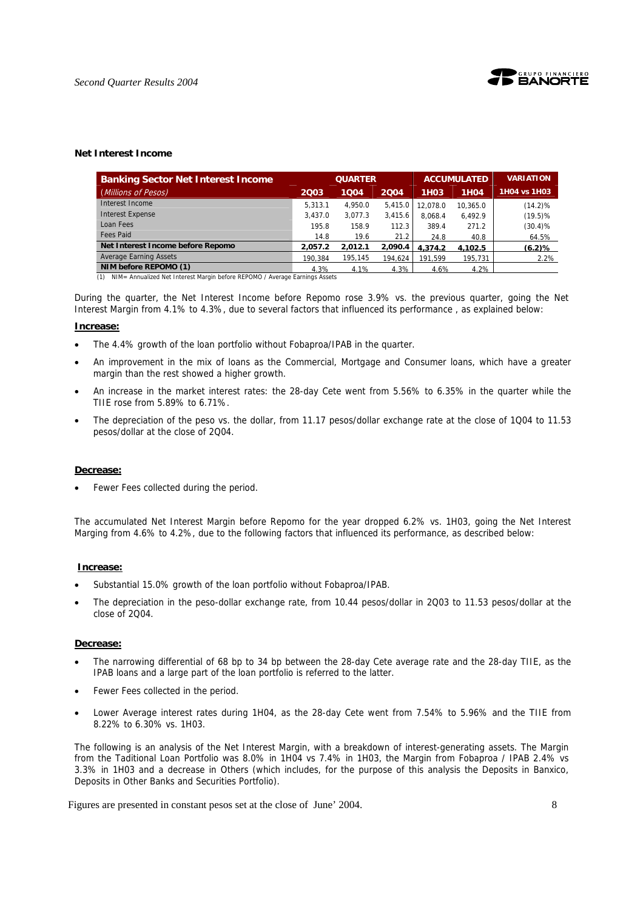### Net Interest Income

| Banking Sector Net Interest Income | QUARTER | | | ACCUMULATED | | VARIATION |
|---|---|---|---|---|---|---|
| *(Millions of Pesos)* | 2Q03 | 1Q04 | 2Q04 | 1H03 | 1H04 | 1H04 vs 1H03 |
| Interest Income | 5,313.1 | 4,950.0 | 5,415.0 | 12,078.0 | 10,365.0 | (14.2)% |
| Interest Expense | 3,437.0 | 3,077.3 | 3,415.6 | 8,068.4 | 6,492.9 | (19.5)% |
| Loan Fees | 195.8 | 158.9 | 112.3 | 389.4 | 271.2 | (30.4)% |
| Fees Paid | 14.8 | 19.6 | 21.2 | 24.8 | 40.8 | 64.5% |
| **Net Interest Income before Repomo** | **2,057.2** | **2,012.1** | **2,090.4** | **4,374.2** | **4,102.5** | **(6.2)%** |
| Average Earning Assets | 190,384 | 195,145 | 194,624 | 191,599 | 195,731 | 2.2% |
| **NIM before REPOMO (1)** | 4.3% | 4.1% | 4.3% | 4.6% | 4.2% | |

(1) NIM= Annualized Net Interest Margin before REPOMO / Average Earnings Assets

During the quarter, the Net Interest Income before Repomo rose 3.9% vs. the previous quarter, going the Net Interest Margin from 4.1% to 4.3%, due to several factors that influenced its performance , as explained below:

**Increase:**

- The 4.4% growth of the loan portfolio without Fobaproa/IPAB in the quarter.
- An improvement in the mix of loans as the Commercial, Mortgage and Consumer loans, which have a greater margin than the rest showed a higher growth.
- An increase in the market interest rates: the 28-day Cete went from 5.56% to 6.35% in the quarter while the TIIE rose from 5.89% to 6.71%.
- The depreciation of the peso vs. the dollar, from 11.17 pesos/dollar exchange rate at the close of 1Q04 to 11.53 pesos/dollar at the close of 2Q04.

**Decrease:**

- Fewer Fees collected during the period.

The accumulated Net Interest Margin before Repomo for the year dropped 6.2% vs. 1H03, going the Net Interest Marging from 4.6% to 4.2%, due to the following factors that influenced its performance, as described below:

**Increase:**

- Substantial 15.0% growth of the loan portfolio without Fobaproa/IPAB.
- The depreciation in the peso-dollar exchange rate, from 10.44 pesos/dollar in 2Q03 to 11.53 pesos/dollar at the close of 2Q04.

**Decrease:**

- The narrowing differential of 68 bp to 34 bp between the 28-day Cete average rate and the 28-day TIIE, as the IPAB loans and a large part of the loan portfolio is referred to the latter.
- Fewer Fees collected in the period.
- Lower Average interest rates during 1H04, as the 28-day Cete went from 7.54% to 5.96% and the TIIE from 8.22% to 6.30% vs. 1H03.

The following is an analysis of the Net Interest Margin, with a breakdown of interest-generating assets. The Margin from the Taditional Loan Portfolio was 8.0% in 1H04 vs 7.4% in 1H03, the Margin from Fobaproa / IPAB 2.4% vs 3.3% in 1H03 and a decrease in Others (which includes, for the purpose of this analysis the Deposits in Banxico, Deposits in Other Banks and Securities Portfolio).

Figures are presented in constant pesos set at the close of June' 2004.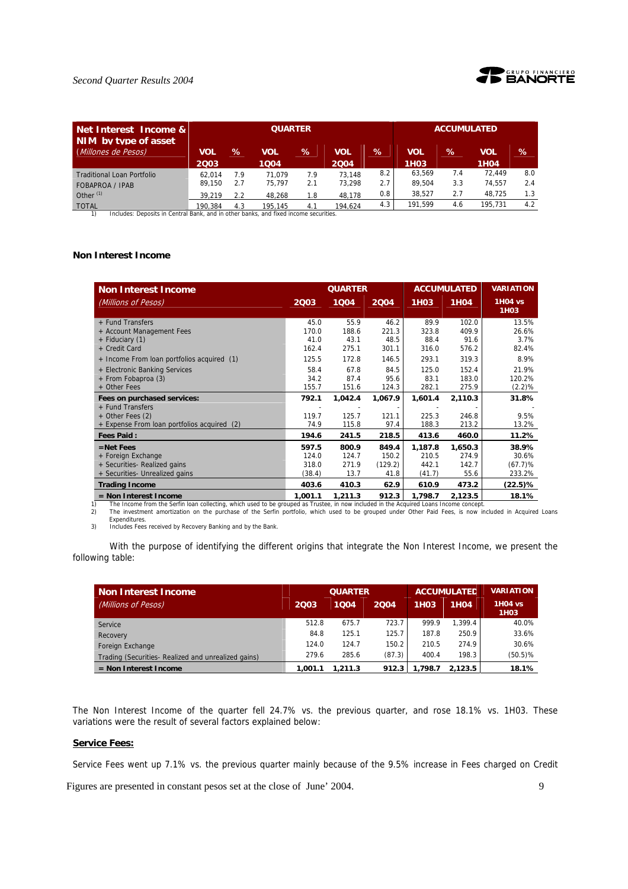| Net Interest Income & NIM by type of asset (*Millones de Pesos*) | QUARTER | | | | | | ACCUMULATED | | | |
|---|---|---|---|---|---|---|---|---|---|---|
| | VOL 2Q03 | % | VOL 1Q04 | % | VOL 2Q04 | % | VOL 1H03 | % | VOL 1H04 | % |
| Traditional Loan Portfolio | 62,014 | 7.9 | 71,079 | 7.9 | 73,148 | 8.2 | 63,569 | 7.4 | 72,449 | 8.0 |
| FOBAPROA / IPAB | 89,150 | 2.7 | 75,797 | 2.1 | 73,298 | 2.7 | 89,504 | 3.3 | 74,557 | 2.4 |
| Other [1] | 39,219 | 2.2 | 48,268 | 1.8 | 48,178 | 0.8 | 38,527 | 2.7 | 48,725 | 1.3 |
| TOTAL | 190,384 | 4.3 | 195,145 | 4.1 | 194,624 | 4.3 | 191,599 | 4.6 | 195,731 | 4.2 |

1) Includes: Deposits in Central Bank, and in other banks, and fixed income securities.

## Non Interest Income

| Non Interest Income (*Millions of Pesos*) | QUARTER | | | ACCUMULATED | | VARIATION |
|---|---|---|---|---|---|---|
| | 2Q03 | 1Q04 | 2Q04 | 1H03 | 1H04 | 1H04 vs 1H03 |
| + Fund Transfers | 45.0 | 55.9 | 46.2 | 89.9 | 102.0 | 13.5% |
| + Account Management Fees | 170.0 | 188.6 | 221.3 | 323.8 | 409.9 | 26.6% |
| + Fiduciary (1) | 41.0 | 43.1 | 48.5 | 88.4 | 91.6 | 3.7% |
| + Credit Card | 162.4 | 275.1 | 301.1 | 316.0 | 576.2 | 82.4% |
| + Income From loan portfolios acquired (1) | 125.5 | 172.8 | 146.5 | 293.1 | 319.3 | 8.9% |
| + Electronic Banking Services | 58.4 | 67.8 | 84.5 | 125.0 | 152.4 | 21.9% |
| + From Fobaproa (3) | 34.2 | 87.4 | 95.6 | 83.1 | 183.0 | 120.2% |
| + Other Fees | 155.7 | 151.6 | 124.3 | 282.1 | 275.9 | (2.2)% |
| **Fees on purchased services:** | **792.1** | **1,042.4** | **1,067.9** | **1,601.4** | **2,110.3** | **31.8%** |
| + Fund Transfers | - | - | - | - | - | - |
| + Other Fees (2) | 119.7 | 125.7 | 121.1 | 225.3 | 246.8 | 9.5% |
| + Expense From loan portfolios acquired (2) | 74.9 | 115.8 | 97.4 | 188.3 | 213.2 | 13.2% |
| **Fees Paid :** | **194.6** | **241.5** | **218.5** | **413.6** | **460.0** | **11.2%** |
| **=Net Fees** | **597.5** | **800.9** | **849.4** | **1,187.8** | **1,650.3** | **38.9%** |
| + Foreign Exchange | 124.0 | 124.7 | 150.2 | 210.5 | 274.9 | 30.6% |
| + Securities- Realized gains | 318.0 | 271.9 | (129.2) | 442.1 | 142.7 | (67.7)% |
| + Securities- Unrealized gains | (38.4) | 13.7 | 41.8 | (41.7) | 55.6 | 233.2% |
| **Trading Income** | **403.6** | **410.3** | **62.9** | **610.9** | **473.2** | **(22.5)%** |
| **= Non Interest Income** | **1,001.1** | **1,211.3** | **912.3** | **1,798.7** | **2,123.5** | **18.1%** |

1) The Income from the Serfin loan collecting, which used to be grouped as Trustee, in now included in the Acquired Loans Income concept.
2) The investment amortization on the purchase of the Serfin portfolio, which used to be grouped under Other Paid Fees, is now included in Acquired Loans Expenditures.
3) Includes Fees received by Recovery Banking and by the Bank.

With the purpose of identifying the different origins that integrate the Non Interest Income, we present the following table:

| Non Interest Income (*Millions of Pesos*) | QUARTER | | | ACCUMULATED | | VARIATION |
|---|---|---|---|---|---|---|
| | 2Q03 | 1Q04 | 2Q04 | 1H03 | 1H04 | 1H04 vs 1H03 |
| Service | 512.8 | 675.7 | 723.7 | 999.9 | 1,399.4 | 40.0% |
| Recovery | 84.8 | 125.1 | 125.7 | 187.8 | 250.9 | 33.6% |
| Foreign Exchange | 124.0 | 124.7 | 150.2 | 210.5 | 274.9 | 30.6% |
| Trading (Securities- Realized and unrealized gains) | 279.6 | 285.6 | (87.3) | 400.4 | 198.3 | (50.5)% |
| **= Non Interest Income** | **1,001.1** | **1,211.3** | **912.3** | **1,798.7** | **2,123.5** | **18.1%** |

The Non Interest Income of the quarter fell 24.7% vs. the previous quarter, and rose 18.1% vs. 1H03. These variations were the result of several factors explained below:

**Service Fees:**

Service Fees went up 7.1% vs. the previous quarter mainly because of the 9.5% increase in Fees charged on Credit

Figures are presented in constant pesos set at the close of June' 2004.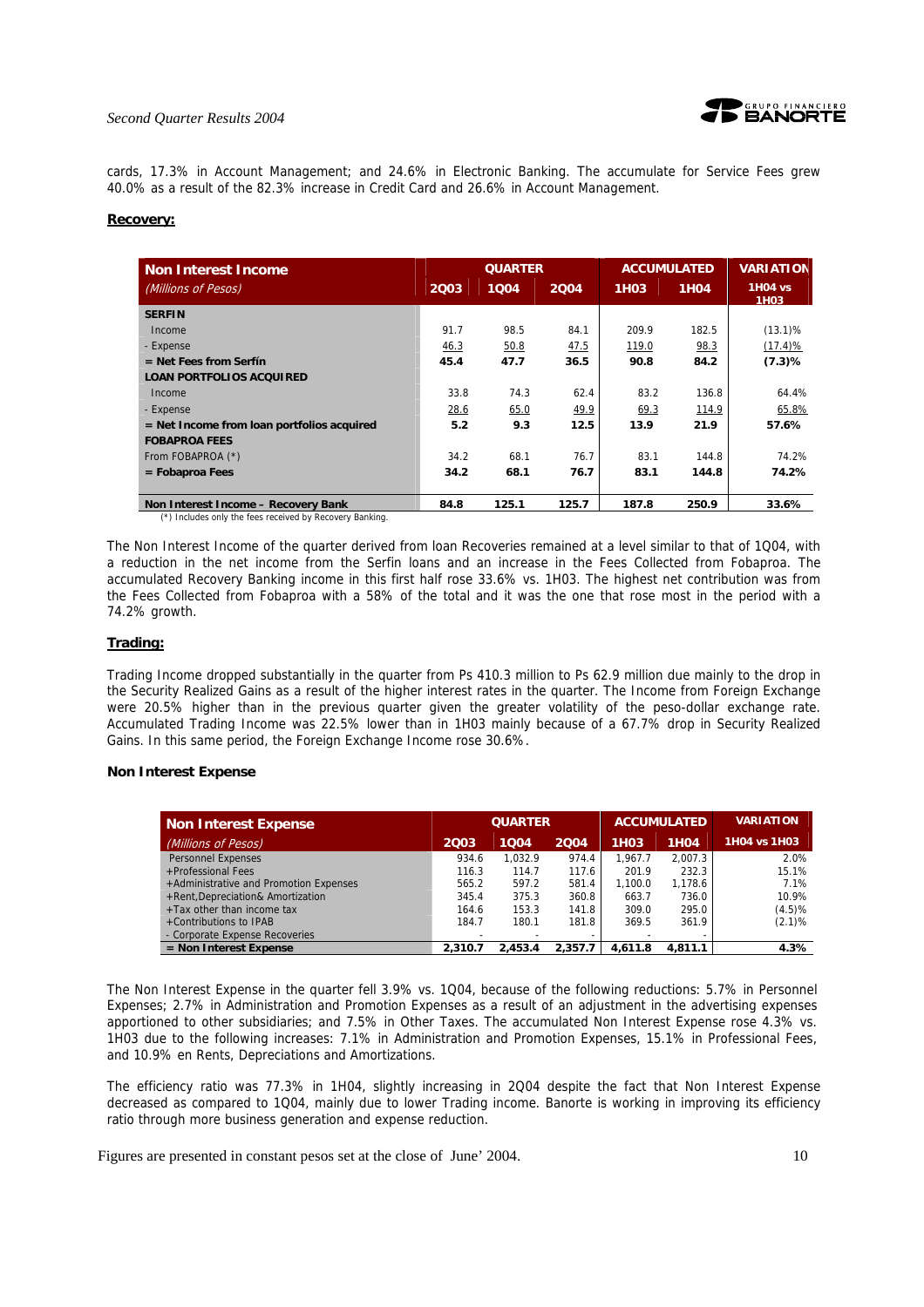cards, 17.3% in Account Management; and 24.6% in Electronic Banking. The accumulate for Service Fees grew 40.0% as a result of the 82.3% increase in Credit Card and 26.6% in Account Management.

**Recovery:**

| Non Interest Income | QUARTER | | | ACCUMULATED | | VARIATION |
|---|---|---|---|---|---|---|
| *(Millions of Pesos)* | 2Q03 | 1Q04 | 2Q04 | 1H03 | 1H04 | 1H04 vs 1H03 |
| **SERFIN** | | | | | | |
| Income | 91.7 | 98.5 | 84.1 | 209.9 | 182.5 | (13.1)% |
| - Expense | 46.3 | 50.8 | 47.5 | 119.0 | 98.3 | (17.4)% |
| **= Net Fees from Serfín** | **45.4** | **47.7** | **36.5** | **90.8** | **84.2** | **(7.3)%** |
| **LOAN PORTFOLIOS ACQUIRED** | | | | | | |
| Income | 33.8 | 74.3 | 62.4 | 83.2 | 136.8 | 64.4% |
| - Expense | 28.6 | 65.0 | 49.9 | 69.3 | 114.9 | 65.8% |
| **= Net Income from loan portfolios acquired** | **5.2** | **9.3** | **12.5** | **13.9** | **21.9** | **57.6%** |
| **FOBAPROA FEES** | | | | | | |
| From FOBAPROA (*) | 34.2 | 68.1 | 76.7 | 83.1 | 144.8 | 74.2% |
| **= Fobaproa Fees** | **34.2** | **68.1** | **76.7** | **83.1** | **144.8** | **74.2%** |
| **Non Interest Income – Recovery Bank** | **84.8** | **125.1** | **125.7** | **187.8** | **250.9** | **33.6%** |

(*) Includes only the fees received by Recovery Banking.

The Non Interest Income of the quarter derived from loan Recoveries remained at a level similar to that of 1Q04, with a reduction in the net income from the Serfin loans and an increase in the Fees Collected from Fobaproa. The accumulated Recovery Banking income in this first half rose 33.6% vs. 1H03. The highest net contribution was from the Fees Collected from Fobaproa with a 58% of the total and it was the one that rose most in the period with a 74.2% growth.

**Trading:**

Trading Income dropped substantially in the quarter from Ps 410.3 million to Ps 62.9 million due mainly to the drop in the Security Realized Gains as a result of the higher interest rates in the quarter. The Income from Foreign Exchange were 20.5% higher than in the previous quarter given the greater volatility of the peso-dollar exchange rate. Accumulated Trading Income was 22.5% lower than in 1H03 mainly because of a 67.7% drop in Security Realized Gains. In this same period, the Foreign Exchange Income rose 30.6%.

**Non Interest Expense**

| Non Interest Expense | QUARTER | | | ACCUMULATED | | VARIATION |
|---|---|---|---|---|---|---|
| *(Millions of Pesos)* | 2Q03 | 1Q04 | 2Q04 | 1H03 | 1H04 | 1H04 vs 1H03 |
| Personnel Expenses | 934.6 | 1,032.9 | 974.4 | 1,967.7 | 2,007.3 | 2.0% |
| +Professional Fees | 116.3 | 114.7 | 117.6 | 201.9 | 232.3 | 15.1% |
| +Administrative and Promotion Expenses | 565.2 | 597.2 | 581.4 | 1,100.0 | 1,178.6 | 7.1% |
| +Rent,Depreciation& Amortization | 345.4 | 375.3 | 360.8 | 663.7 | 736.0 | 10.9% |
| +Tax other than income tax | 164.6 | 153.3 | 141.8 | 309.0 | 295.0 | (4.5)% |
| +Contributions to IPAB | 184.7 | 180.1 | 181.8 | 369.5 | 361.9 | (2.1)% |
| - Corporate Expense Recoveries | - | - | - | - | - | |
| **= Non Interest Expense** | **2,310.7** | **2,453.4** | **2,357.7** | **4,611.8** | **4,811.1** | **4.3%** |

The Non Interest Expense in the quarter fell 3.9% vs. 1Q04, because of the following reductions: 5.7% in Personnel Expenses; 2.7% in Administration and Promotion Expenses as a result of an adjustment in the advertising expenses apportioned to other subsidiaries; and 7.5% in Other Taxes. The accumulated Non Interest Expense rose 4.3% vs. 1H03 due to the following increases: 7.1% in Administration and Promotion Expenses, 15.1% in Professional Fees, and 10.9% en Rents, Depreciations and Amortizations.

The efficiency ratio was 77.3% in 1H04, slightly increasing in 2Q04 despite the fact that Non Interest Expense decreased as compared to 1Q04, mainly due to lower Trading income. Banorte is working in improving its efficiency ratio through more business generation and expense reduction.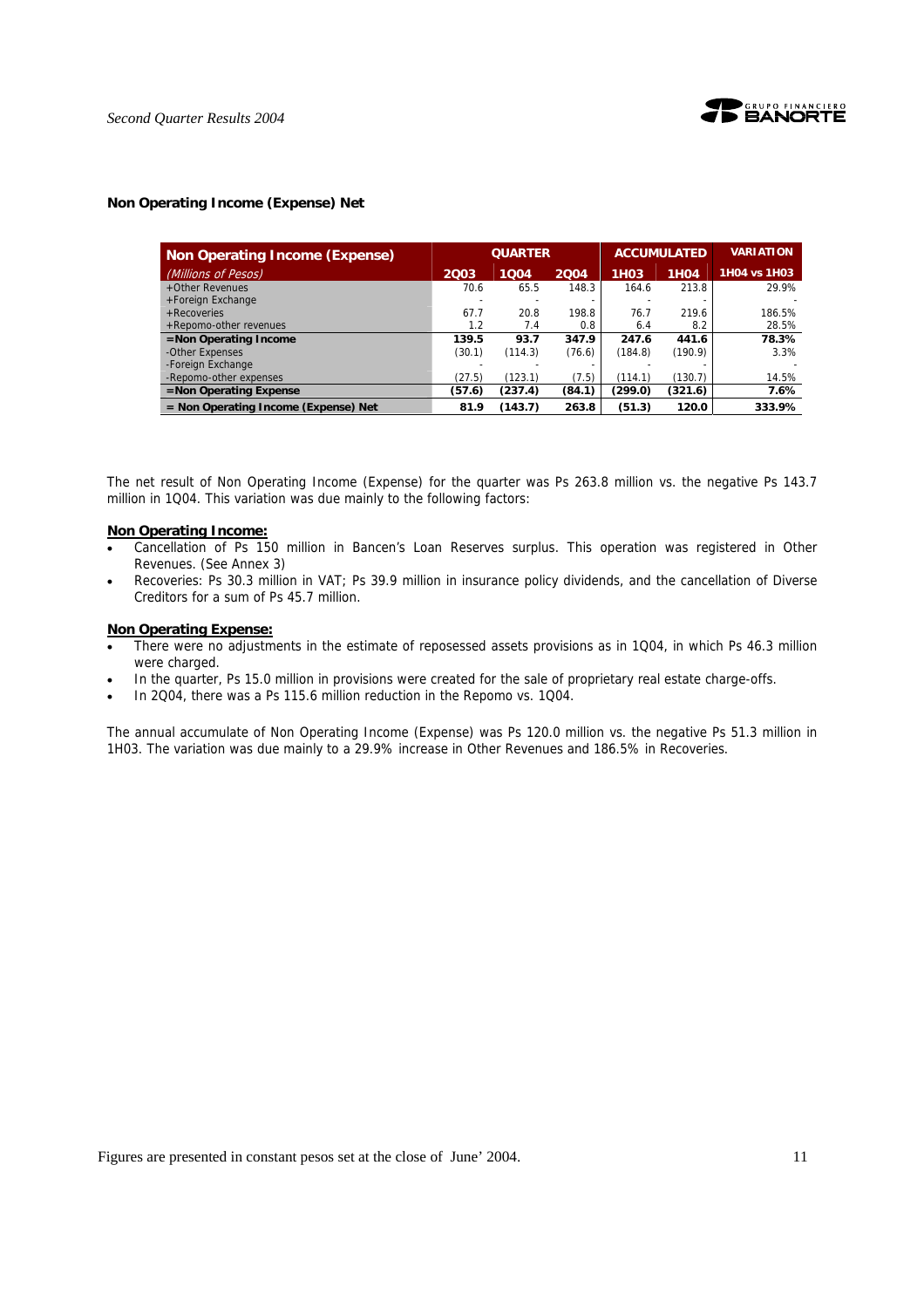**Non Operating Income (Expense) Net**

| Non Operating Income (Expense) | QUARTER | | | ACCUMULATED | | VARIATION |
|---|---|---|---|---|---|---|
| *(Millions of Pesos)* | 2Q03 | 1Q04 | 2Q04 | 1H03 | 1H04 | 1H04 vs 1H03 |
| +Other Revenues | 70.6 | 65.5 | 148.3 | 164.6 | 213.8 | 29.9% |
| +Foreign Exchange | - | - | - | - | - | - |
| +Recoveries | 67.7 | 20.8 | 198.8 | 76.7 | 219.6 | 186.5% |
| +Repomo-other revenues | 1.2 | 7.4 | 0.8 | 6.4 | 8.2 | 28.5% |
| **=Non Operating Income** | **139.5** | **93.7** | **347.9** | **247.6** | **441.6** | **78.3%** |
| -Other Expenses | (30.1) | (114.3) | (76.6) | (184.8) | (190.9) | 3.3% |
| -Foreign Exchange | - | - | - | - | - | - |
| -Repomo-other expenses | (27.5) | (123.1) | (7.5) | (114.1) | (130.7) | 14.5% |
| **=Non Operating Expense** | **(57.6)** | **(237.4)** | **(84.1)** | **(299.0)** | **(321.6)** | **7.6%** |
| **= Non Operating Income (Expense) Net** | **81.9** | **(143.7)** | **263.8** | **(51.3)** | **120.0** | **333.9%** |

The net result of Non Operating Income (Expense) for the quarter was Ps 263.8 million vs. the negative Ps 143.7 million in 1Q04. This variation was due mainly to the following factors:

**Non Operating Income:**

- Cancellation of Ps 150 million in Bancen's Loan Reserves surplus. This operation was registered in Other Revenues. (See Annex 3)
- Recoveries: Ps 30.3 million in VAT; Ps 39.9 million in insurance policy dividends, and the cancellation of Diverse Creditors for a sum of Ps 45.7 million.

**Non Operating Expense:**

- There were no adjustments in the estimate of reposessed assets provisions as in 1Q04, in which Ps 46.3 million were charged.
- In the quarter, Ps 15.0 million in provisions were created for the sale of proprietary real estate charge-offs.
- In 2Q04, there was a Ps 115.6 million reduction in the Repomo vs. 1Q04.

The annual accumulate of Non Operating Income (Expense) was Ps 120.0 million vs. the negative Ps 51.3 million in 1H03. The variation was due mainly to a 29.9% increase in Other Revenues and 186.5% in Recoveries.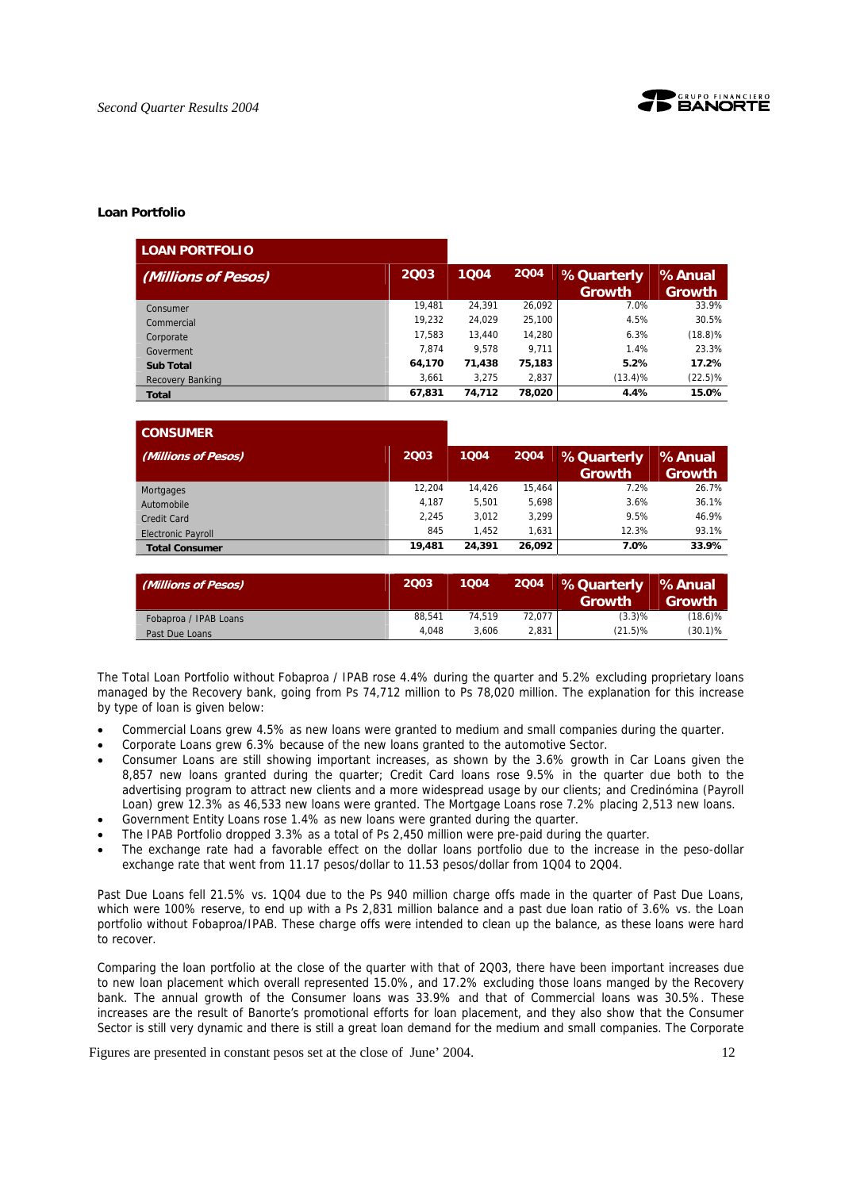**Loan Portfolio**

| LOAN PORTFOLIO *(Millions of Pesos)* | 2Q03 | 1Q04 | 2Q04 | % Quarterly Growth | % Anual Growth |
|---|---|---|---|---|---|
| Consumer | 19,481 | 24,391 | 26,092 | 7.0% | 33.9% |
| Commercial | 19,232 | 24,029 | 25,100 | 4.5% | 30.5% |
| Corporate | 17,583 | 13,440 | 14,280 | 6.3% | (18.8)% |
| Goverment | 7,874 | 9,578 | 9,711 | 1.4% | 23.3% |
| **Sub Total** | **64,170** | **71,438** | **75,183** | **5.2%** | **17.2%** |
| Recovery Banking | 3,661 | 3,275 | 2,837 | (13.4)% | (22.5)% |
| **Total** | **67,831** | **74,712** | **78,020** | **4.4%** | **15.0%** |

| CONSUMER *(Millions of Pesos)* | 2Q03 | 1Q04 | 2Q04 | % Quarterly Growth | % Anual Growth |
|---|---|---|---|---|---|
| Mortgages | 12,204 | 14,426 | 15,464 | 7.2% | 26.7% |
| Automobile | 4,187 | 5,501 | 5,698 | 3.6% | 36.1% |
| Credit Card | 2,245 | 3,012 | 3,299 | 9.5% | 46.9% |
| Electronic Payroll | 845 | 1,452 | 1,631 | 12.3% | 93.1% |
| **Total Consumer** | **19,481** | **24,391** | **26,092** | **7.0%** | **33.9%** |

| *(Millions of Pesos)* | 2Q03 | 1Q04 | 2Q04 | % Quarterly Growth | % Anual Growth |
|---|---|---|---|---|---|
| Fobaproa / IPAB Loans | 88,541 | 74,519 | 72,077 | (3.3)% | (18.6)% |
| Past Due Loans | 4,048 | 3,606 | 2,831 | (21.5)% | (30.1)% |

The Total Loan Portfolio without Fobaproa / IPAB rose 4.4% during the quarter and 5.2% excluding proprietary loans managed by the Recovery bank, going from Ps 74,712 million to Ps 78,020 million. The explanation for this increase by type of loan is given below:

- Commercial Loans grew 4.5% as new loans were granted to medium and small companies during the quarter.
- Corporate Loans grew 6.3% because of the new loans granted to the automotive Sector.
- Consumer Loans are still showing important increases, as shown by the 3.6% growth in Car Loans given the 8,857 new loans granted during the quarter; Credit Card loans rose 9.5% in the quarter due both to the advertising program to attract new clients and a more widespread usage by our clients; and Credinómina (Payroll Loan) grew 12.3% as 46,533 new loans were granted. The Mortgage Loans rose 7.2% placing 2,513 new loans.
- Government Entity Loans rose 1.4% as new loans were granted during the quarter.
- The IPAB Portfolio dropped 3.3% as a total of Ps 2,450 million were pre-paid during the quarter.
- The exchange rate had a favorable effect on the dollar loans portfolio due to the increase in the peso-dollar exchange rate that went from 11.17 pesos/dollar to 11.53 pesos/dollar from 1Q04 to 2Q04.

Past Due Loans fell 21.5% vs. 1Q04 due to the Ps 940 million charge offs made in the quarter of Past Due Loans, which were 100% reserve, to end up with a Ps 2,831 million balance and a past due loan ratio of 3.6% vs. the Loan portfolio without Fobaproa/IPAB. These charge offs were intended to clean up the balance, as these loans were hard to recover.

Comparing the loan portfolio at the close of the quarter with that of 2Q03, there have been important increases due to new loan placement which overall represented 15.0%, and 17.2% excluding those loans manged by the Recovery bank. The annual growth of the Consumer loans was 33.9% and that of Commercial loans was 30.5%. These increases are the result of Banorte's promotional efforts for loan placement, and they also show that the Consumer Sector is still very dynamic and there is still a great loan demand for the medium and small companies. The Corporate

Figures are presented in constant pesos set at the close of June' 2004.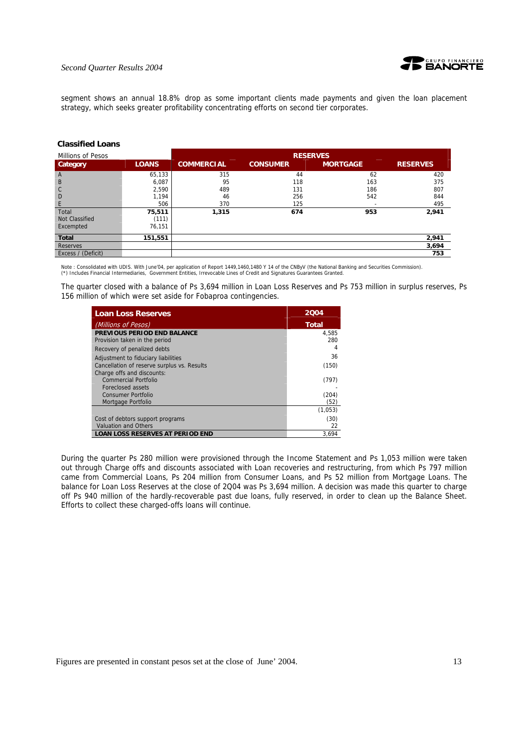segment shows an annual 18.8% drop as some important clients made payments and given the loan placement strategy, which seeks greater profitability concentrating efforts on second tier corporates.

**Classified Loans**

| Millions of Pesos | | RESERVES | | | |
|---|---|---|---|---|---|
| **Category** | **LOANS** | **COMMERCIAL** | **CONSUMER** | **MORTGAGE** | **RESERVES** |
| A | 65,133 | 315 | 44 | 62 | 420 |
| B | 6,087 | 95 | 118 | 163 | 375 |
| C | 2,590 | 489 | 131 | 186 | 807 |
| D | 1,194 | 46 | 256 | 542 | 844 |
| E | 506 | 370 | 125 | - | 495 |
| Total | **75,511** | **1,315** | **674** | **953** | **2,941** |
| Not Classified | (111) | | | | |
| Excempted | 76,151 | | | | |
| **Total** | **151,551** | | | | **2,941** |
| Reserves | | | | | **3,694** |
| Excess / (Deficit) | | | | | **753** |

Note : Consolidated with UDIS. With June'04, per application of Report 1449,1460,1480 Y 14 of the CNByV (the National Banking and Securities Commission).
(*) Includes Financial Intermediaries, Government Entities, Irrevocable Lines of Credit and Signatures Guarantees Granted.

The quarter closed with a balance of Ps 3,694 million in Loan Loss Reserves and Ps 753 million in surplus reserves, Ps 156 million of which were set aside for Fobaproa contingencies.

| **Loan Loss Reserves** | **2Q04** |
|---|---|
| *(Millions of Pesos)* | **Total** |
| **PREVIOUS PERIOD END BALANCE** | 4,585 |
| Provision taken in the period | 280 |
| Recovery of penalized debts | 4 |
| Adjustment to fiduciary liabilities | 36 |
| Cancellation of reserve surplus vs. Results | (150) |
| Charge offs and discounts: | |
| Commercial Portfolio | (797) |
| Foreclosed assets | - |
| Consumer Portfolio | (204) |
| Mortgage Portfolio | (52) |
| | (1,053) |
| Cost of debtors support programs | (30) |
| Valuation and Others | 22 |
| **LOAN LOSS RESERVES AT PERIOD END** | 3,694 |

During the quarter Ps 280 million were provisioned through the Income Statement and Ps 1,053 million were taken out through Charge offs and discounts associated with Loan recoveries and restructuring, from which Ps 797 million came from Commercial Loans, Ps 204 million from Consumer Loans, and Ps 52 million from Mortgage Loans. The balance for Loan Loss Reserves at the close of 2Q04 was Ps 3,694 million. A decision was made this quarter to charge off Ps 940 million of the hardly-recoverable past due loans, fully reserved, in order to clean up the Balance Sheet. Efforts to collect these charged-offs loans will continue.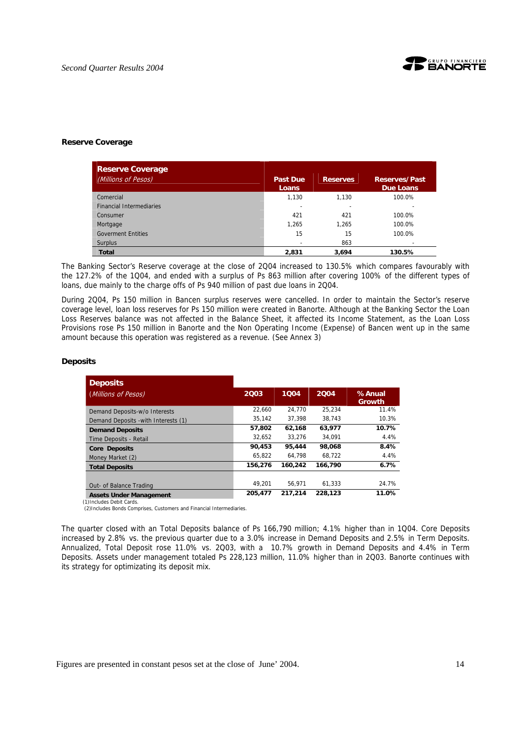### Reserve Coverage

| Reserve Coverage *(Millions of Pesos)* | Past Due Loans | Reserves | Reserves/ Past Due Loans |
|---|---|---|---|
| Comercial | 1,130 | 1,130 | 100.0% |
| Financial Intermediaries | - | - | - |
| Consumer | 421 | 421 | 100.0% |
| Mortgage | 1,265 | 1,265 | 100.0% |
| Goverment Entities | 15 | 15 | 100.0% |
| Surplus | - | 863 | - |
| **Total** | **2,831** | **3,694** | **130.5%** |

The Banking Sector's Reserve coverage at the close of 2Q04 increased to 130.5% which compares favourably with the 127.2% of the 1Q04, and ended with a surplus of Ps 863 million after covering 100% of the different types of loans, due mainly to the charge offs of Ps 940 million of past due loans in 2Q04.

During 2Q04, Ps 150 million in Bancen surplus reserves were cancelled. In order to maintain the Sector's reserve coverage level, loan loss reserves for Ps 150 million were created in Banorte. Although at the Banking Sector the Loan Loss Reserves balance was not affected in the Balance Sheet, it affected its Income Statement, as the Loan Loss Provisions rose Ps 150 million in Banorte and the Non Operating Income (Expense) of Bancen went up in the same amount because this operation was registered as a revenue. (See Annex 3)

### Deposits

| Deposits *(Millions of Pesos)* | 2Q03 | 1Q04 | 2Q04 | % Anual Growth |
|---|---|---|---|---|
| Demand Deposits-w/o Interests | 22,660 | 24,770 | 25,234 | 11.4% |
| Demand Deposits -with Interests (1) | 35,142 | 37,398 | 38,743 | 10.3% |
| **Demand Deposits** | **57,802** | **62,168** | **63,977** | **10.7%** |
| Time Deposits - Retail | 32,652 | 33,276 | 34,091 | 4.4% |
| **Core Deposits** | **90,453** | **95,444** | **98,068** | **8.4%** |
| Money Market (2) | 65,822 | 64,798 | 68,722 | 4.4% |
| **Total Deposits** | **156,276** | **160,242** | **166,790** | **6.7%** |
| | | | | |
| Out- of Balance Trading | 49,201 | 56,971 | 61,333 | 24.7% |
| **Assets Under Management** | **205,477** | **217,214** | **228,123** | **11.0%** |

(1)Includes Debit Cards.
(2)Includes Bonds Comprises, Customers and Financial Intermediaries.

The quarter closed with an Total Deposits balance of Ps 166,790 million; 4.1% higher than in 1Q04. Core Deposits increased by 2.8% vs. the previous quarter due to a 3.0% increase in Demand Deposits and 2.5% in Term Deposits. Annualized, Total Deposit rose 11.0% vs. 2Q03, with a 10.7% growth in Demand Deposits and 4.4% in Term Deposits. Assets under management totaled Ps 228,123 million, 11.0% higher than in 2Q03. Banorte continues with its strategy for optimizing its deposit mix.

Figures are presented in constant pesos set at the close of June' 2004.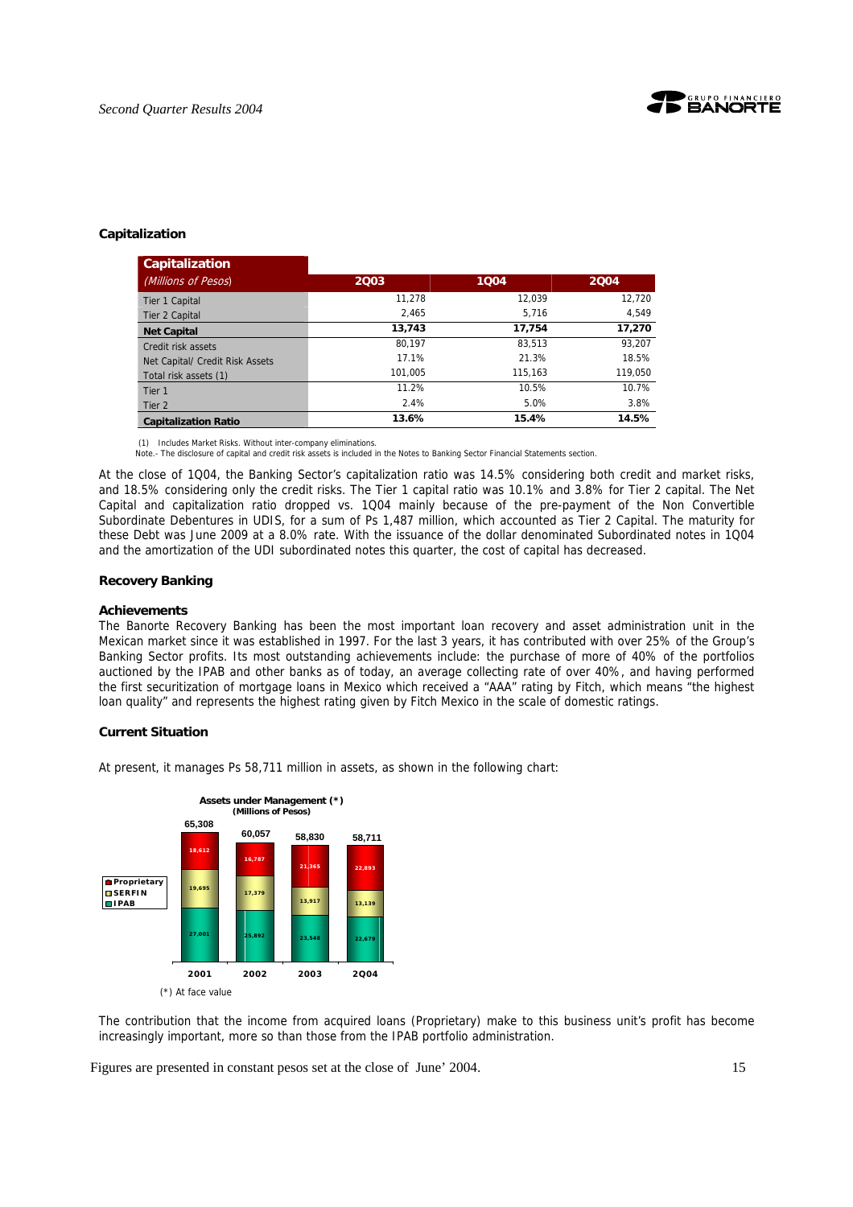## Capitalization

| Capitalization *(Millions of Pesos)* | 2Q03 | 1Q04 | 2Q04 |
|---|---|---|---|
| Tier 1 Capital | 11,278 | 12,039 | 12,720 |
| Tier 2 Capital | 2,465 | 5,716 | 4,549 |
| **Net Capital** | **13,743** | **17,754** | **17,270** |
| Credit risk assets | 80,197 | 83,513 | 93,207 |
| Net Capital/ Credit Risk Assets | 17.1% | 21.3% | 18.5% |
| Total risk assets (1) | 101,005 | 115,163 | 119,050 |
| Tier 1 | 11.2% | 10.5% | 10.7% |
| Tier 2 | 2.4% | 5.0% | 3.8% |
| **Capitalization Ratio** | **13.6%** | **15.4%** | **14.5%** |

(1) Includes Market Risks. Without inter-company eliminations.
Note.- The disclosure of capital and credit risk assets is included in the Notes to Banking Sector Financial Statements section.

At the close of 1Q04, the Banking Sector's capitalization ratio was 14.5% considering both credit and market risks, and 18.5% considering only the credit risks. The Tier 1 capital ratio was 10.1% and 3.8% for Tier 2 capital. The Net Capital and capitalization ratio dropped vs. 1Q04 mainly because of the pre-payment of the Non Convertible Subordinate Debentures in UDIS, for a sum of Ps 1,487 million, which accounted as Tier 2 Capital. The maturity for these Debt was June 2009 at a 8.0% rate. With the issuance of the dollar denominated Subordinated notes in 1Q04 and the amortization of the UDI subordinated notes this quarter, the cost of capital has decreased.

## Recovery Banking

### Achievements

The Banorte Recovery Banking has been the most important loan recovery and asset administration unit in the Mexican market since it was established in 1997. For the last 3 years, it has contributed with over 25% of the Group's Banking Sector profits. Its most outstanding achievements include: the purchase of more of 40% of the portfolios auctioned by the IPAB and other banks as of today, an average collecting rate of over 40%, and having performed the first securitization of mortgage loans in Mexico which received a "AAA" rating by Fitch, which means "the highest loan quality" and represents the highest rating given by Fitch Mexico in the scale of domestic ratings.

### Current Situation

At present, it manages Ps 58,711 million in assets, as shown in the following chart:

**Assets under Management (\*)**
**(Millions of Pesos)**

| | 2001 | 2002 | 2003 | 2Q04 |
|---|---|---|---|---|
| Proprietary | 18,612 | 16,787 | 21,365 | 22,893 |
| SERFIN | 19,695 | 17,379 | 13,917 | 13,139 |
| IPAB | 27,001 | 25,892 | 23,548 | 22,679 |
| Total | 65,308 | 60,057 | 58,830 | 58,711 |

(\*) At face value

The contribution that the income from acquired loans (Proprietary) make to this business unit's profit has become increasingly important, more so than those from the IPAB portfolio administration.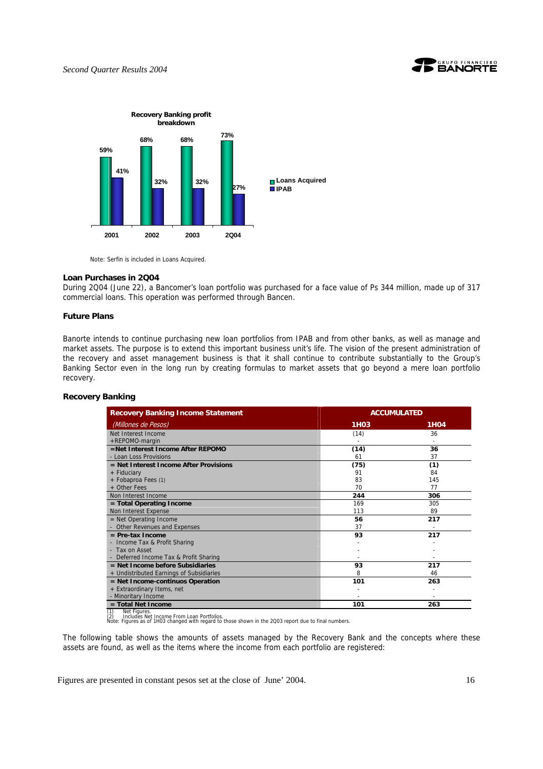**Recovery Banking profit breakdown**

| | 2001 | 2002 | 2003 | 2Q04 |
|---|---|---|---|---|
| Loans Acquired | 59% | 68% | 68% | 73% |
| IPAB | 41% | 32% | 32% | 27% |

Note: Serfin is included in Loans Acquired.

### Loan Purchases in 2Q04

During 2Q04 (June 22), a Bancomer's loan portfolio was purchased for a face value of Ps 344 million, made up of 317 commercial loans. This operation was performed through Bancen.

### Future Plans

Banorte intends to continue purchasing new loan portfolios from IPAB and from other banks, as well as manage and market assets. The purpose is to extend this important business unit's life. The vision of the present administration of the recovery and asset management business is that it shall continue to contribute substantially to the Group's Banking Sector even in the long run by creating formulas to market assets that go beyond a mere loan portfolio recovery.

### Recovery Banking

| Recovery Banking Income Statement | ACCUMULATED | |
|---|---|---|
| *(Millones de Pesos)* | **1H03** | **1H04** |
| Net Interest Income | (14) | 36 |
| +REPOMO-margin | - | - |
| **=Net Interest Income After REPOMO** | **(14)** | **36** |
| - Loan Loss Provisions | 61 | 37 |
| **= Net Interest Income After Provisions** | **(75)** | **(1)** |
| + Fiduciary | 91 | 84 |
| + Fobaproa Fees (1) | 83 | 145 |
| + Other Fees | 70 | 77 |
| Non Interest Income | **244** | **306** |
| **= Total Operating Income** | 169 | 305 |
| Non Interest Expense | 113 | 89 |
| = Net Operating Income | **56** | **217** |
| - Other Revenues and Expenses | 37 | - |
| **= Pre-tax Income** | **93** | **217** |
| - Income Tax & Profit Sharing | - | - |
| - Tax on Asset | - | - |
| - Deferred Income Tax & Profit Sharing | - | - |
| **= Net Income before Subsidiaries** | **93** | **217** |
| + Undistributed Earnings of Subsidiaries | 8 | 46 |
| **= Net Income-continuos Operation** | **101** | **263** |
| + Extraordinary Items, net | - | - |
| - Minoritary Income | - | - |
| **= Total Net Income** | **101** | **263** |

(1) Net Figures.
(2) Includes Net Income From Loan Portfolios.
Note: Figures as of 1H03 changed with regard to those shown in the 2Q03 report due to final numbers.

The following table shows the amounts of assets managed by the Recovery Bank and the concepts where these assets are found, as well as the items where the income from each portfolio are registered:

Figures are presented in constant pesos set at the close of June' 2004.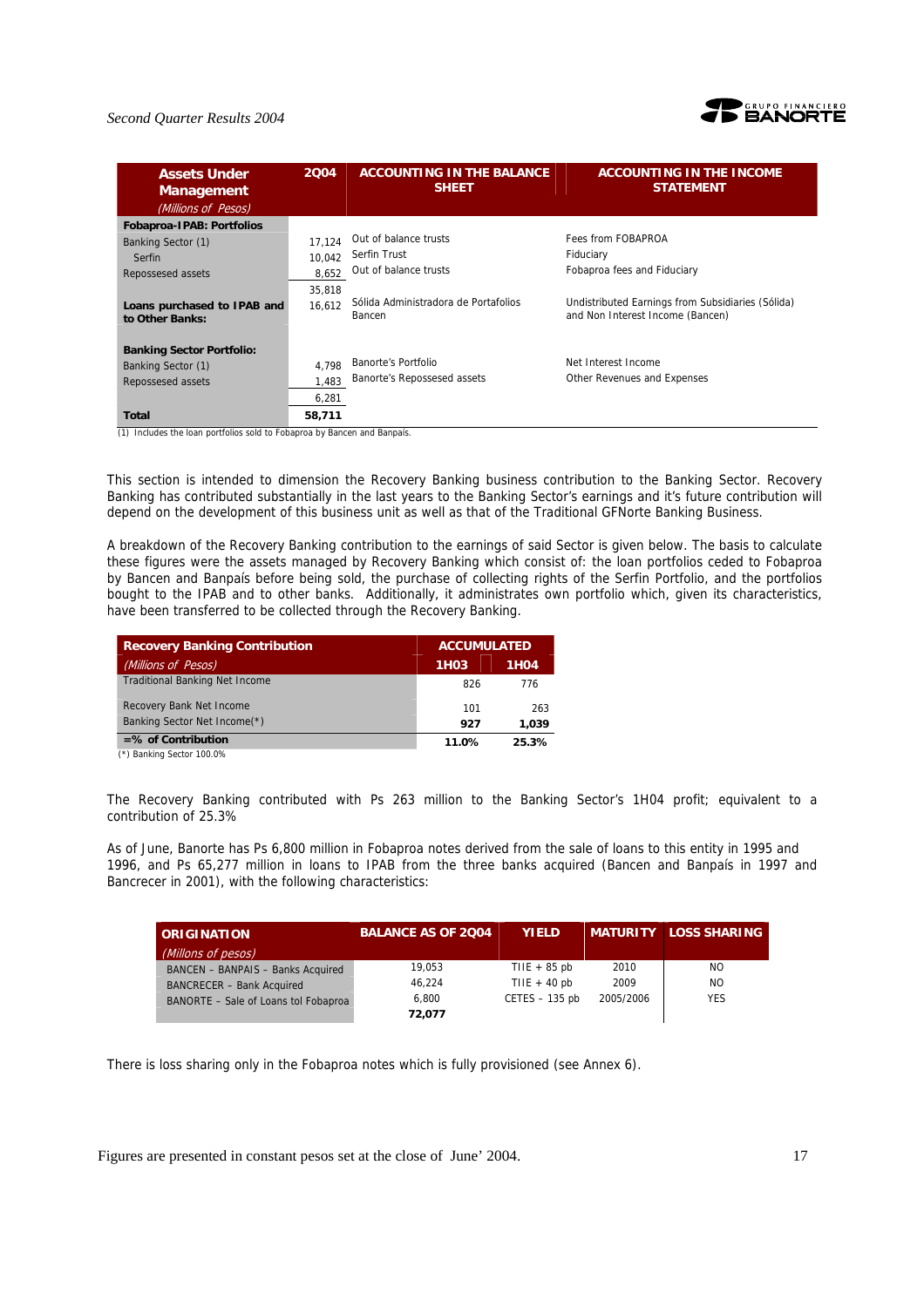| Assets Under Management *(Millions of Pesos)* | 2Q04 | ACCOUNTING IN THE BALANCE SHEET | ACCOUNTING IN THE INCOME STATEMENT |
|---|---|---|---|
| **Fobaproa-IPAB: Portfolios** | | | |
| Banking Sector (1) | 17,124 | Out of balance trusts | Fees from FOBAPROA |
| Serfin | 10,042 | Serfin Trust | Fiduciary |
| Repossessed assets | 8,652 | Out of balance trusts | Fobaproa fees and Fiduciary |
| | 35,818 | | |
| **Loans purchased to IPAB and to Other Banks:** | 16,612 | Sólida Administradora de Portafolios Bancen | Undistributed Earnings from Subsidiaries (Sólida) and Non Interest Income (Bancen) |
| **Banking Sector Portfolio:** | | | |
| Banking Sector (1) | 4,798 | Banorte's Portfolio | Net Interest Income |
| Repossessed assets | 1,483 | Banorte's Repossesed assets | Other Revenues and Expenses |
| | 6,281 | | |
| **Total** | **58,711** | | |

(1) Includes the loan portfolios sold to Fobaproa by Bancen and Banpaís.

This section is intended to dimension the Recovery Banking business contribution to the Banking Sector. Recovery Banking has contributed substantially in the last years to the Banking Sector's earnings and it's future contribution will depend on the development of this business unit as well as that of the Traditional GFNorte Banking Business.

A breakdown of the Recovery Banking contribution to the earnings of said Sector is given below. The basis to calculate these figures were the assets managed by Recovery Banking which consist of: the loan portfolios ceded to Fobaproa by Bancen and Banpaís before being sold, the purchase of collecting rights of the Serfin Portfolio, and the portfolios bought to the IPAB and to other banks. Additionally, it administrates own portfolio which, given its characteristics, have been transferred to be collected through the Recovery Banking.

| Recovery Banking Contribution | ACCUMULATED | |
|---|---|---|
| *(Millions of Pesos)* | 1H03 | 1H04 |
| Traditional Banking Net Income | 826 | 776 |
| Recovery Bank Net Income | 101 | 263 |
| Banking Sector Net Income(*) | **927** | **1,039** |
| **=% of Contribution** | **11.0%** | **25.3%** |

(*) Banking Sector 100.0%

The Recovery Banking contributed with Ps 263 million to the Banking Sector's 1H04 profit; equivalent to a contribution of 25.3%

As of June, Banorte has Ps 6,800 million in Fobaproa notes derived from the sale of loans to this entity in 1995 and 1996, and Ps 65,277 million in loans to IPAB from the three banks acquired (Bancen and Banpaís in 1997 and Bancrecer in 2001), with the following characteristics:

| ORIGINATION *(Millons of pesos)* | BALANCE AS OF 2Q04 | YIELD | MATURITY | LOSS SHARING |
|---|---|---|---|---|
| BANCEN – BANPAIS – Banks Acquired | 19,053 | TIIE + 85 pb | 2010 | NO |
| BANCRECER – Bank Acquired | 46,224 | TIIE + 40 pb | 2009 | NO |
| BANORTE – Sale of Loans tol Fobaproa | 6,800 | CETES – 135 pb | 2005/2006 | YES |
| | **72,077** | | | |

There is loss sharing only in the Fobaproa notes which is fully provisioned (see Annex 6).

Figures are presented in constant pesos set at the close of June' 2004.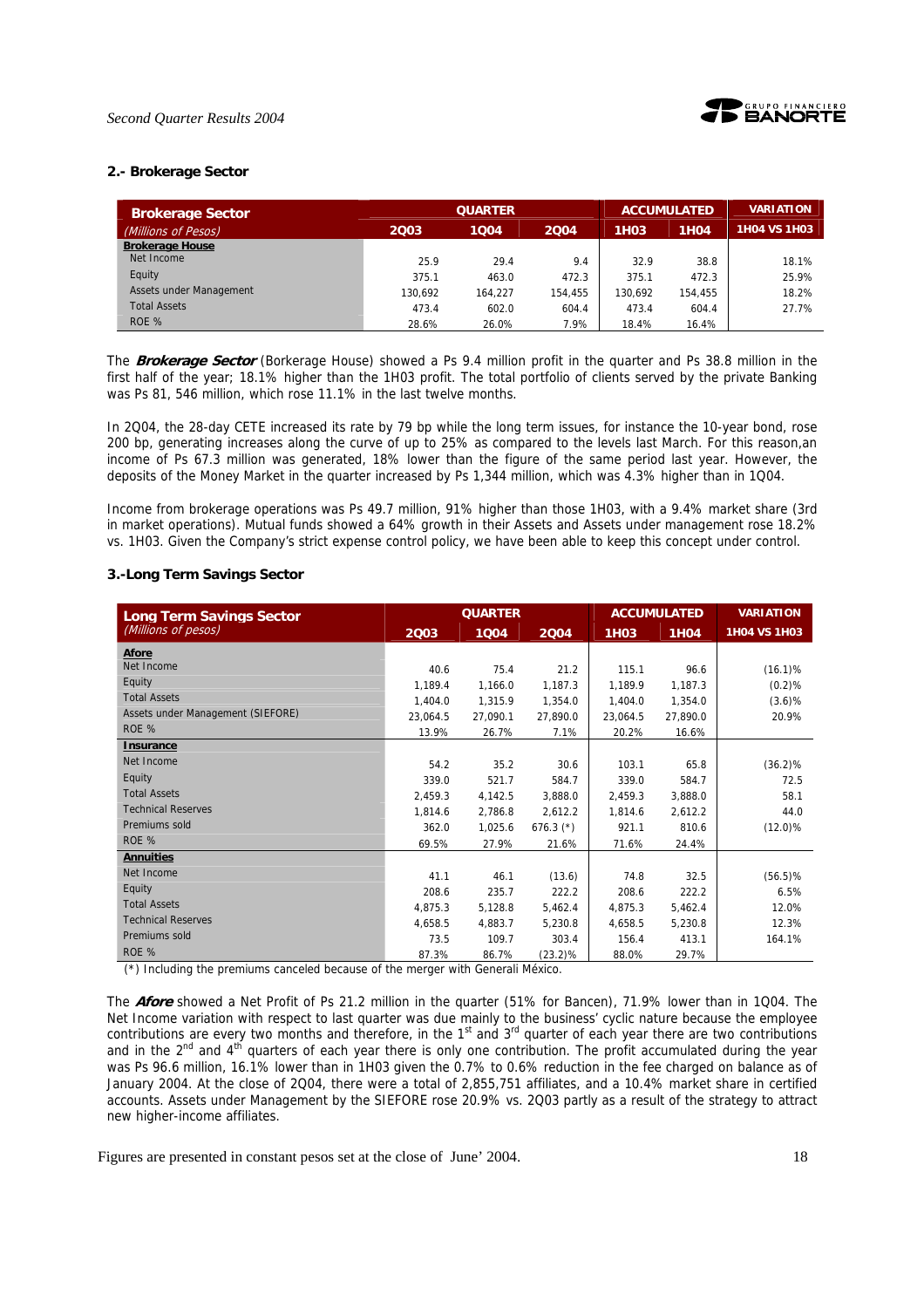## 2.- Brokerage Sector

| Brokerage Sector (Millions of Pesos) | QUARTER | | | ACCUMULATED | | VARIATION |
|---|---|---|---|---|---|---|
| | 2Q03 | 1Q04 | 2Q04 | 1H03 | 1H04 | 1H04 VS 1H03 |
| **Brokerage House** | | | | | | |
| Net Income | 25.9 | 29.4 | 9.4 | 32.9 | 38.8 | 18.1% |
| Equity | 375.1 | 463.0 | 472.3 | 375.1 | 472.3 | 25.9% |
| Assets under Management | 130,692 | 164,227 | 154,455 | 130,692 | 154,455 | 18.2% |
| Total Assets | 473.4 | 602.0 | 604.4 | 473.4 | 604.4 | 27.7% |
| ROE % | 28.6% | 26.0% | 7.9% | 18.4% | 16.4% | |

The ***Brokerage Sector*** (Borkerage House) showed a Ps 9.4 million profit in the quarter and Ps 38.8 million in the first half of the year; 18.1% higher than the 1H03 profit. The total portfolio of clients served by the private Banking was Ps 81, 546 million, which rose 11.1% in the last twelve months.

In 2Q04, the 28-day CETE increased its rate by 79 bp while the long term issues, for instance the 10-year bond, rose 200 bp, generating increases along the curve of up to 25% as compared to the levels last March. For this reason,an income of Ps 67.3 million was generated, 18% lower than the figure of the same period last year. However, the deposits of the Money Market in the quarter increased by Ps 1,344 million, which was 4.3% higher than in 1Q04.

Income from brokerage operations was Ps 49.7 million, 91% higher than those 1H03, with a 9.4% market share (3rd in market operations). Mutual funds showed a 64% growth in their Assets and Assets under management rose 18.2% vs. 1H03. Given the Company's strict expense control policy, we have been able to keep this concept under control.

## 3.-Long Term Savings Sector

| Long Term Savings Sector (Millions of pesos) | QUARTER | | | ACCUMULATED | | VARIATION |
|---|---|---|---|---|---|---|
| | 2Q03 | 1Q04 | 2Q04 | 1H03 | 1H04 | 1H04 VS 1H03 |
| **Afore** | | | | | | |
| Net Income | 40.6 | 75.4 | 21.2 | 115.1 | 96.6 | (16.1)% |
| Equity | 1,189.4 | 1,166.0 | 1,187.3 | 1,189.9 | 1,187.3 | (0.2)% |
| Total Assets | 1,404.0 | 1,315.9 | 1,354.0 | 1,404.0 | 1,354.0 | (3.6)% |
| Assets under Management (SIEFORE) | 23,064.5 | 27,090.1 | 27,890.0 | 23,064.5 | 27,890.0 | 20.9% |
| ROE % | 13.9% | 26.7% | 7.1% | 20.2% | 16.6% | |
| **Insurance** | | | | | | |
| Net Income | 54.2 | 35.2 | 30.6 | 103.1 | 65.8 | (36.2)% |
| Equity | 339.0 | 521.7 | 584.7 | 339.0 | 584.7 | 72.5 |
| Total Assets | 2,459.3 | 4,142.5 | 3,888.0 | 2,459.3 | 3,888.0 | 58.1 |
| Technical Reserves | 1,814.6 | 2,786.8 | 2,612.2 | 1,814.6 | 2,612.2 | 44.0 |
| Premiums sold | 362.0 | 1,025.6 | 676.3 (*) | 921.1 | 810.6 | (12.0)% |
| ROE % | 69.5% | 27.9% | 21.6% | 71.6% | 24.4% | |
| **Annuities** | | | | | | |
| Net Income | 41.1 | 46.1 | (13.6) | 74.8 | 32.5 | (56.5)% |
| Equity | 208.6 | 235.7 | 222.2 | 208.6 | 222.2 | 6.5% |
| Total Assets | 4,875.3 | 5,128.8 | 5,462.4 | 4,875.3 | 5,462.4 | 12.0% |
| Technical Reserves | 4,658.5 | 4,883.7 | 5,230.8 | 4,658.5 | 5,230.8 | 12.3% |
| Premiums sold | 73.5 | 109.7 | 303.4 | 156.4 | 413.1 | 164.1% |
| ROE % | 87.3% | 86.7% | (23.2)% | 88.0% | 29.7% | |

(*) Including the premiums canceled because of the merger with Generali México.

The ***Afore*** showed a Net Profit of Ps 21.2 million in the quarter (51% for Bancen), 71.9% lower than in 1Q04. The Net Income variation with respect to last quarter was due mainly to the business' cyclic nature because the employee contributions are every two months and therefore, in the 1st and 3rd quarter of each year there are two contributions and in the 2nd and 4th quarters of each year there is only one contribution. The profit accumulated during the year was Ps 96.6 million, 16.1% lower than in 1H03 given the 0.7% to 0.6% reduction in the fee charged on balance as of January 2004. At the close of 2Q04, there were a total of 2,855,751 affiliates, and a 10.4% market share in certified accounts. Assets under Management by the SIEFORE rose 20.9% vs. 2Q03 partly as a result of the strategy to attract new higher-income affiliates.

Figures are presented in constant pesos set at the close of June' 2004.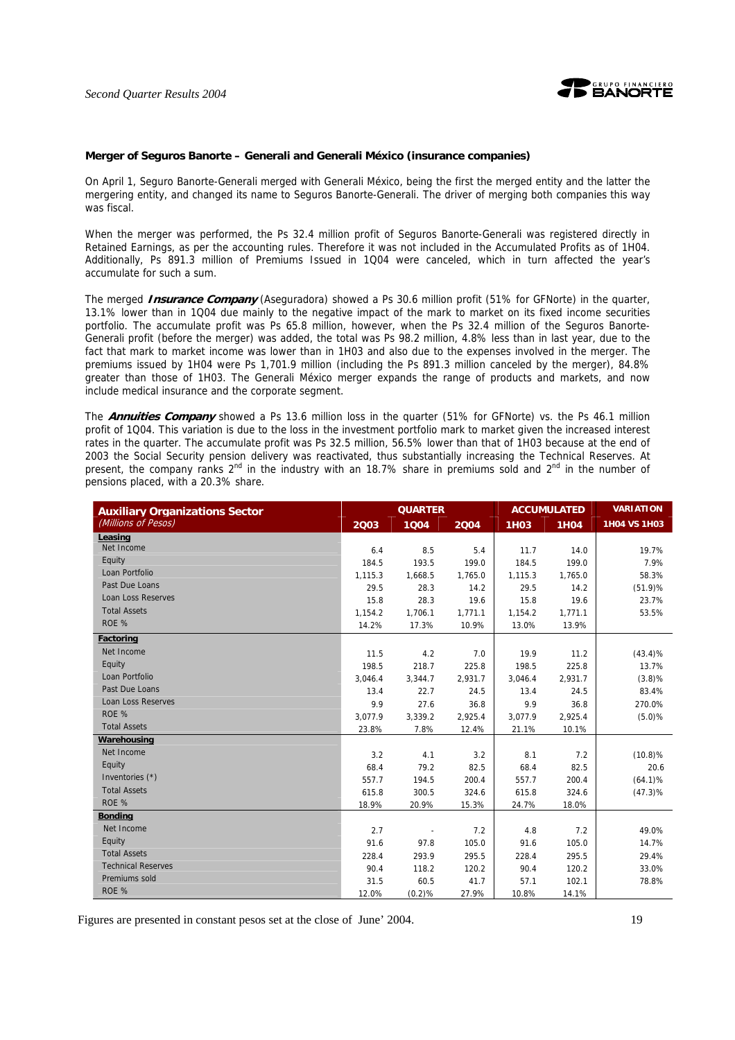**Merger of Seguros Banorte – Generali and Generali México (insurance companies)**

On April 1, Seguro Banorte-Generali merged with Generali México, being the first the merged entity and the latter the mergering entity, and changed its name to Seguros Banorte-Generali. The driver of merging both companies this way was fiscal.

When the merger was performed, the Ps 32.4 million profit of Seguros Banorte-Generali was registered directly in Retained Earnings, as per the accounting rules. Therefore it was not included in the Accumulated Profits as of 1H04. Additionally, Ps 891.3 million of Premiums Issued in 1Q04 were canceled, which in turn affected the year's accumulate for such a sum.

The merged ***Insurance Company*** (Aseguradora) showed a Ps 30.6 million profit (51% for GFNorte) in the quarter, 13.1% lower than in 1Q04 due mainly to the negative impact of the mark to market on its fixed income securities portfolio. The accumulate profit was Ps 65.8 million, however, when the Ps 32.4 million of the Seguros Banorte-Generali profit (before the merger) was added, the total was Ps 98.2 million, 4.8% less than in last year, due to the fact that mark to market income was lower than in 1H03 and also due to the expenses involved in the merger. The premiums issued by 1H04 were Ps 1,701.9 million (including the Ps 891.3 million canceled by the merger), 84.8% greater than those of 1H03. The Generali México merger expands the range of products and markets, and now include medical insurance and the corporate segment.

The ***Annuities Company*** showed a Ps 13.6 million loss in the quarter (51% for GFNorte) vs. the Ps 46.1 million profit of 1Q04. This variation is due to the loss in the investment portfolio mark to market given the increased interest rates in the quarter. The accumulate profit was Ps 32.5 million, 56.5% lower than that of 1H03 because at the end of 2003 the Social Security pension delivery was reactivated, thus substantially increasing the Technical Reserves. At present, the company ranks 2nd in the industry with an 18.7% share in premiums sold and 2nd in the number of pensions placed, with a 20.3% share.

| **Auxiliary Organizations Sector** *(Millions of Pesos)* | QUARTER | | | ACCUMULATED | | VARIATION |
|---|---|---|---|---|---|---|
| | 2Q03 | 1Q04 | 2Q04 | 1H03 | 1H04 | 1H04 VS 1H03 |
| **Leasing** | | | | | | |
| Net Income | 6.4 | 8.5 | 5.4 | 11.7 | 14.0 | 19.7% |
| Equity | 184.5 | 193.5 | 199.0 | 184.5 | 199.0 | 7.9% |
| Loan Portfolio | 1,115.3 | 1,668.5 | 1,765.0 | 1,115.3 | 1,765.0 | 58.3% |
| Past Due Loans | 29.5 | 28.3 | 14.2 | 29.5 | 14.2 | (51.9)% |
| Loan Loss Reserves | 15.8 | 28.3 | 19.6 | 15.8 | 19.6 | 23.7% |
| Total Assets | 1,154.2 | 1,706.1 | 1,771.1 | 1,154.2 | 1,771.1 | 53.5% |
| ROE % | 14.2% | 17.3% | 10.9% | 13.0% | 13.9% | |
| **Factoring** | | | | | | |
| Net Income | 11.5 | 4.2 | 7.0 | 19.9 | 11.2 | (43.4)% |
| Equity | 198.5 | 218.7 | 225.8 | 198.5 | 225.8 | 13.7% |
| Loan Portfolio | 3,046.4 | 3,344.7 | 2,931.7 | 3,046.4 | 2,931.7 | (3.8)% |
| Past Due Loans | 13.4 | 22.7 | 24.5 | 13.4 | 24.5 | 83.4% |
| Loan Loss Reserves | 9.9 | 27.6 | 36.8 | 9.9 | 36.8 | 270.0% |
| ROE % | 3,077.9 | 3,339.2 | 2,925.4 | 3,077.9 | 2,925.4 | (5.0)% |
| Total Assets | 23.8% | 7.8% | 12.4% | 21.1% | 10.1% | |
| **Warehousing** | | | | | | |
| Net Income | 3.2 | 4.1 | 3.2 | 8.1 | 7.2 | (10.8)% |
| Equity | 68.4 | 79.2 | 82.5 | 68.4 | 82.5 | 20.6 |
| Inventories (*) | 557.7 | 194.5 | 200.4 | 557.7 | 200.4 | (64.1)% |
| Total Assets | 615.8 | 300.5 | 324.6 | 615.8 | 324.6 | (47.3)% |
| ROE % | 18.9% | 20.9% | 15.3% | 24.7% | 18.0% | |
| **Bonding** | | | | | | |
| Net Income | 2.7 | - | 7.2 | 4.8 | 7.2 | 49.0% |
| Equity | 91.6 | 97.8 | 105.0 | 91.6 | 105.0 | 14.7% |
| Total Assets | 228.4 | 293.9 | 295.5 | 228.4 | 295.5 | 29.4% |
| Technical Reserves | 90.4 | 118.2 | 120.2 | 90.4 | 120.2 | 33.0% |
| Premiums sold | 31.5 | 60.5 | 41.7 | 57.1 | 102.1 | 78.8% |
| ROE % | 12.0% | (0.2)% | 27.9% | 10.8% | 14.1% | |

Figures are presented in constant pesos set at the close of June' 2004.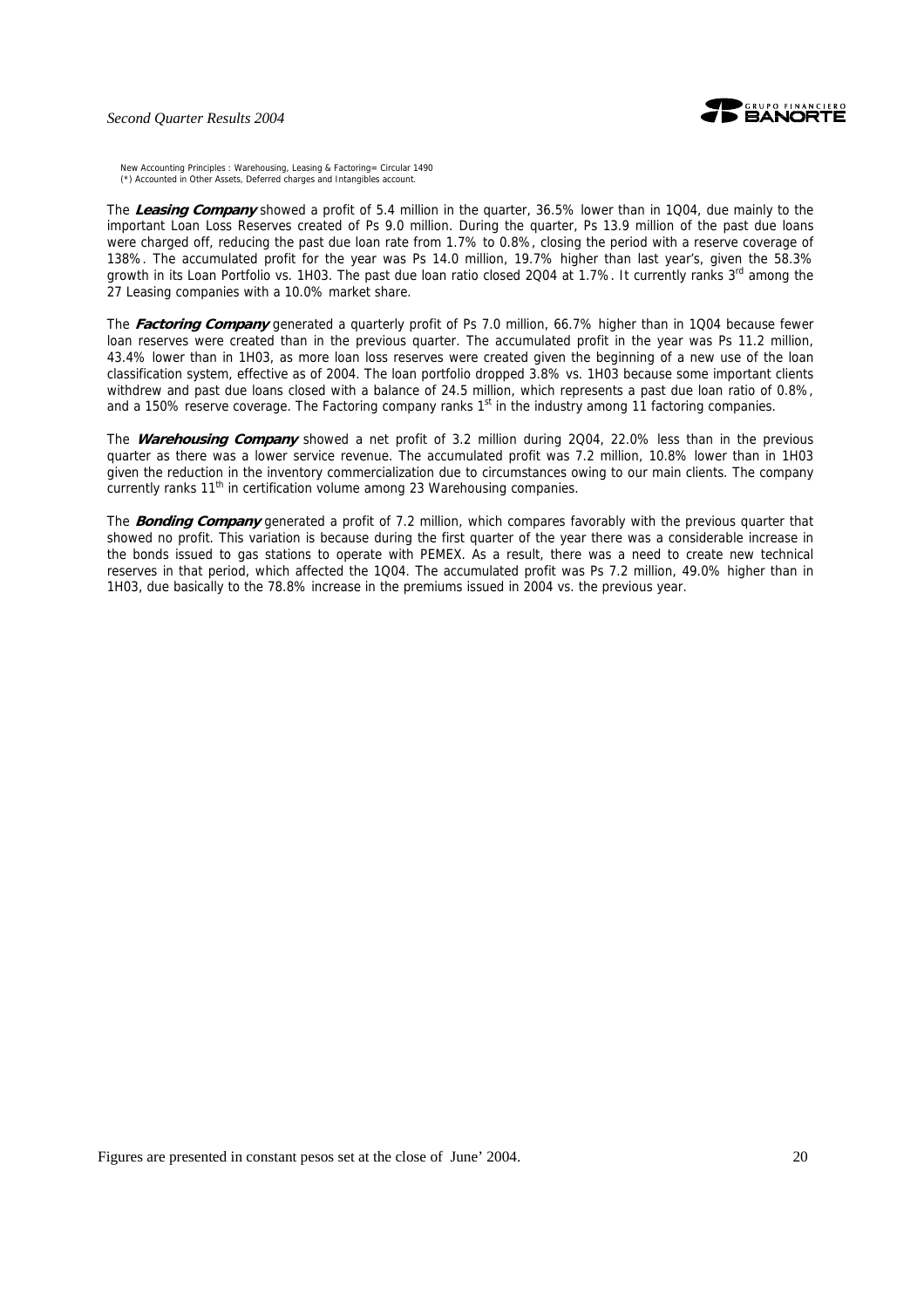New Accounting Principles : Warehousing, Leasing & Factoring= Circular 1490
(*) Accounted in Other Assets, Deferred charges and Intangibles account.

The ***Leasing Company*** showed a profit of 5.4 million in the quarter, 36.5% lower than in 1Q04, due mainly to the important Loan Loss Reserves created of Ps 9.0 million. During the quarter, Ps 13.9 million of the past due loans were charged off, reducing the past due loan rate from 1.7% to 0.8%, closing the period with a reserve coverage of 138%. The accumulated profit for the year was Ps 14.0 million, 19.7% higher than last year's, given the 58.3% growth in its Loan Portfolio vs. 1H03. The past due loan ratio closed 2Q04 at 1.7%. It currently ranks 3rd among the 27 Leasing companies with a 10.0% market share.

The ***Factoring Company*** generated a quarterly profit of Ps 7.0 million, 66.7% higher than in 1Q04 because fewer loan reserves were created than in the previous quarter. The accumulated profit in the year was Ps 11.2 million, 43.4% lower than in 1H03, as more loan loss reserves were created given the beginning of a new use of the loan classification system, effective as of 2004. The loan portfolio dropped 3.8% vs. 1H03 because some important clients withdrew and past due loans closed with a balance of 24.5 million, which represents a past due loan ratio of 0.8%, and a 150% reserve coverage. The Factoring company ranks 1st in the industry among 11 factoring companies.

The ***Warehousing Company*** showed a net profit of 3.2 million during 2Q04, 22.0% less than in the previous quarter as there was a lower service revenue. The accumulated profit was 7.2 million, 10.8% lower than in 1H03 given the reduction in the inventory commercialization due to circumstances owing to our main clients. The company currently ranks 11th in certification volume among 23 Warehousing companies.

The ***Bonding Company*** generated a profit of 7.2 million, which compares favorably with the previous quarter that showed no profit. This variation is because during the first quarter of the year there was a considerable increase in the bonds issued to gas stations to operate with PEMEX. As a result, there was a need to create new technical reserves in that period, which affected the 1Q04. The accumulated profit was Ps 7.2 million, 49.0% higher than in 1H03, due basically to the 78.8% increase in the premiums issued in 2004 vs. the previous year.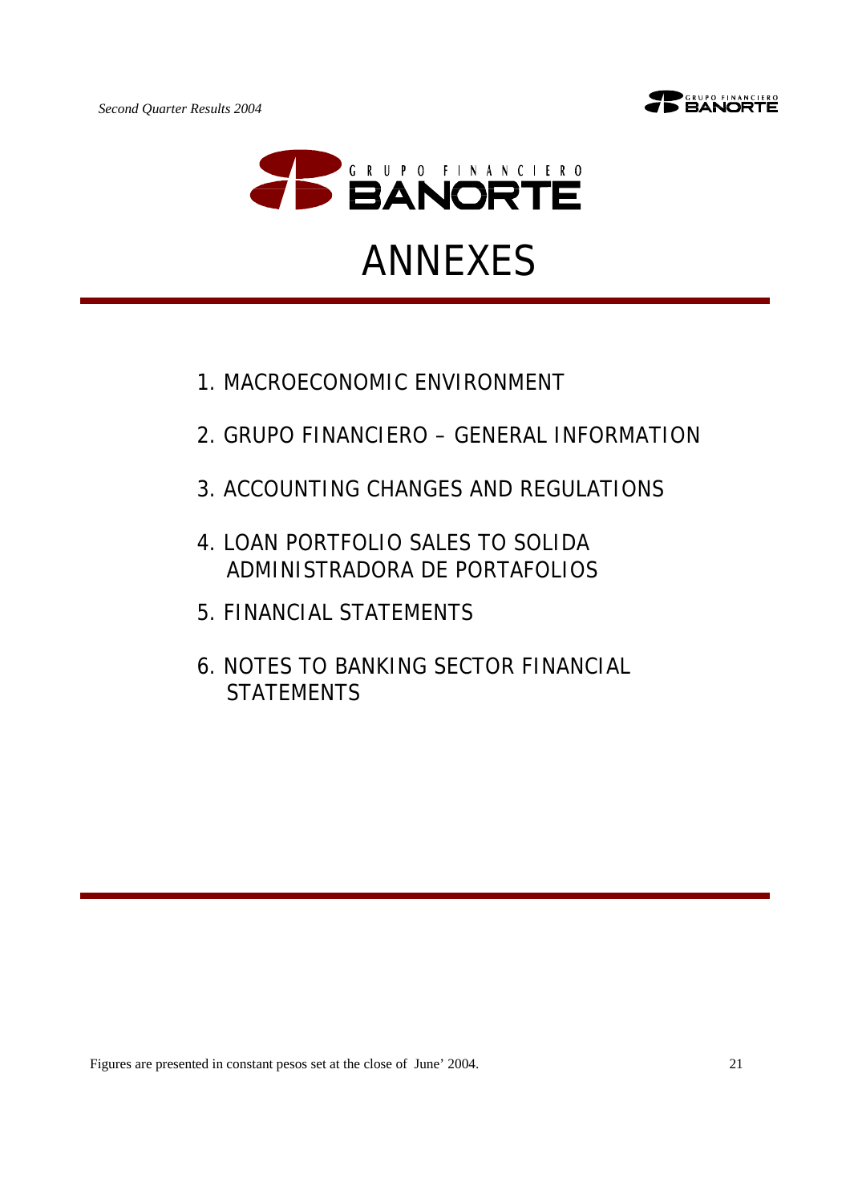# ANNEXES

1. MACROECONOMIC ENVIRONMENT
2. GRUPO FINANCIERO – GENERAL INFORMATION
3. ACCOUNTING CHANGES AND REGULATIONS
4. LOAN PORTFOLIO SALES TO SOLIDA ADMINISTRADORA DE PORTAFOLIOS
5. FINANCIAL STATEMENTS
6. NOTES TO BANKING SECTOR FINANCIAL STATEMENTS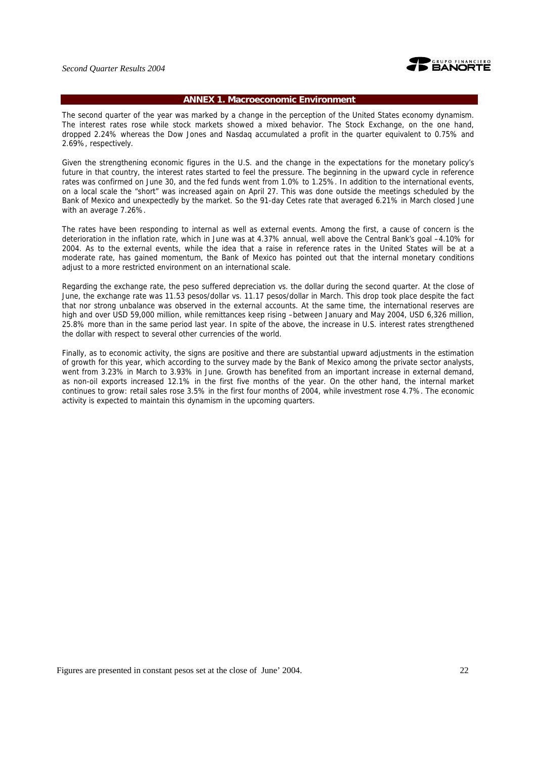## ANNEX 1. Macroeconomic Environment

The second quarter of the year was marked by a change in the perception of the United States economy dynamism. The interest rates rose while stock markets showed a mixed behavior. The Stock Exchange, on the one hand, dropped 2.24% whereas the Dow Jones and Nasdaq accumulated a profit in the quarter equivalent to 0.75% and 2.69%, respectively.

Given the strengthening economic figures in the U.S. and the change in the expectations for the monetary policy's future in that country, the interest rates started to feel the pressure. The beginning in the upward cycle in reference rates was confirmed on June 30, and the fed funds went from 1.0% to 1.25%. In addition to the international events, on a local scale the "short" was increased again on April 27. This was done outside the meetings scheduled by the Bank of Mexico and unexpectedly by the market. So the 91-day Cetes rate that averaged 6.21% in March closed June with an average 7.26%.

The rates have been responding to internal as well as external events. Among the first, a cause of concern is the deterioration in the inflation rate, which in June was at 4.37% annual, well above the Central Bank's goal –4.10% for 2004. As to the external events, while the idea that a raise in reference rates in the United States will be at a moderate rate, has gained momentum, the Bank of Mexico has pointed out that the internal monetary conditions adjust to a more restricted environment on an international scale.

Regarding the exchange rate, the peso suffered depreciation vs. the dollar during the second quarter. At the close of June, the exchange rate was 11.53 pesos/dollar vs. 11.17 pesos/dollar in March. This drop took place despite the fact that nor strong unbalance was observed in the external accounts. At the same time, the international reserves are high and over USD 59,000 million, while remittances keep rising –between January and May 2004, USD 6,326 million, 25.8% more than in the same period last year. In spite of the above, the increase in U.S. interest rates strengthened the dollar with respect to several other currencies of the world.

Finally, as to economic activity, the signs are positive and there are substantial upward adjustments in the estimation of growth for this year, which according to the survey made by the Bank of Mexico among the private sector analysts, went from 3.23% in March to 3.93% in June. Growth has benefited from an important increase in external demand, as non-oil exports increased 12.1% in the first five months of the year. On the other hand, the internal market continues to grow: retail sales rose 3.5% in the first four months of 2004, while investment rose 4.7%. The economic activity is expected to maintain this dynamism in the upcoming quarters.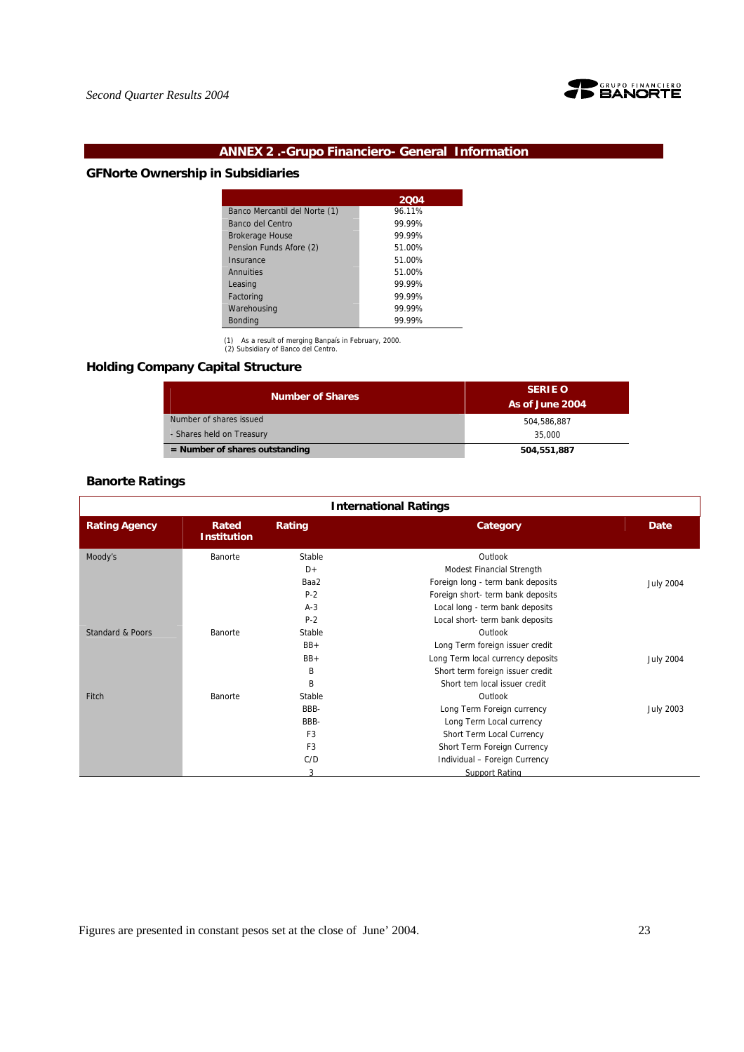## ANNEX 2 .-Grupo Financiero- General Information

### GFNorte Ownership in Subsidiaries

| | 2Q04 |
|---|---|
| Banco Mercantil del Norte (1) | 96.11% |
| Banco del Centro | 99.99% |
| Brokerage House | 99.99% |
| Pension Funds Afore (2) | 51.00% |
| Insurance | 51.00% |
| Annuities | 51.00% |
| Leasing | 99.99% |
| Factoring | 99.99% |
| Warehousing | 99.99% |
| Bonding | 99.99% |

(1) As a result of merging Banpaís in February, 2000.
(2) Subsidiary of Banco del Centro.

### Holding Company Capital Structure

| Number of Shares | SERIE O As of June 2004 |
|---|---|
| Number of shares issued | 504,586,887 |
| - Shares held on Treasury | 35,000 |
| **= Number of shares outstanding** | **504,551,887** |

### Banorte Ratings

| International Ratings | | | | |
|---|---|---|---|---|
| **Rating Agency** | **Rated Institution** | **Rating** | **Category** | **Date** |
| Moody's | Banorte | Stable | Outlook | |
| | | D+ | Modest Financial Strength | |
| | | Baa2 | Foreign long - term bank deposits | July 2004 |
| | | P-2 | Foreign short- term bank deposits | |
| | | A-3 | Local long - term bank deposits | |
| | | P-2 | Local short- term bank deposits | |
| Standard & Poors | Banorte | Stable | Outlook | |
| | | BB+ | Long Term foreign issuer credit | |
| | | BB+ | Long Term local currency deposits | July 2004 |
| | | B | Short term foreign issuer credit | |
| | | B | Short tem local issuer credit | |
| Fitch | Banorte | Stable | Outlook | |
| | | BBB- | Long Term Foreign currency | July 2003 |
| | | BBB- | Long Term Local currency | |
| | | F3 | Short Term Local Currency | |
| | | F3 | Short Term Foreign Currency | |
| | | C/D | Individual – Foreign Currency | |
| | | 3 | Support Rating | |

Figures are presented in constant pesos set at the close of June' 2004.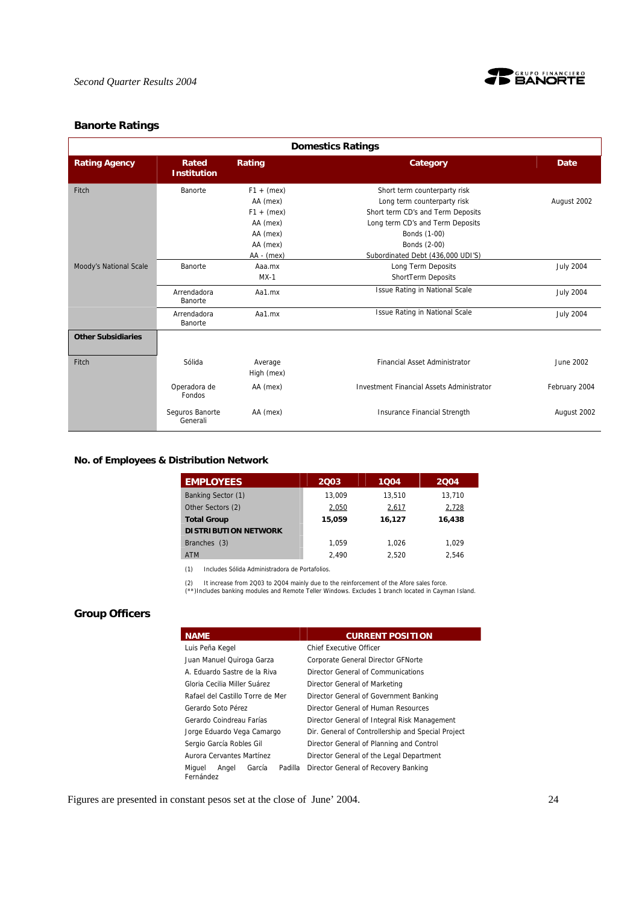## Banorte Ratings

| Domestics Ratings | | | | |
|---|---|---|---|---|
| **Rating Agency** | **Rated Institution** | **Rating** | **Category** | **Date** |
| Fitch | Banorte | F1 + (mex) | Short term counterparty risk | August 2002 |
| | | AA (mex) | Long term counterparty risk | |
| | | F1 + (mex) | Short term CD's and Term Deposits | |
| | | AA (mex) | Long term CD's and Term Deposits | |
| | | AA (mex) | Bonds (1-00) | |
| | | AA (mex) | Bonds (2-00) | |
| | | AA - (mex) | Subordinated Debt (436,000 UDI'S) | |
| Moody's National Scale | Banorte | Aaa.mx | Long Term Deposits | July 2004 |
| | | MX-1 | ShortTerm Deposits | |
| | Arrendadora Banorte | Aa1.mx | Issue Rating in National Scale | July 2004 |
| | Arrendadora Banorte | Aa1.mx | Issue Rating in National Scale | July 2004 |
| **Other Subsidiaries** | | | | |
| Fitch | Sólida | Average High (mex) | Financial Asset Administrator | June 2002 |
| | Operadora de Fondos | AA (mex) | Investment Financial Assets Administrator | February 2004 |
| | Seguros Banorte Generali | AA (mex) | Insurance Financial Strength | August 2002 |

## No. of Employees & Distribution Network

| EMPLOYEES | 2Q03 | 1Q04 | 2Q04 |
|---|---|---|---|
| Banking Sector (1) | 13,009 | 13,510 | 13,710 |
| Other Sectors (2) | 2,050 | 2,617 | 2,728 |
| **Total Group** | **15,059** | **16,127** | **16,438** |
| **DISTRIBUTION NETWORK** | | | |
| Branches (3) | 1,059 | 1,026 | 1,029 |
| ATM | 2,490 | 2,520 | 2,546 |

(1) Includes Sólida Administradora de Portafolios.

(2) It increase from 2Q03 to 2Q04 mainly due to the reinforcement of the Afore sales force.
(**)Includes banking modules and Remote Teller Windows. Excludes 1 branch located in Cayman Island.

## Group Officers

| NAME | CURRENT POSITION |
|---|---|
| Luis Peña Kegel | Chief Executive Officer |
| Juan Manuel Quiroga Garza | Corporate General Director GFNorte |
| A. Eduardo Sastre de la Riva | Director General of Communications |
| Gloria Cecilia Miller Suárez | Director General of Marketing |
| Rafael del Castillo Torre de Mer | Director General of Government Banking |
| Gerardo Soto Pérez | Director General of Human Resources |
| Gerardo Coindreau Farías | Director General of Integral Risk Management |
| Jorge Eduardo Vega Camargo | Dir. General of Controllership and Special Project |
| Sergio García Robles Gil | Director General of Planning and Control |
| Aurora Cervantes Martínez | Director General of the Legal Department |
| Miguel Angel García Padilla Fernández | Director General of Recovery Banking |

Figures are presented in constant pesos set at the close of June' 2004.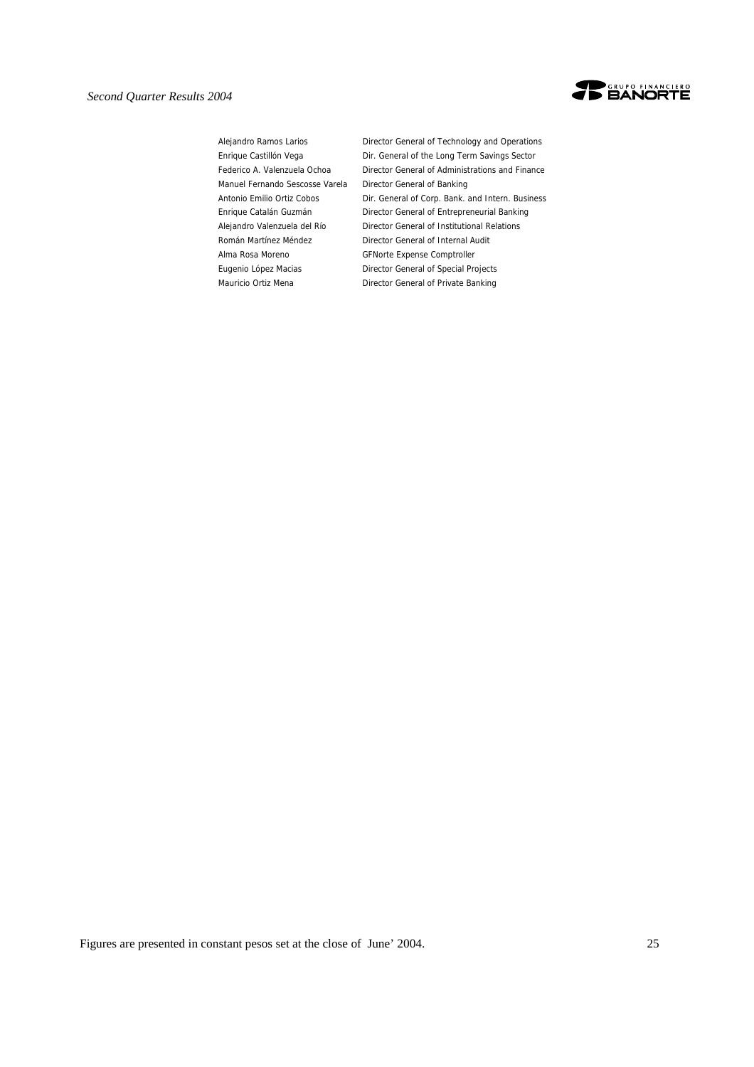| | |
|---|---|
| Alejandro Ramos Larios | Director General of Technology and Operations |
| Enrique Castillón Vega | Dir. General of the Long Term Savings Sector |
| Federico A. Valenzuela Ochoa | Director General of Administrations and Finance |
| Manuel Fernando Sescosse Varela | Director General of Banking |
| Antonio Emilio Ortiz Cobos | Dir. General of Corp. Bank. and Intern. Business |
| Enrique Catalán Guzmán | Director General of Entrepreneurial Banking |
| Alejandro Valenzuela del Río | Director General of Institutional Relations |
| Román Martínez Méndez | Director General of Internal Audit |
| Alma Rosa Moreno | GFNorte Expense Comptroller |
| Eugenio López Macias | Director General of Special Projects |
| Mauricio Ortiz Mena | Director General of Private Banking |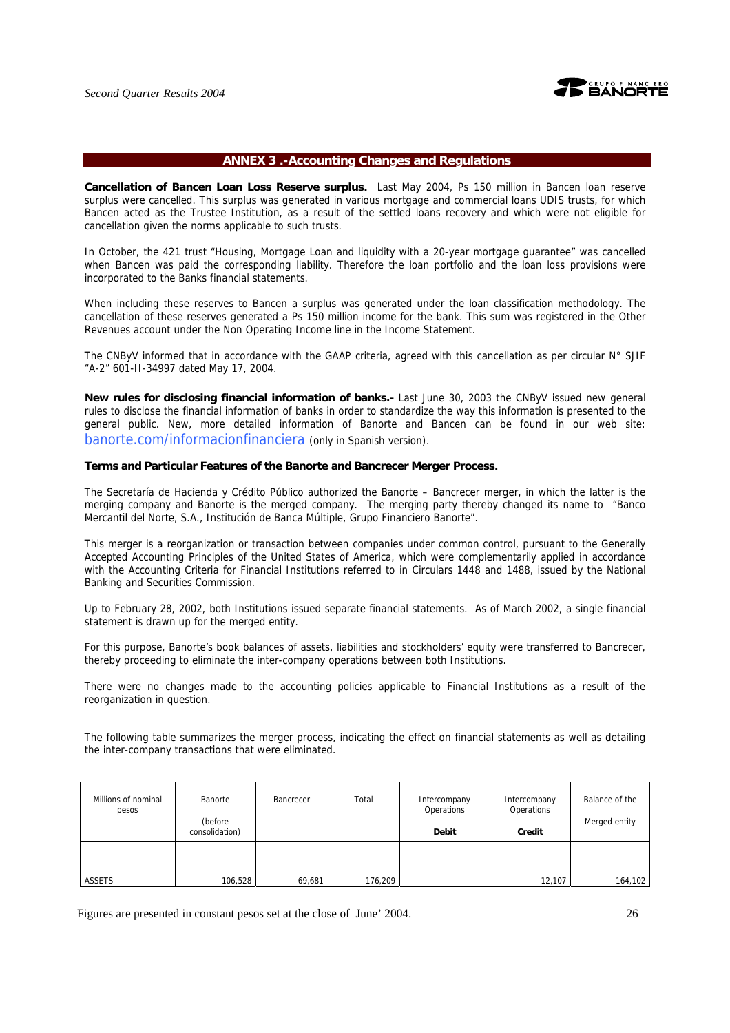## ANNEX 3 .-Accounting Changes and Regulations

**Cancellation of Bancen Loan Loss Reserve surplus.** Last May 2004, Ps 150 million in Bancen loan reserve surplus were cancelled. This surplus was generated in various mortgage and commercial loans UDIS trusts, for which Bancen acted as the Trustee Institution, as a result of the settled loans recovery and which were not eligible for cancellation given the norms applicable to such trusts.

In October, the 421 trust "Housing, Mortgage Loan and liquidity with a 20-year mortgage guarantee" was cancelled when Bancen was paid the corresponding liability. Therefore the loan portfolio and the loan loss provisions were incorporated to the Banks financial statements.

When including these reserves to Bancen a surplus was generated under the loan classification methodology. The cancellation of these reserves generated a Ps 150 million income for the bank. This sum was registered in the Other Revenues account under the Non Operating Income line in the Income Statement.

The CNByV informed that in accordance with the GAAP criteria, agreed with this cancellation as per circular N° SJIF "A-2" 601-II-34997 dated May 17, 2004.

**New rules for disclosing financial information of banks.-** Last June 30, 2003 the CNByV issued new general rules to disclose the financial information of banks in order to standardize the way this information is presented to the general public. New, more detailed information of Banorte and Bancen can be found in our web site: banorte.com/informacionfinanciera (only in Spanish version).

**Terms and Particular Features of the Banorte and Bancrecer Merger Process.**

The Secretaría de Hacienda y Crédito Público authorized the Banorte – Bancrecer merger, in which the latter is the merging company and Banorte is the merged company. The merging party thereby changed its name to "Banco Mercantil del Norte, S.A., Institución de Banca Múltiple, Grupo Financiero Banorte".

This merger is a reorganization or transaction between companies under common control, pursuant to the Generally Accepted Accounting Principles of the United States of America, which were complementarily applied in accordance with the Accounting Criteria for Financial Institutions referred to in Circulars 1448 and 1488, issued by the National Banking and Securities Commission.

Up to February 28, 2002, both Institutions issued separate financial statements. As of March 2002, a single financial statement is drawn up for the merged entity.

For this purpose, Banorte's book balances of assets, liabilities and stockholders' equity were transferred to Bancrecer, thereby proceeding to eliminate the inter-company operations between both Institutions.

There were no changes made to the accounting policies applicable to Financial Institutions as a result of the reorganization in question.

The following table summarizes the merger process, indicating the effect on financial statements as well as detailing the inter-company transactions that were eliminated.

| Millions of nominal pesos | Banorte (before consolidation) | Bancrecer | Total | Intercompany Operations **Debit** | Intercompany Operations **Credit** | Balance of the Merged entity |
|---|---|---|---|---|---|---|
| | | | | | | |
| ASSETS | 106,528 | 69,681 | 176,209 | | 12,107 | 164,102 |

Figures are presented in constant pesos set at the close of June' 2004.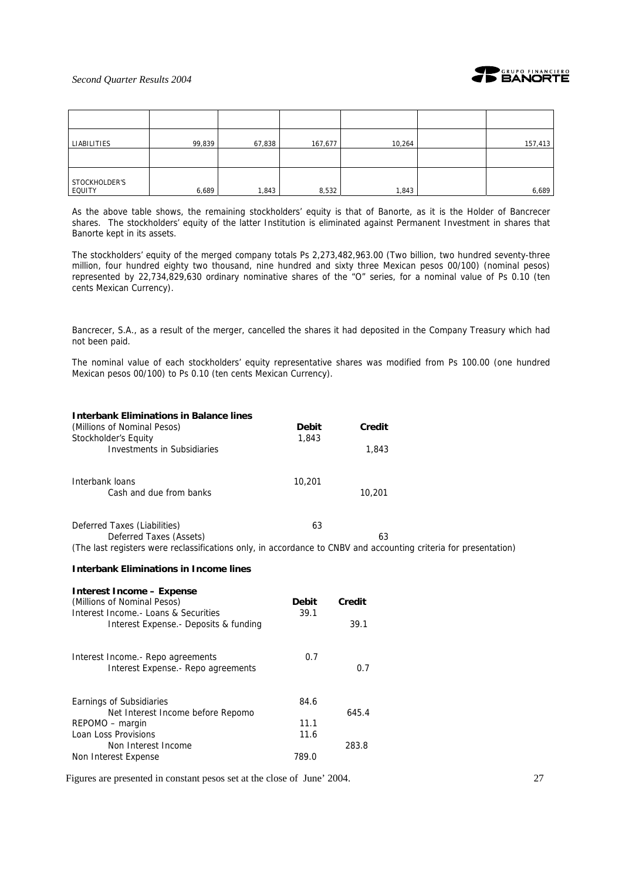| | | | | | | |
|---|---|---|---|---|---|---|
| | | | | | | |
| LIABILITIES | 99,839 | 67,838 | 167,677 | 10,264 | | 157,413 |
| | | | | | | |
| STOCKHOLDER'S EQUITY | 6,689 | 1,843 | 8,532 | 1,843 | | 6,689 |

As the above table shows, the remaining stockholders' equity is that of Banorte, as it is the Holder of Bancrecer shares. The stockholders' equity of the latter Institution is eliminated against Permanent Investment in shares that Banorte kept in its assets.

The stockholders' equity of the merged company totals Ps 2,273,482,963.00 (Two billion, two hundred seventy-three million, four hundred eighty two thousand, nine hundred and sixty three Mexican pesos 00/100) (nominal pesos) represented by 22,734,829,630 ordinary nominative shares of the "O" series, for a nominal value of Ps 0.10 (ten cents Mexican Currency).

Bancrecer, S.A., as a result of the merger, cancelled the shares it had deposited in the Company Treasury which had not been paid.

The nominal value of each stockholders' equity representative shares was modified from Ps 100.00 (one hundred Mexican pesos 00/100) to Ps 0.10 (ten cents Mexican Currency).

**Interbank Eliminations in Balance lines**

| (Millions of Nominal Pesos) | **Debit** | **Credit** |
|---|---|---|
| Stockholder's Equity | 1,843 | |
| Investments in Subsidiaries | | 1,843 |
| | | |
| Interbank loans | 10,201 | |
| Cash and due from banks | | 10,201 |
| | | |
| Deferred Taxes (Liabilities) | 63 | |
| Deferred Taxes (Assets) | | 63 |

(The last registers were reclassifications only, in accordance to CNBV and accounting criteria for presentation)

**Interbank Eliminations in Income lines**

**Interest Income – Expense**

| (Millions of Nominal Pesos) | **Debit** | **Credit** |
|---|---|---|
| Interest Income.- Loans & Securities | 39.1 | |
| Interest Expense.- Deposits & funding | | 39.1 |
| | | |
| Interest Income.- Repo agreements | 0.7 | |
| Interest Expense.- Repo agreements | | 0.7 |
| | | |
| Earnings of Subsidiaries | 84.6 | |
| Net Interest Income before Repomo | | 645.4 |
| REPOMO – margin | 11.1 | |
| Loan Loss Provisions | 11.6 | |
| Non Interest Income | | 283.8 |
| Non Interest Expense | 789.0 | |

Figures are presented in constant pesos set at the close of June' 2004.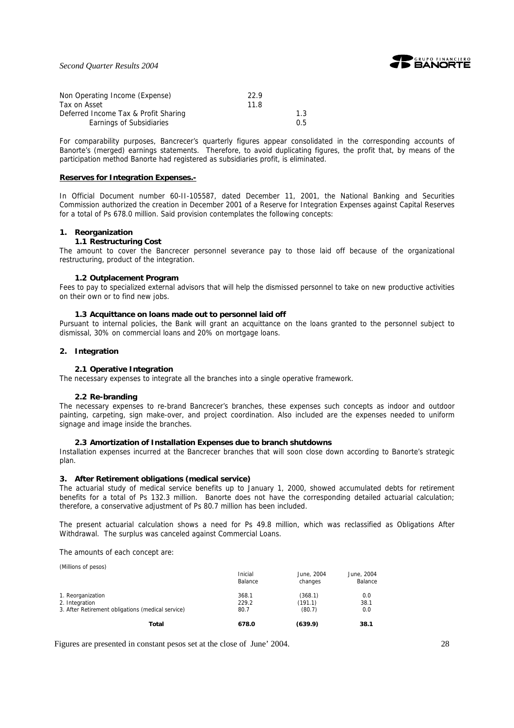| | | |
|---|---|---|
| Non Operating Income (Expense) | 22.9 | |
| Tax on Asset | 11.8 | |
| Deferred Income Tax & Profit Sharing | | 1.3 |
| Earnings of Subsidiaries | | 0.5 |

For comparability purposes, Bancrecer's quarterly figures appear consolidated in the corresponding accounts of Banorte's (merged) earnings statements. Therefore, to avoid duplicating figures, the profit that, by means of the participation method Banorte had registered as subsidiaries profit, is eliminated.

**Reserves for Integration Expenses.-**

In Official Document number 60-II-105587, dated December 11, 2001, the National Banking and Securities Commission authorized the creation in December 2001 of a Reserve for Integration Expenses against Capital Reserves for a total of Ps 678.0 million. Said provision contemplates the following concepts:

**1. Reorganization**

**1.1 Restructuring Cost**

The amount to cover the Bancrecer personnel severance pay to those laid off because of the organizational restructuring, product of the integration.

**1.2 Outplacement Program**

Fees to pay to specialized external advisors that will help the dismissed personnel to take on new productive activities on their own or to find new jobs.

**1.3 Acquittance on loans made out to personnel laid off**

Pursuant to internal policies, the Bank will grant an acquittance on the loans granted to the personnel subject to dismissal, 30% on commercial loans and 20% on mortgage loans.

**2. Integration**

**2.1 Operative Integration**

The necessary expenses to integrate all the branches into a single operative framework.

**2.2 Re-branding**

The necessary expenses to re-brand Bancrecer's branches, these expenses such concepts as indoor and outdoor painting, carpeting, sign make-over, and project coordination. Also included are the expenses needed to uniform signage and image inside the branches.

**2.3 Amortization of Installation Expenses due to branch shutdowns**

Installation expenses incurred at the Bancrecer branches that will soon close down according to Banorte's strategic plan.

**3. After Retirement obligations (medical service)**

The actuarial study of medical service benefits up to January 1, 2000, showed accumulated debts for retirement benefits for a total of Ps 132.3 million. Banorte does not have the corresponding detailed actuarial calculation; therefore, a conservative adjustment of Ps 80.7 million has been included.

The present actuarial calculation shows a need for Ps 49.8 million, which was reclassified as Obligations After Withdrawal. The surplus was canceled against Commercial Loans.

The amounts of each concept are:

(Millions of pesos)

| | Inicial Balance | June, 2004 changes | June, 2004 Balance |
|---|---|---|---|
| 1. Reorganization | 368.1 | (368.1) | 0.0 |
| 2. Integration | 229.2 | (191.1) | 38.1 |
| 3. After Retirement obligations (medical service) | 80.7 | (80.7) | 0.0 |
| **Total** | **678.0** | **(639.9)** | **38.1** |

Figures are presented in constant pesos set at the close of June' 2004.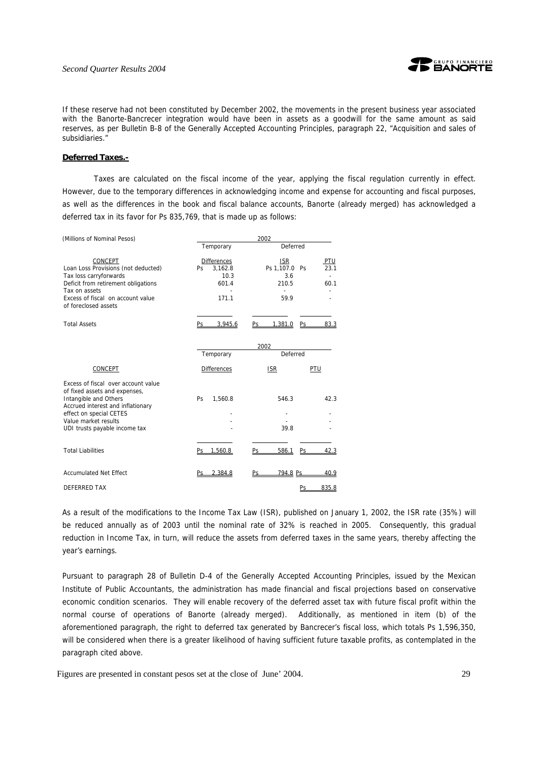If these reserve had not been constituted by December 2002, the movements in the present business year associated with the Banorte-Bancrecer integration would have been in assets as a goodwill for the same amount as said reserves, as per Bulletin B-8 of the Generally Accepted Accounting Principles, paragraph 22, "Acquisition and sales of subsidiaries."

**Deferred Taxes.-**

Taxes are calculated on the fiscal income of the year, applying the fiscal regulation currently in effect. However, due to the temporary differences in acknowledging income and expense for accounting and fiscal purposes, as well as the differences in the book and fiscal balance accounts, Banorte (already merged) has acknowledged a deferred tax in its favor for Ps 835,769, that is made up as follows:

| (Millions of Nominal Pesos) | 2002 | | |
|---|---|---|---|
| | Temporary | Deferred | |
| CONCEPT | Differences | ISR | PTU |
| Loan Loss Provisions (not deducted) | Ps 3,162.8 | Ps 1,107.0 | Ps 23.1 |
| Tax loss carryforwards | 10.3 | 3.6 | - |
| Deficit from retirement obligations | 601.4 | 210.5 | 60.1 |
| Tax on assets | - | - | - |
| Excess of fiscal on account value of foreclosed assets | 171.1 | 59.9 | - |
| Total Assets | Ps 3,945.6 | Ps 1,381.0 | Ps 83.3 |

| | 2002 | | |
|---|---|---|---|
| | Temporary | Deferred | |
| CONCEPT | Differences | ISR | PTU |
| Excess of fiscal over account value of fixed assets and expenses, Intangible and Others | Ps 1,560.8 | 546.3 | 42.3 |
| Accrued interest and inflationary effect on special CETES | - | - | - |
| Value market results | - | - | - |
| UDI trusts payable income tax | - | 39.8 | - |
| Total Liabilities | Ps 1,560.8 | Ps 586.1 | Ps 42.3 |
| Accumulated Net Effect | Ps 2,384.8 | Ps 794.8 | Ps 40.9 |
| DEFERRED TAX | | | Ps 835.8 |

As a result of the modifications to the Income Tax Law (ISR), published on January 1, 2002, the ISR rate (35%) will be reduced annually as of 2003 until the nominal rate of 32% is reached in 2005. Consequently, this gradual reduction in Income Tax, in turn, will reduce the assets from deferred taxes in the same years, thereby affecting the year's earnings.

Pursuant to paragraph 28 of Bulletin D-4 of the Generally Accepted Accounting Principles, issued by the Mexican Institute of Public Accountants, the administration has made financial and fiscal projections based on conservative economic condition scenarios. They will enable recovery of the deferred asset tax with future fiscal profit within the normal course of operations of Banorte (already merged). Additionally, as mentioned in item (b) of the aforementioned paragraph, the right to deferred tax generated by Bancrecer's fiscal loss, which totals Ps 1,596,350, will be considered when there is a greater likelihood of having sufficient future taxable profits, as contemplated in the paragraph cited above.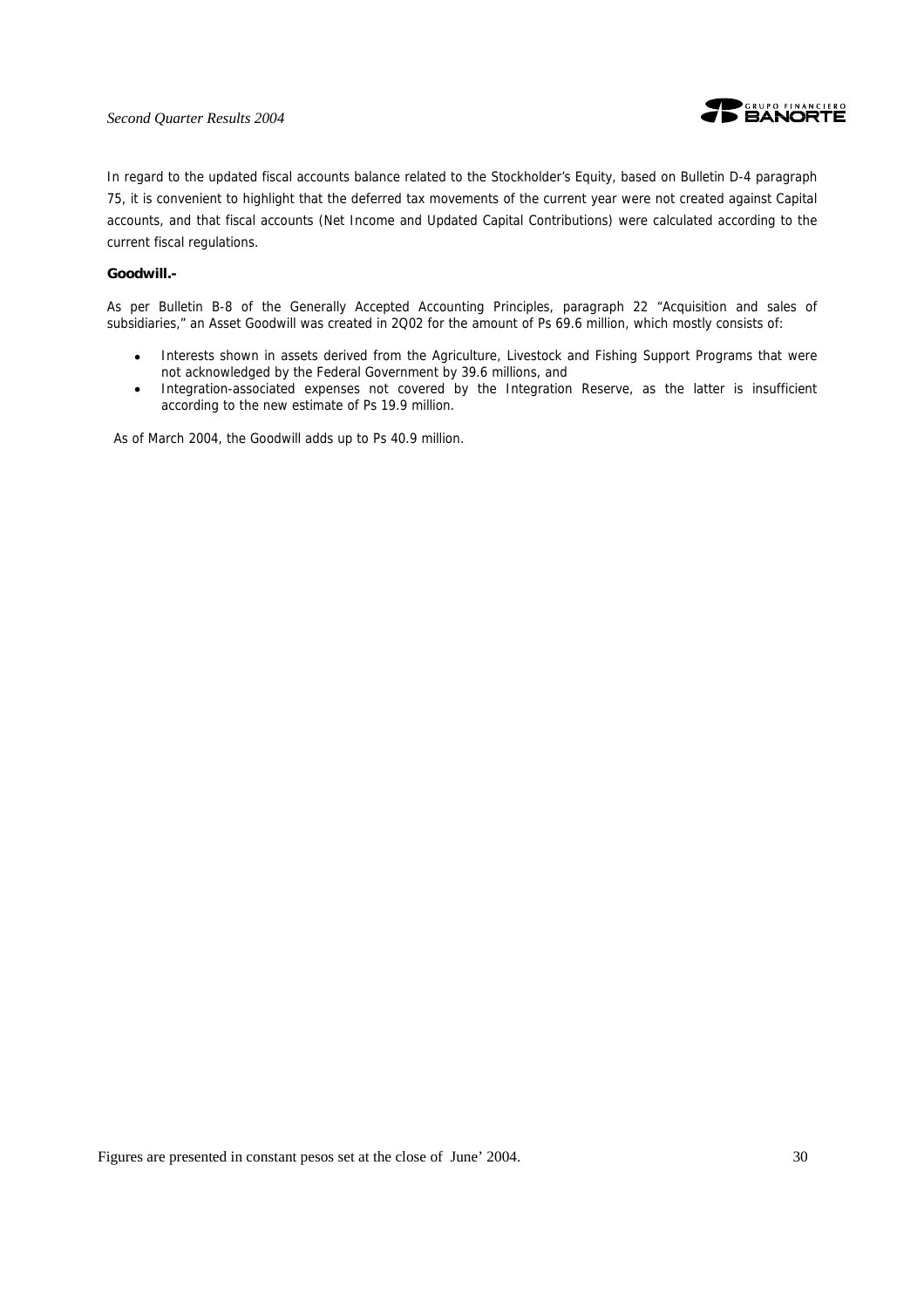In regard to the updated fiscal accounts balance related to the Stockholder's Equity, based on Bulletin D-4 paragraph 75, it is convenient to highlight that the deferred tax movements of the current year were not created against Capital accounts, and that fiscal accounts (Net Income and Updated Capital Contributions) were calculated according to the current fiscal regulations.

**Goodwill.-**

As per Bulletin B-8 of the Generally Accepted Accounting Principles, paragraph 22 "Acquisition and sales of subsidiaries," an Asset Goodwill was created in 2Q02 for the amount of Ps 69.6 million, which mostly consists of:

- Interests shown in assets derived from the Agriculture, Livestock and Fishing Support Programs that were not acknowledged by the Federal Government by 39.6 millions, and
- Integration-associated expenses not covered by the Integration Reserve, as the latter is insufficient according to the new estimate of Ps 19.9 million.

As of March 2004, the Goodwill adds up to Ps 40.9 million.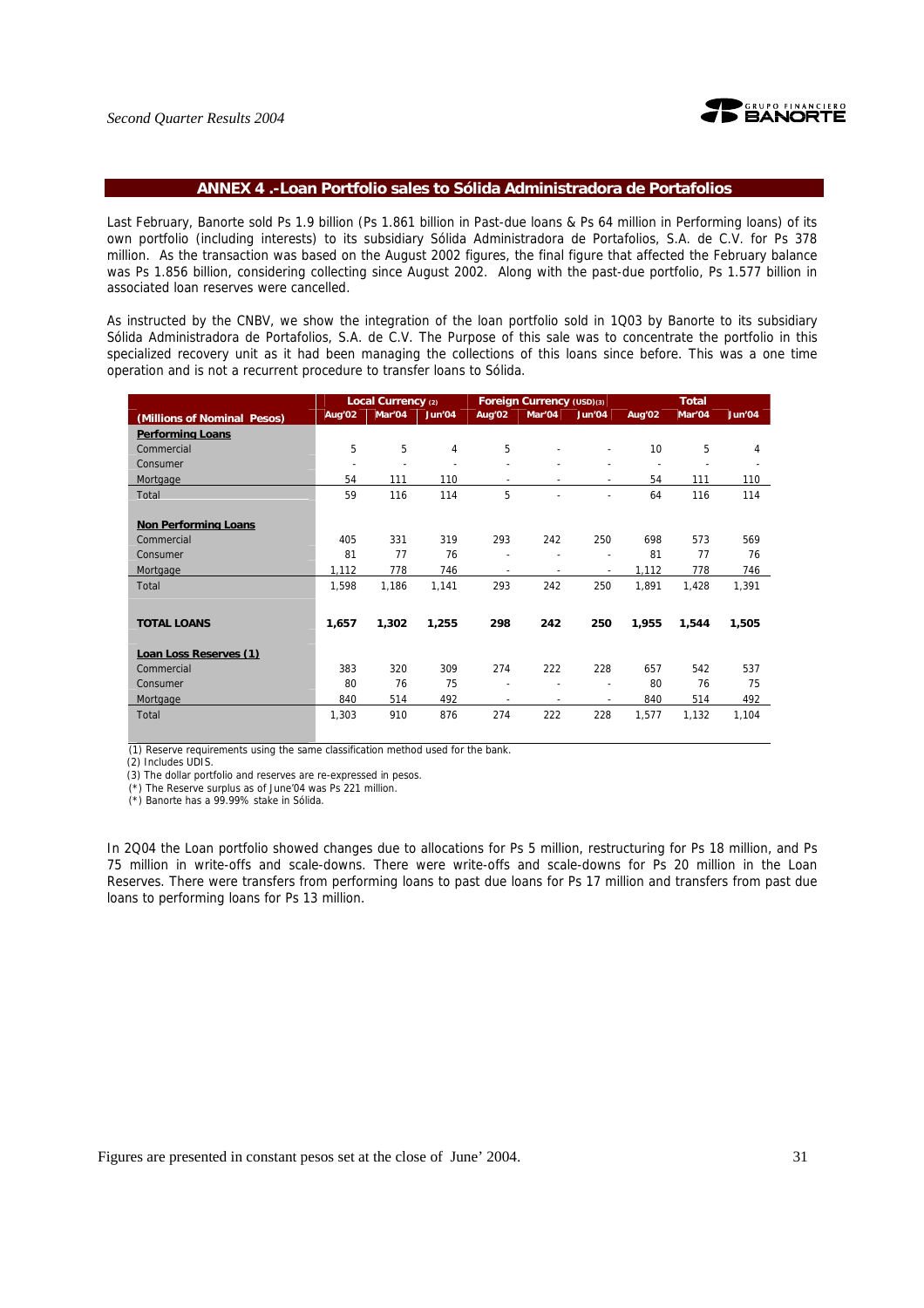## ANNEX 4 .-Loan Portfolio sales to Sólida Administradora de Portafolios

Last February, Banorte sold Ps 1.9 billion (Ps 1.861 billion in Past-due loans & Ps 64 million in Performing loans) of its own portfolio (including interests) to its subsidiary Sólida Administradora de Portafolios, S.A. de C.V. for Ps 378 million. As the transaction was based on the August 2002 figures, the final figure that affected the February balance was Ps 1.856 billion, considering collecting since August 2002. Along with the past-due portfolio, Ps 1.577 billion in associated loan reserves were cancelled.

As instructed by the CNBV, we show the integration of the loan portfolio sold in 1Q03 by Banorte to its subsidiary Sólida Administradora de Portafolios, S.A. de C.V. The Purpose of this sale was to concentrate the portfolio in this specialized recovery unit as it had been managing the collections of this loans since before. This was a one time operation and is not a recurrent procedure to transfer loans to Sólida.

| (Millions of Nominal Pesos) | Local Currency (2) | | | Foreign Currency (USD)(3) | | | Total | | |
|---|---|---|---|---|---|---|---|---|---|
| | Aug'02 | Mar'04 | Jun'04 | Aug'02 | Mar'04 | Jun'04 | Aug'02 | Mar'04 | Jun'04 |
| **Performing Loans** | | | | | | | | | |
| Commercial | 5 | 5 | 4 | 5 | - | - | 10 | 5 | 4 |
| Consumer | - | - | - | - | - | - | - | - | - |
| Mortgage | 54 | 111 | 110 | - | - | - | 54 | 111 | 110 |
| Total | 59 | 116 | 114 | 5 | - | - | 64 | 116 | 114 |
| **Non Performing Loans** | | | | | | | | | |
| Commercial | 405 | 331 | 319 | 293 | 242 | 250 | 698 | 573 | 569 |
| Consumer | 81 | 77 | 76 | - | - | - | 81 | 77 | 76 |
| Mortgage | 1,112 | 778 | 746 | - | - | - | 1,112 | 778 | 746 |
| Total | 1,598 | 1,186 | 1,141 | 293 | 242 | 250 | 1,891 | 1,428 | 1,391 |
| **TOTAL LOANS** | **1,657** | **1,302** | **1,255** | **298** | **242** | **250** | **1,955** | **1,544** | **1,505** |
| **Loan Loss Reserves (1)** | | | | | | | | | |
| Commercial | 383 | 320 | 309 | 274 | 222 | 228 | 657 | 542 | 537 |
| Consumer | 80 | 76 | 75 | - | - | - | 80 | 76 | 75 |
| Mortgage | 840 | 514 | 492 | - | - | - | 840 | 514 | 492 |
| Total | 1,303 | 910 | 876 | 274 | 222 | 228 | 1,577 | 1,132 | 1,104 |

(1) Reserve requirements using the same classification method used for the bank.
(2) Includes UDIS.
(3) The dollar portfolio and reserves are re-expressed in pesos.
(*) The Reserve surplus as of June'04 was Ps 221 million.
(*) Banorte has a 99.99% stake in Sólida.

In 2Q04 the Loan portfolio showed changes due to allocations for Ps 5 million, restructuring for Ps 18 million, and Ps 75 million in write-offs and scale-downs. There were write-offs and scale-downs for Ps 20 million in the Loan Reserves. There were transfers from performing loans to past due loans for Ps 17 million and transfers from past due loans to performing loans for Ps 13 million.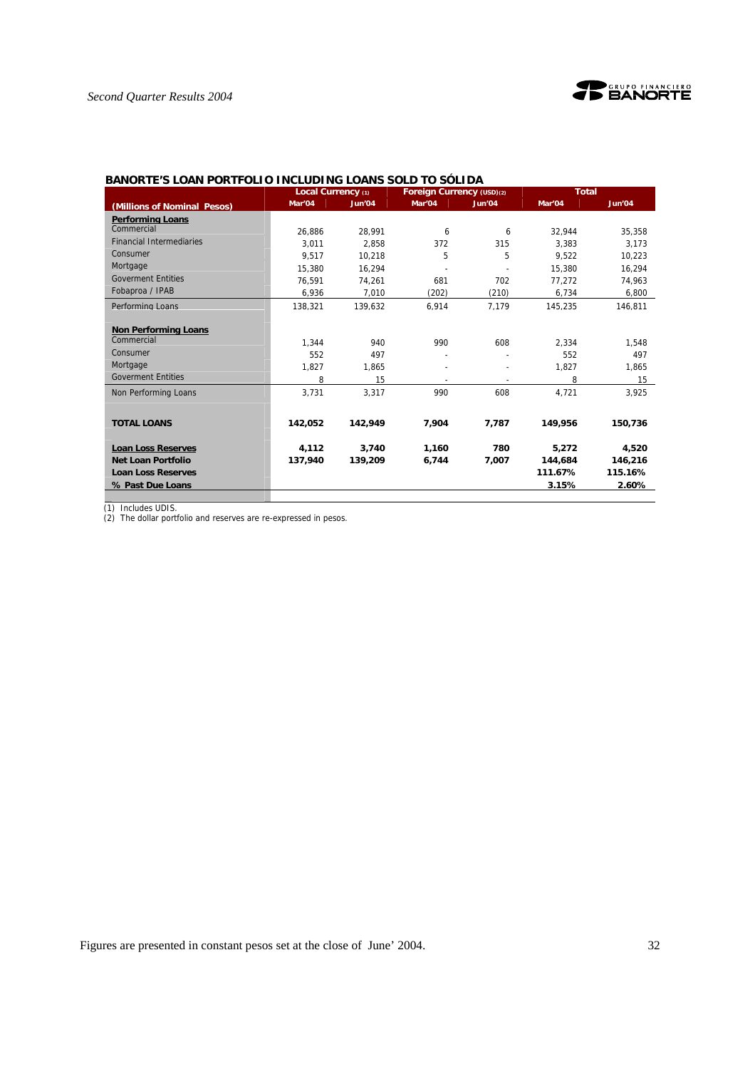## BANORTE'S LOAN PORTFOLIO INCLUDING LOANS SOLD TO SÓLIDA

| (Millions of Nominal Pesos) | Local Currency (1) | | Foreign Currency (USD)(2) | | Total | |
|---|---|---|---|---|---|---|
| | Mar'04 | Jun'04 | Mar'04 | Jun'04 | Mar'04 | Jun'04 |
| **Performing Loans** | | | | | | |
| Commercial | 26,886 | 28,991 | 6 | 6 | 32,944 | 35,358 |
| Financial Intermediaries | 3,011 | 2,858 | 372 | 315 | 3,383 | 3,173 |
| Consumer | 9,517 | 10,218 | 5 | 5 | 9,522 | 10,223 |
| Mortgage | 15,380 | 16,294 | - | - | 15,380 | 16,294 |
| Goverment Entities | 76,591 | 74,261 | 681 | 702 | 77,272 | 74,963 |
| Fobaproa / IPAB | 6,936 | 7,010 | (202) | (210) | 6,734 | 6,800 |
| Performing Loans | 138,321 | 139,632 | 6,914 | 7,179 | 145,235 | 146,811 |
| **Non Performing Loans** | | | | | | |
| Commercial | 1,344 | 940 | 990 | 608 | 2,334 | 1,548 |
| Consumer | 552 | 497 | - | - | 552 | 497 |
| Mortgage | 1,827 | 1,865 | - | - | 1,827 | 1,865 |
| Goverment Entities | 8 | 15 | - | - | 8 | 15 |
| Non Performing Loans | 3,731 | 3,317 | 990 | 608 | 4,721 | 3,925 |
| **TOTAL LOANS** | **142,052** | **142,949** | **7,904** | **7,787** | **149,956** | **150,736** |
| **Loan Loss Reserves** | **4,112** | **3,740** | **1,160** | **780** | **5,272** | **4,520** |
| **Net Loan Portfolio** | **137,940** | **139,209** | **6,744** | **7,007** | **144,684** | **146,216** |
| **Loan Loss Reserves** | | | | | **111.67%** | **115.16%** |
| **% Past Due Loans** | | | | | **3.15%** | **2.60%** |

(1) Includes UDIS.
(2) The dollar portfolio and reserves are re-expressed in pesos.

Figures are presented in constant pesos set at the close of June' 2004.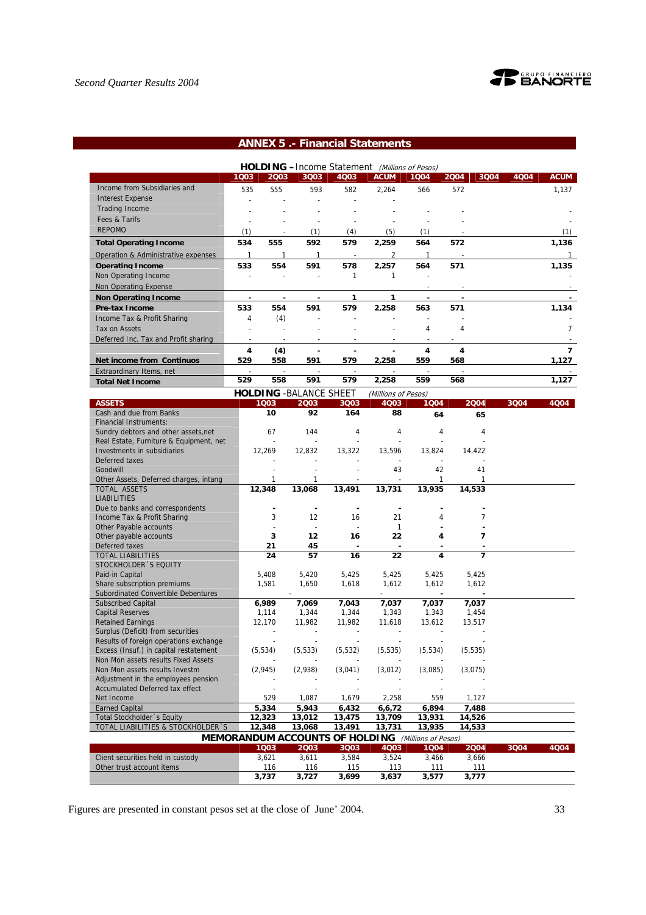## ANNEX 5 .- Financial Statements

**HOLDING – Income Statement** *(Millions of Pesos)*

| | 1Q03 | 2Q03 | 3Q03 | 4Q03 | ACUM | 1Q04 | 2Q04 | 3Q04 | 4Q04 | ACUM |
|---|---|---|---|---|---|---|---|---|---|---|
| Income from Subsidiaries and | 535 | 555 | 593 | 582 | 2,264 | 566 | 572 | | | 1,137 |
| Interest Expense | - | - | - | - | - | | | | | |
| Trading Income | - | - | - | - | - | - | - | | | - |
| Fees & Tarifs | - | - | - | - | - | - | - | | | - |
| REPOMO | (1) | - | (1) | (4) | (5) | (1) | - | | | (1) |
| **Total Operating Income** | **534** | **555** | **592** | **579** | **2,259** | **564** | **572** | | | **1,136** |
| Operation & Administrative expenses | 1 | 1 | 1 | - | 2 | 1 | - | | | 1 |
| **Operating Income** | **533** | **554** | **591** | **578** | **2,257** | **564** | **571** | | | **1,135** |
| Non Operating Income | - | - | - | 1 | 1 | - | | | | - |
| Non Operating Expense | | | | | | - | - | | | - |
| **Non Operating Income** | **-** | **-** | **-** | **1** | **1** | **-** | **-** | | | **-** |
| **Pre-tax Income** | **533** | **554** | **591** | **579** | **2,258** | **563** | **571** | | | **1,134** |
| Income Tax & Profit Sharing | 4 | (4) | - | - | - | - | - | | | - |
| Tax on Assets | - | - | - | - | - | 4 | 4 | | | 7 |
| Deferred Inc. Tax and Profit sharing | - | - | - | - | - | - | - | | | - |
| | **4** | **(4)** | **-** | **-** | **-** | **4** | **4** | | | **7** |
| **Net income from Continuos** | **529** | **558** | **591** | **579** | **2,258** | **559** | **568** | | | **1,127** |
| Extraordinary Items, net | - | - | - | - | - | - | - | | | - |
| **Total Net Income** | **529** | **558** | **591** | **579** | **2,258** | **559** | **568** | | | **1,127** |

**HOLDING - BALANCE SHEET** *(Millions of Pesos)*

| ASSETS | 1Q03 | 2Q03 | 3Q03 | 4Q03 | 1Q04 | 2Q04 | 3Q04 | 4Q04 |
|---|---|---|---|---|---|---|---|---|
| Cash and due from Banks | **10** | **92** | **164** | **88** | **64** | **65** | | |
| Financial Instruments: | | | | | | | | |
| Sundry debtors and other assets,net | 67 | 144 | 4 | 4 | 4 | 4 | | |
| Real Estate, Furniture & Equipment, net | - | - | - | - | - | - | | |
| Investments in subsidiaries | 12,269 | 12,832 | 13,322 | 13,596 | 13,824 | 14,422 | | |
| Deferred taxes | - | - | - | - | - | - | | |
| Goodwill | - | - | - | 43 | 42 | 41 | | |
| Other Assets, Deferred charges, intang | 1 | 1 | - | - | 1 | 1 | | |
| TOTAL ASSETS | **12,348** | **13,068** | **13,491** | **13,731** | **13,935** | **14,533** | | |
| LIABILITIES | | | | | | | | |
| Due to banks and correspondents | - | - | - | - | - | - | | |
| Income Tax & Profit Sharing | 3 | 12 | 16 | 21 | 4 | 7 | | |
| Other Payable accounts | - | - | - | 1 | - | - | | |
| Other payable accounts | **3** | **12** | **16** | **22** | **4** | **7** | | |
| Deferred taxes | **21** | **45** | **-** | **-** | **-** | **-** | | |
| TOTAL LIABILITIES | **24** | **57** | **16** | **22** | **4** | **7** | | |
| STOCKHOLDER´S EQUITY | | | | | | | | |
| Paid-in Capital | 5,408 | 5,420 | 5,425 | 5,425 | 5,425 | 5,425 | | |
| Share subscription premiums | 1,581 | 1,650 | 1,618 | 1,612 | 1,612 | 1,612 | | |
| Subordinated Convertible Debentures | | - | | - | - | - | | |
| Subscribed Capital | **6,989** | **7,069** | **7,043** | **7,037** | **7,037** | **7,037** | | |
| Capital Reserves | 1,114 | 1,344 | 1,344 | 1,343 | 1,343 | 1,454 | | |
| Retained Earnings | 12,170 | 11,982 | 11,982 | 11,618 | 13,612 | 13,517 | | |
| Surplus (Deficit) from securities | - | - | - | - | - | - | | |
| Results of foreign operations exchange | - | - | - | - | - | - | | |
| Excess (Insuf.) in capital restatement | (5,534) | (5,533) | (5,532) | (5,535) | (5,534) | (5,535) | | |
| Non Mon assets results Fixed Assets | - | - | - | - | - | - | | |
| Non Mon assets results Investm | (2,945) | (2,938) | (3,041) | (3,012) | (3,085) | (3,075) | | |
| Adjustment in the employees pension | - | - | - | - | - | - | | |
| Accumulated Deferred tax effect | - | - | - | - | - | - | | |
| Net Income | 529 | 1,087 | 1,679 | 2,258 | 559 | 1,127 | | |
| Earned Capital | **5,334** | **5,943** | **6,432** | **6,6,72** | **6,894** | **7,488** | | |
| Total Stockholder´s Equity | **12,323** | **13,012** | **13,475** | **13,709** | **13,931** | **14,526** | | |
| TOTAL LIABILITIES & STOCKHOLDER´S | **12,348** | **13,068** | **13,491** | **13,731** | **13,935** | **14,533** | | |

**MEMORANDUM ACCOUNTS OF HOLDING** *(Millions of Pesos)*

| | 1Q03 | 2Q03 | 3Q03 | 4Q03 | 1Q04 | 2Q04 | 3Q04 | 4Q04 |
|---|---|---|---|---|---|---|---|---|
| Client securities held in custody | 3,621 | 3,611 | 3,584 | 3,524 | 3,466 | 3,666 | | |
| Other trust account items | 116 | 116 | 115 | 113 | 111 | 111 | | |
| | **3,737** | **3,727** | **3,699** | **3,637** | **3,577** | **3,777** | | |

Figures are presented in constant pesos set at the close of June' 2004.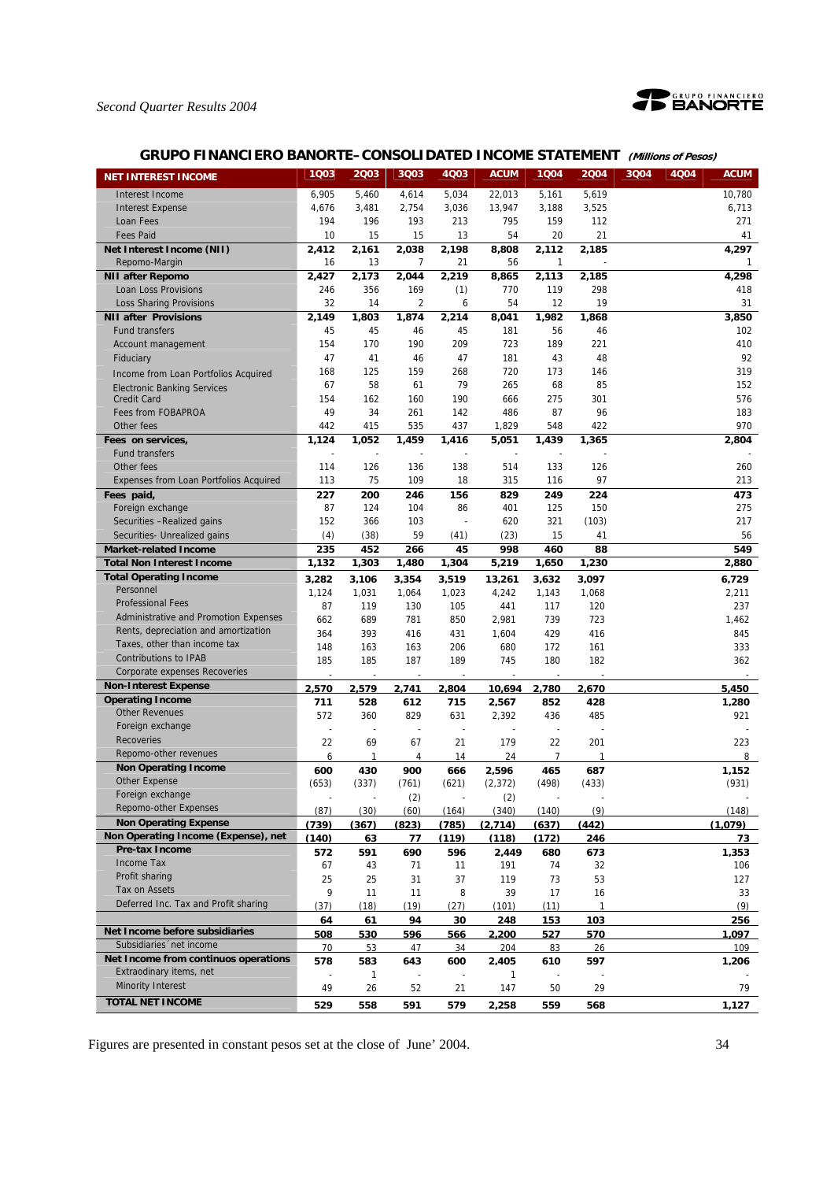## GRUPO FINANCIERO BANORTE– CONSOLIDATED INCOME STATEMENT *(Millions of Pesos)*

| NET INTEREST INCOME | 1Q03 | 2Q03 | 3Q03 | 4Q03 | ACUM | 1Q04 | 2Q04 | 3Q04 | 4Q04 | ACUM |
|---|---|---|---|---|---|---|---|---|---|---|
| Interest Income | 6,905 | 5,460 | 4,614 | 5,034 | 22,013 | 5,161 | 5,619 | | | 10,780 |
| Interest Expense | 4,676 | 3,481 | 2,754 | 3,036 | 13,947 | 3,188 | 3,525 | | | 6,713 |
| Loan Fees | 194 | 196 | 193 | 213 | 795 | 159 | 112 | | | 271 |
| Fees Paid | 10 | 15 | 15 | 13 | 54 | 20 | 21 | | | 41 |
| **Net Interest Income (NII)** | **2,412** | **2,161** | **2,038** | **2,198** | **8,808** | **2,112** | **2,185** | | | **4,297** |
| Repomo-Margin | 16 | 13 | 7 | 21 | 56 | 1 | - | | | 1 |
| **NII after Repomo** | **2,427** | **2,173** | **2,044** | **2,219** | **8,865** | **2,113** | **2,185** | | | **4,298** |
| Loan Loss Provisions | 246 | 356 | 169 | (1) | 770 | 119 | 298 | | | 418 |
| Loss Sharing Provisions | 32 | 14 | 2 | 6 | 54 | 12 | 19 | | | 31 |
| **NII after Provisions** | **2,149** | **1,803** | **1,874** | **2,214** | **8,041** | **1,982** | **1,868** | | | **3,850** |
| Fund transfers | 45 | 45 | 46 | 45 | 181 | 56 | 46 | | | 102 |
| Account management | 154 | 170 | 190 | 209 | 723 | 189 | 221 | | | 410 |
| Fiduciary | 47 | 41 | 46 | 47 | 181 | 43 | 48 | | | 92 |
| Income from Loan Portfolios Acquired | 168 | 125 | 159 | 268 | 720 | 173 | 146 | | | 319 |
| Electronic Banking Services | 67 | 58 | 61 | 79 | 265 | 68 | 85 | | | 152 |
| Credit Card | 154 | 162 | 160 | 190 | 666 | 275 | 301 | | | 576 |
| Fees from FOBAPROA | 49 | 34 | 261 | 142 | 486 | 87 | 96 | | | 183 |
| Other fees | 442 | 415 | 535 | 437 | 1,829 | 548 | 422 | | | 970 |
| **Fees on services,** | **1,124** | **1,052** | **1,459** | **1,416** | **5,051** | **1,439** | **1,365** | | | **2,804** |
| Fund transfers | - | - | - | - | - | - | - | | | - |
| Other fees | 114 | 126 | 136 | 138 | 514 | 133 | 126 | | | 260 |
| Expenses from Loan Portfolios Acquired | 113 | 75 | 109 | 18 | 315 | 116 | 97 | | | 213 |
| **Fees paid,** | **227** | **200** | **246** | **156** | **829** | **249** | **224** | | | **473** |
| Foreign exchange | 87 | 124 | 104 | 86 | 401 | 125 | 150 | | | 275 |
| Securities –Realized gains | 152 | 366 | 103 | - | 620 | 321 | (103) | | | 217 |
| Securities- Unrealized gains | (4) | (38) | 59 | (41) | (23) | 15 | 41 | | | 56 |
| **Market-related Income** | **235** | **452** | **266** | **45** | **998** | **460** | **88** | | | **549** |
| **Total Non Interest Income** | **1,132** | **1,303** | **1,480** | **1,304** | **5,219** | **1,650** | **1,230** | | | **2,880** |
| **Total Operating Income** | **3,282** | **3,106** | **3,354** | **3,519** | **13,261** | **3,632** | **3,097** | | | **6,729** |
| Personnel | 1,124 | 1,031 | 1,064 | 1,023 | 4,242 | 1,143 | 1,068 | | | 2,211 |
| Professional Fees | 87 | 119 | 130 | 105 | 441 | 117 | 120 | | | 237 |
| Administrative and Promotion Expenses | 662 | 689 | 781 | 850 | 2,981 | 739 | 723 | | | 1,462 |
| Rents, depreciation and amortization | 364 | 393 | 416 | 431 | 1,604 | 429 | 416 | | | 845 |
| Taxes, other than income tax | 148 | 163 | 163 | 206 | 680 | 172 | 161 | | | 333 |
| Contributions to IPAB | 185 | 185 | 187 | 189 | 745 | 180 | 182 | | | 362 |
| Corporate expenses Recoveries | - | - | - | - | - | - | - | | | - |
| **Non-Interest Expense** | **2,570** | **2,579** | **2,741** | **2,804** | **10,694** | **2,780** | **2,670** | | | **5,450** |
| **Operating Income** | **711** | **528** | **612** | **715** | **2,567** | **852** | **428** | | | **1,280** |
| Other Revenues | 572 | 360 | 829 | 631 | 2,392 | 436 | 485 | | | 921 |
| Foreign exchange | - | - | - | - | - | - | - | | | - |
| Recoveries | 22 | 69 | 67 | 21 | 179 | 22 | 201 | | | 223 |
| Repomo-other revenues | 6 | 1 | 4 | 14 | 24 | 7 | 1 | | | 8 |
| **Non Operating Income** | **600** | **430** | **900** | **666** | **2,596** | **465** | **687** | | | **1,152** |
| Other Expense | (653) | (337) | (761) | (621) | (2,372) | (498) | (433) | | | (931) |
| Foreign exchange | - | - | (2) | - | (2) | - | - | | | - |
| Repomo-other Expenses | (87) | (30) | (60) | (164) | (340) | (140) | (9) | | | (148) |
| **Non Operating Expense** | **(739)** | **(367)** | **(823)** | **(785)** | **(2,714)** | **(637)** | **(442)** | | | **(1,079)** |
| **Non Operating Income (Expense), net** | **(140)** | **63** | **77** | **(119)** | **(118)** | **(172)** | **246** | | | **73** |
| **Pre-tax Income** | **572** | **591** | **690** | **596** | **2,449** | **680** | **673** | | | **1,353** |
| Income Tax | 67 | 43 | 71 | 11 | 191 | 74 | 32 | | | 106 |
| Profit sharing | 25 | 25 | 31 | 37 | 119 | 73 | 53 | | | 127 |
| Tax on Assets | 9 | 11 | 11 | 8 | 39 | 17 | 16 | | | 33 |
| Deferred Inc. Tax and Profit sharing | (37) | (18) | (19) | (27) | (101) | (11) | 1 | | | (9) |
| | 64 | 61 | 94 | 30 | 248 | 153 | 103 | | | 256 |
| **Net Income before subsidiaries** | **508** | **530** | **596** | **566** | **2,200** | **527** | **570** | | | **1,097** |
| Subsidiaries´ net income | 70 | 53 | 47 | 34 | 204 | 83 | 26 | | | 109 |
| **Net Income from continuos operations** | **578** | **583** | **643** | **600** | **2,405** | **610** | **597** | | | **1,206** |
| Extraodinary items, net | - | 1 | - | - | 1 | - | - | | | - |
| Minority Interest | 49 | 26 | 52 | 21 | 147 | 50 | 29 | | | 79 |
| **TOTAL NET INCOME** | **529** | **558** | **591** | **579** | **2,258** | **559** | **568** | | | **1,127** |

Figures are presented in constant pesos set at the close of June' 2004.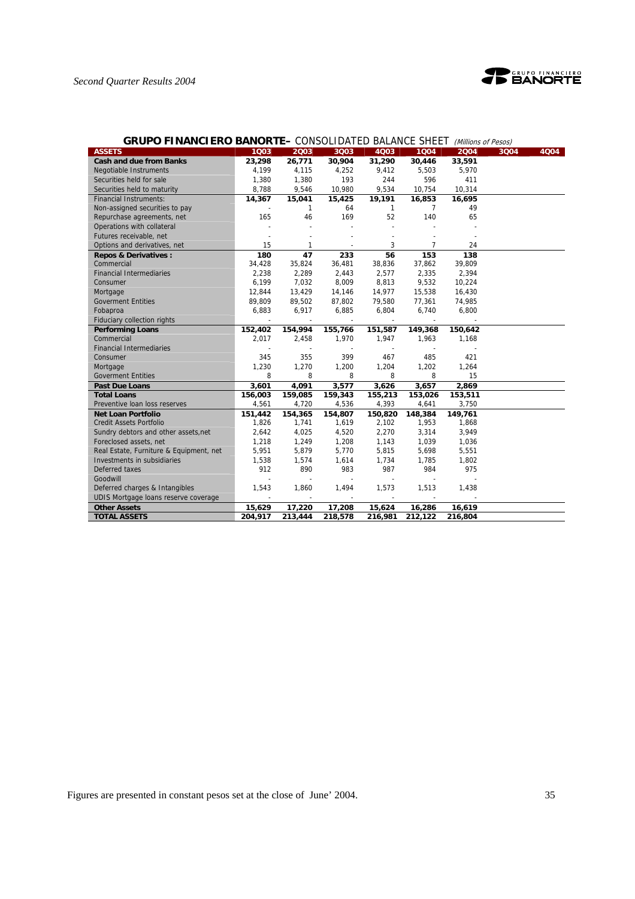**GRUPO FINANCIERO BANORTE–** CONSOLIDATED BALANCE SHEET *(Millions of Pesos)*

| ASSETS | 1Q03 | 2Q03 | 3Q03 | 4Q03 | 1Q04 | 2Q04 | 3Q04 | 4Q04 |
|---|---|---|---|---|---|---|---|---|
| **Cash and due from Banks** | **23,298** | **26,771** | **30,904** | **31,290** | **30,446** | **33,591** | | |
| Negotiable Instruments | 4,199 | 4,115 | 4,252 | 9,412 | 5,503 | 5,970 | | |
| Securities held for sale | 1,380 | 1,380 | 193 | 244 | 596 | 411 | | |
| Securities held to maturity | 8,788 | 9,546 | 10,980 | 9,534 | 10,754 | 10,314 | | |
| Financial Instruments: | **14,367** | **15,041** | **15,425** | **19,191** | **16,853** | **16,695** | | |
| Non-assigned securities to pay | - | 1 | 64 | 1 | 7 | 49 | | |
| Repurchase agreements, net | 165 | 46 | 169 | 52 | 140 | 65 | | |
| Operations with collateral | - | - | - | - | - | - | | |
| Futures receivable, net | - | - | - | - | - | - | | |
| Options and derivatives, net | 15 | 1 | - | 3 | 7 | 24 | | |
| **Repos & Derivatives :** | **180** | **47** | **233** | **56** | **153** | **138** | | |
| Commercial | 34,428 | 35,824 | 36,481 | 38,836 | 37,862 | 39,809 | | |
| Financial Intermediaries | 2,238 | 2,289 | 2,443 | 2,577 | 2,335 | 2,394 | | |
| Consumer | 6,199 | 7,032 | 8,009 | 8,813 | 9,532 | 10,224 | | |
| Mortgage | 12,844 | 13,429 | 14,146 | 14,977 | 15,538 | 16,430 | | |
| Goverment Entities | 89,809 | 89,502 | 87,802 | 79,580 | 77,361 | 74,985 | | |
| Fobaproa | 6,883 | 6,917 | 6,885 | 6,804 | 6,740 | 6,800 | | |
| Fiduciary collection rights | - | - | - | - | - | - | | |
| **Performing Loans** | **152,402** | **154,994** | **155,766** | **151,587** | **149,368** | **150,642** | | |
| Commercial | 2,017 | 2,458 | 1,970 | 1,947 | 1,963 | 1,168 | | |
| Financial Intermediaries | - | - | - | - | - | - | | |
| Consumer | 345 | 355 | 399 | 467 | 485 | 421 | | |
| Mortgage | 1,230 | 1,270 | 1,200 | 1,204 | 1,202 | 1,264 | | |
| Goverment Entities | 8 | 8 | 8 | 8 | 8 | 15 | | |
| **Past Due Loans** | **3,601** | **4,091** | **3,577** | **3,626** | **3,657** | **2,869** | | |
| **Total Loans** | **156,003** | **159,085** | **159,343** | **155,213** | **153,026** | **153,511** | | |
| Preventive loan loss reserves | 4,561 | 4,720 | 4,536 | 4,393 | 4,641 | 3,750 | | |
| **Net Loan Portfolio** | **151,442** | **154,365** | **154,807** | **150,820** | **148,384** | **149,761** | | |
| Credit Assets Portfolio | 1,826 | 1,741 | 1,619 | 2,102 | 1,953 | 1,868 | | |
| Sundry debtors and other assets,net | 2,642 | 4,025 | 4,520 | 2,270 | 3,314 | 3,949 | | |
| Foreclosed assets, net | 1,218 | 1,249 | 1,208 | 1,143 | 1,039 | 1,036 | | |
| Real Estate, Furniture & Equipment, net | 5,951 | 5,879 | 5,770 | 5,815 | 5,698 | 5,551 | | |
| Investments in subsidiaries | 1,538 | 1,574 | 1,614 | 1,734 | 1,785 | 1,802 | | |
| Deferred taxes | 912 | 890 | 983 | 987 | 984 | 975 | | |
| Goodwill | - | - | - | - | - | - | | |
| Deferred charges & Intangibles | 1,543 | 1,860 | 1,494 | 1,573 | 1,513 | 1,438 | | |
| UDIS Mortgage loans reserve coverage | - | - | - | - | - | - | | |
| **Other Assets** | **15,629** | **17,220** | **17,208** | **15,624** | **16,286** | **16,619** | | |
| **TOTAL ASSETS** | **204,917** | **213,444** | **218,578** | **216,981** | **212,122** | **216,804** | | |

Figures are presented in constant pesos set at the close of June' 2004.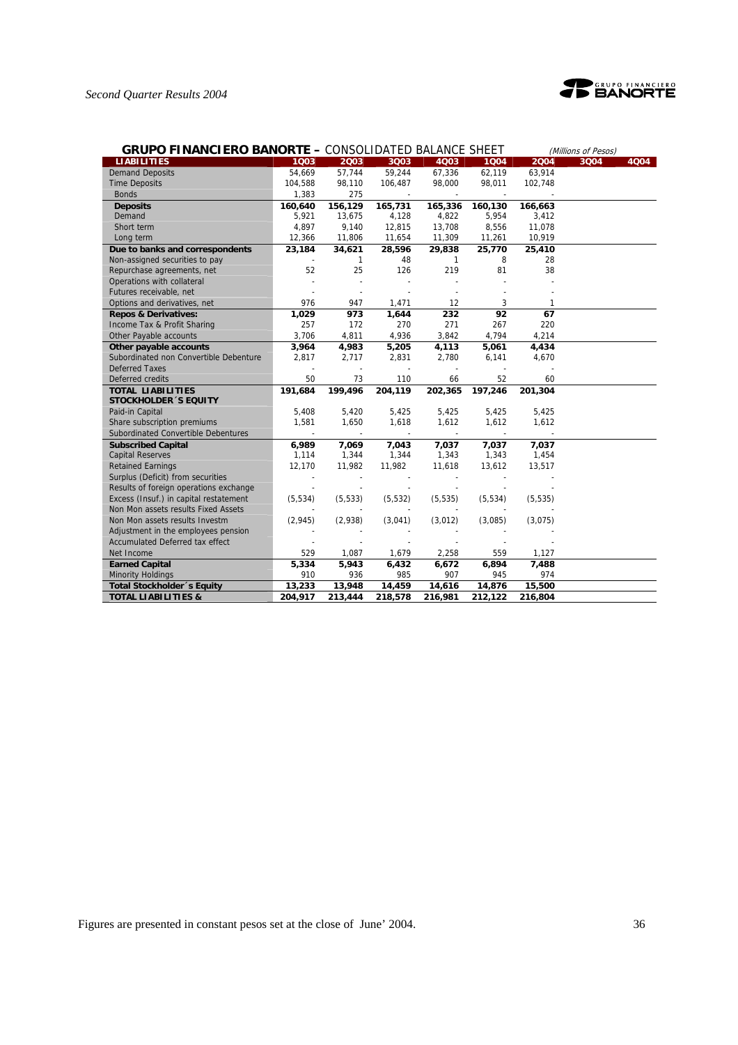## GRUPO FINANCIERO BANORTE – CONSOLIDATED BALANCE SHEET

*(Millions of Pesos)*

| LIABILITIES | 1Q03 | 2Q03 | 3Q03 | 4Q03 | 1Q04 | 2Q04 | 3Q04 | 4Q04 |
|---|---|---|---|---|---|---|---|---|
| Demand Deposits | 54,669 | 57,744 | 59,244 | 67,336 | 62,119 | 63,914 | | |
| Time Deposits | 104,588 | 98,110 | 106,487 | 98,000 | 98,011 | 102,748 | | |
| Bonds | 1,383 | 275 | - | - | - | - | | |
| **Deposits** | **160,640** | **156,129** | **165,731** | **165,336** | **160,130** | **166,663** | | |
| Demand | 5,921 | 13,675 | 4,128 | 4,822 | 5,954 | 3,412 | | |
| Short term | 4,897 | 9,140 | 12,815 | 13,708 | 8,556 | 11,078 | | |
| Long term | 12,366 | 11,806 | 11,654 | 11,309 | 11,261 | 10,919 | | |
| **Due to banks and correspondents** | **23,184** | **34,621** | **28,596** | **29,838** | **25,770** | **25,410** | | |
| Non-assigned securities to pay | - | 1 | 48 | 1 | 8 | 28 | | |
| Repurchase agreements, net | 52 | 25 | 126 | 219 | 81 | 38 | | |
| Operations with collateral | - | - | - | - | - | - | | |
| Futures receivable, net | - | - | - | - | - | - | | |
| Options and derivatives, net | 976 | 947 | 1,471 | 12 | 3 | 1 | | |
| **Repos & Derivatives:** | **1,029** | **973** | **1,644** | **232** | **92** | **67** | | |
| Income Tax & Profit Sharing | 257 | 172 | 270 | 271 | 267 | 220 | | |
| Other Payable accounts | 3,706 | 4,811 | 4,936 | 3,842 | 4,794 | 4,214 | | |
| **Other payable accounts** | **3,964** | **4,983** | **5,205** | **4,113** | **5,061** | **4,434** | | |
| Subordinated non Convertible Debenture | 2,817 | 2,717 | 2,831 | 2,780 | 6,141 | 4,670 | | |
| Deferred Taxes | - | - | - | - | - | - | | |
| Deferred credits | 50 | 73 | 110 | 66 | 52 | 60 | | |
| **TOTAL LIABILITIES** | **191,684** | **199,496** | **204,119** | **202,365** | **197,246** | **201,304** | | |
| **STOCKHOLDER´S EQUITY** | | | | | | | | |
| Paid-in Capital | 5,408 | 5,420 | 5,425 | 5,425 | 5,425 | 5,425 | | |
| Share subscription premiums | 1,581 | 1,650 | 1,618 | 1,612 | 1,612 | 1,612 | | |
| Subordinated Convertible Debentures | - | - | - | - | - | - | | |
| **Subscribed Capital** | **6,989** | **7,069** | **7,043** | **7,037** | **7,037** | **7,037** | | |
| Capital Reserves | 1,114 | 1,344 | 1,344 | 1,343 | 1,343 | 1,454 | | |
| Retained Earnings | 12,170 | 11,982 | 11,982 | 11,618 | 13,612 | 13,517 | | |
| Surplus (Deficit) from securities | - | - | - | - | - | - | | |
| Results of foreign operations exchange | - | - | - | - | - | - | | |
| Excess (Insuf.) in capital restatement | (5,534) | (5,533) | (5,532) | (5,535) | (5,534) | (5,535) | | |
| Non Mon assets results Fixed Assets | - | - | - | - | - | - | | |
| Non Mon assets results Investm | (2,945) | (2,938) | (3,041) | (3,012) | (3,085) | (3,075) | | |
| Adjustment in the employees pension | - | - | - | - | - | - | | |
| Accumulated Deferred tax effect | - | - | - | - | - | - | | |
| Net Income | 529 | 1,087 | 1,679 | 2,258 | 559 | 1,127 | | |
| **Earned Capital** | **5,334** | **5,943** | **6,432** | **6,672** | **6,894** | **7,488** | | |
| Minority Holdings | 910 | 936 | 985 | 907 | 945 | 974 | | |
| **Total Stockholder´s Equity** | **13,233** | **13,948** | **14,459** | **14,616** | **14,876** | **15,500** | | |
| **TOTAL LIABILITIES &** | **204,917** | **213,444** | **218,578** | **216,981** | **212,122** | **216,804** | | |

Figures are presented in constant pesos set at the close of June' 2004.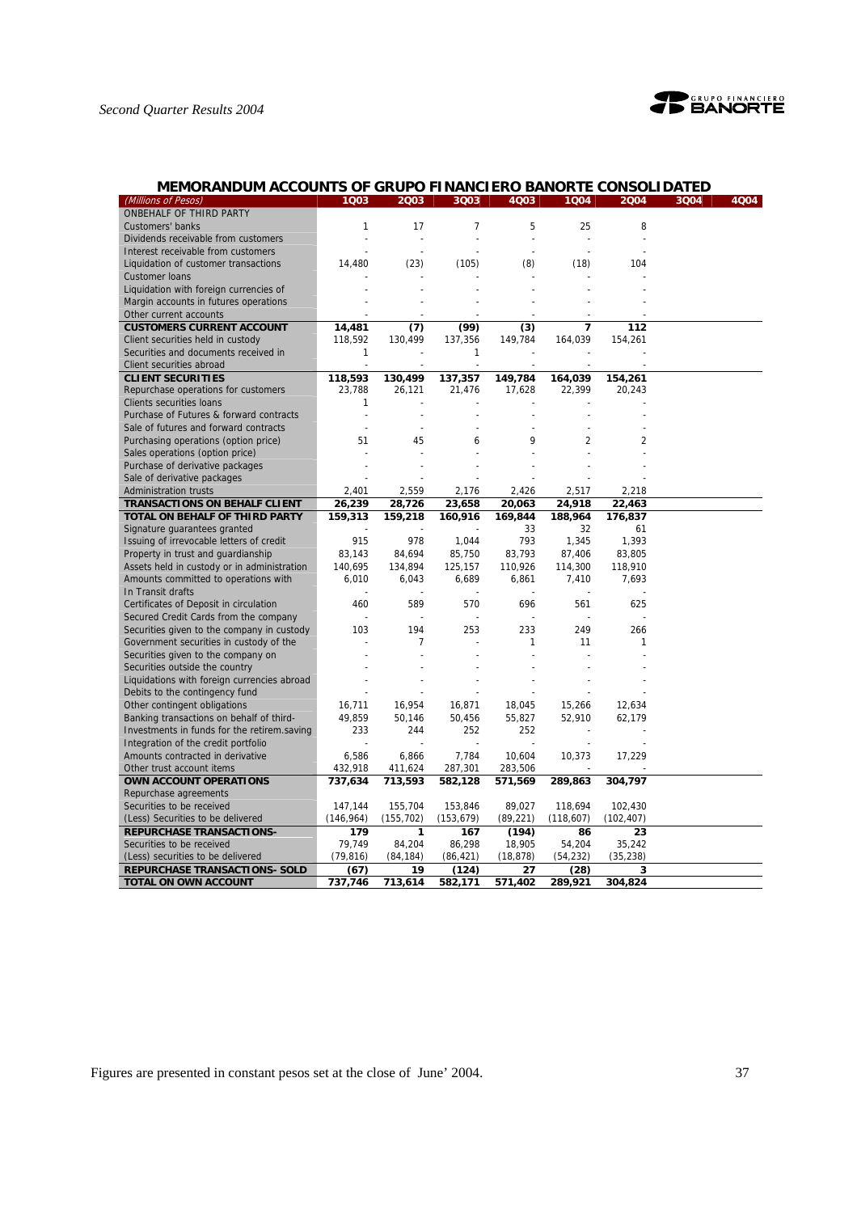## MEMORANDUM ACCOUNTS OF GRUPO FINANCIERO BANORTE CONSOLIDATED

| (Millions of Pesos) | 1Q03 | 2Q03 | 3Q03 | 4Q03 | 1Q04 | 2Q04 | 3Q04 | 4Q04 |
|---|---|---|---|---|---|---|---|---|
| ONBEHALF OF THIRD PARTY | | | | | | | | |
| Customers' banks | 1 | 17 | 7 | 5 | 25 | 8 | | |
| Dividends receivable from customers | - | - | - | - | - | - | | |
| Interest receivable from customers | - | - | - | - | - | - | | |
| Liquidation of customer transactions | 14,480 | (23) | (105) | (8) | (18) | 104 | | |
| Customer loans | - | - | - | - | - | - | | |
| Liquidation with foreign currencies of | - | - | - | - | - | - | | |
| Margin accounts in futures operations | - | - | - | - | - | - | | |
| Other current accounts | - | - | - | - | - | - | | |
| **CUSTOMERS CURRENT ACCOUNT** | **14,481** | **(7)** | **(99)** | **(3)** | **7** | **112** | | |
| Client securities held in custody | 118,592 | 130,499 | 137,356 | 149,784 | 164,039 | 154,261 | | |
| Securities and documents received in | 1 | - | 1 | - | - | - | | |
| Client securities abroad | - | - | - | - | - | - | | |
| **CLIENT SECURITIES** | **118,593** | **130,499** | **137,357** | **149,784** | **164,039** | **154,261** | | |
| Repurchase operations for customers | 23,788 | 26,121 | 21,476 | 17,628 | 22,399 | 20,243 | | |
| Clients securities loans | 1 | - | - | - | - | - | | |
| Purchase of Futures & forward contracts | - | - | - | - | - | - | | |
| Sale of futures and forward contracts | - | - | - | - | - | - | | |
| Purchasing operations (option price) | 51 | 45 | 6 | 9 | 2 | 2 | | |
| Sales operations (option price) | - | - | - | - | - | - | | |
| Purchase of derivative packages | - | - | - | - | - | - | | |
| Sale of derivative packages | - | - | - | - | - | - | | |
| Administration trusts | 2,401 | 2,559 | 2,176 | 2,426 | 2,517 | 2,218 | | |
| **TRANSACTIONS ON BEHALF CLIENT** | **26,239** | **28,726** | **23,658** | **20,063** | **24,918** | **22,463** | | |
| **TOTAL ON BEHALF OF THIRD PARTY** | **159,313** | **159,218** | **160,916** | **169,844** | **188,964** | **176,837** | | |
| Signature guarantees granted | - | - | - | 33 | 32 | 61 | | |
| Issuing of irrevocable letters of credit | 915 | 978 | 1,044 | 793 | 1,345 | 1,393 | | |
| Property in trust and guardianship | 83,143 | 84,694 | 85,750 | 83,793 | 87,406 | 83,805 | | |
| Assets held in custody or in administration | 140,695 | 134,894 | 125,157 | 110,926 | 114,300 | 118,910 | | |
| Amounts committed to operations with | 6,010 | 6,043 | 6,689 | 6,861 | 7,410 | 7,693 | | |
| In Transit drafts | - | - | - | - | - | - | | |
| Certificates of Deposit in circulation | 460 | 589 | 570 | 696 | 561 | 625 | | |
| Secured Credit Cards from the company | - | - | - | - | - | - | | |
| Securities given to the company in custody | 103 | 194 | 253 | 233 | 249 | 266 | | |
| Government securities in custody of the | - | 7 | - | 1 | 11 | 1 | | |
| Securities given to the company on | - | - | - | - | - | - | | |
| Securities outside the country | - | - | - | - | - | - | | |
| Liquidations with foreign currencies abroad | - | - | - | - | - | - | | |
| Debits to the contingency fund | - | - | - | - | - | - | | |
| Other contingent obligations | 16,711 | 16,954 | 16,871 | 18,045 | 15,266 | 12,634 | | |
| Banking transactions on behalf of third- | 49,859 | 50,146 | 50,456 | 55,827 | 52,910 | 62,179 | | |
| Investments in funds for the retirem.saving | 233 | 244 | 252 | 252 | - | - | | |
| Integration of the credit portfolio | - | - | - | - | - | - | | |
| Amounts contracted in derivative | 6,586 | 6,866 | 7,784 | 10,604 | 10,373 | 17,229 | | |
| Other trust account items | 432,918 | 411,624 | 287,301 | 283,506 | - | - | | |
| **OWN ACCOUNT OPERATIONS** | **737,634** | **713,593** | **582,128** | **571,569** | **289,863** | **304,797** | | |
| Repurchase agreements | | | | | | | | |
| Securities to be received | 147,144 | 155,704 | 153,846 | 89,027 | 118,694 | 102,430 | | |
| (Less) Securities to be delivered | (146,964) | (155,702) | (153,679) | (89,221) | (118,607) | (102,407) | | |
| **REPURCHASE TRANSACTIONS-** | **179** | **1** | **167** | **(194)** | **86** | **23** | | |
| Securities to be received | 79,749 | 84,204 | 86,298 | 18,905 | 54,204 | 35,242 | | |
| (Less) securities to be delivered | (79,816) | (84,184) | (86,421) | (18,878) | (54,232) | (35,238) | | |
| **REPURCHASE TRANSACTIONS- SOLD** | **(67)** | **19** | **(124)** | **27** | **(28)** | **3** | | |
| **TOTAL ON OWN ACCOUNT** | **737,746** | **713,614** | **582,171** | **571,402** | **289,921** | **304,824** | | |

Figures are presented in constant pesos set at the close of June' 2004.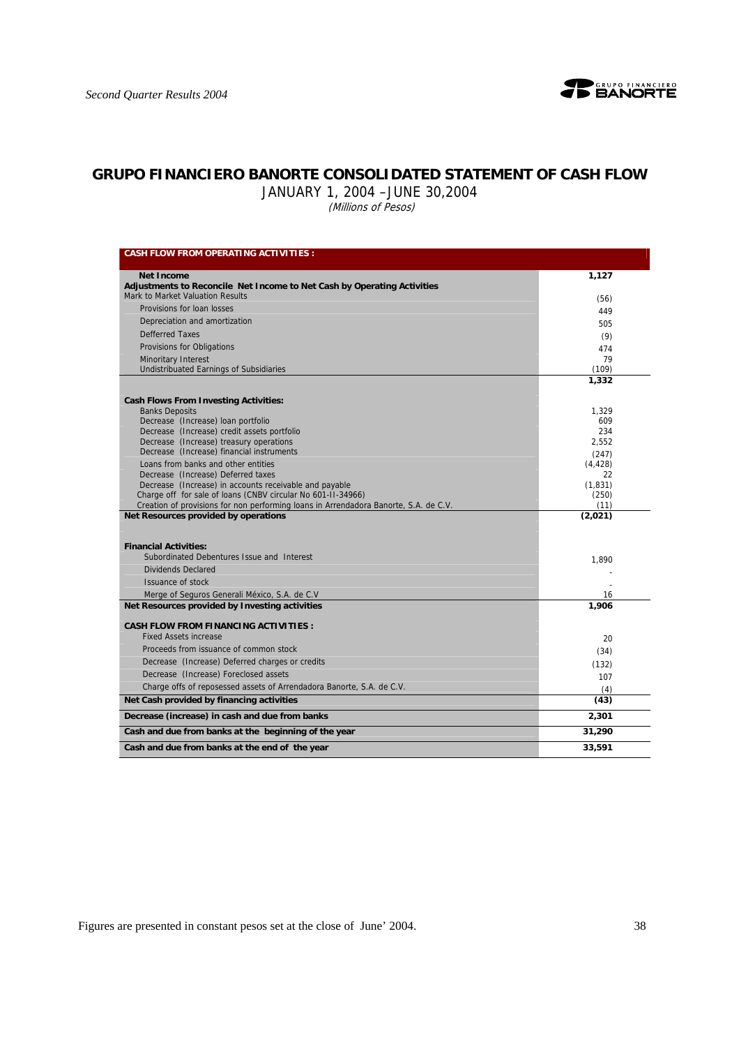# GRUPO FINANCIERO BANORTE CONSOLIDATED STATEMENT OF CASH FLOW

JANUARY 1, 2004 –JUNE 30,2004

*(Millions of Pesos)*

| CASH FLOW FROM OPERATING ACTIVITIES : | |
|---|---|
| **Net Income** | **1,127** |
| **Adjustments to Reconcile Net Income to Net Cash by Operating Activities** | |
| Mark to Market Valuation Results | (56) |
| Provisions for loan losses | 449 |
| Depreciation and amortization | 505 |
| Defferred Taxes | (9) |
| Provisions for Obligations | 474 |
| Minoritary Interest | 79 |
| Undistribuated Earnings of Subsidiaries | (109) |
| | **1,332** |
| **Cash Flows From Investing Activities:** | |
| Banks Deposits | 1,329 |
| Decrease (Increase) loan portfolio | 609 |
| Decrease (Increase) credit assets portfolio | 234 |
| Decrease (Increase) treasury operations | 2,552 |
| Decrease (Increase) financial instruments | (247) |
| Loans from banks and other entities | (4,428) |
| Decrease (Increase) Deferred taxes | 22 |
| Decrease (Increase) in accounts receivable and payable | (1,831) |
| Charge off for sale of loans (CNBV circular No 601-II-34966) | (250) |
| Creation of provisions for non performing loans in Arrendadora Banorte, S.A. de C.V. | (11) |
| **Net Resources provided by operations** | **(2,021)** |
| **Financial Activities:** | |
| Subordinated Debentures Issue and Interest | 1,890 |
| Dividends Declared | - |
| Issuance of stock | - |
| Merge of Seguros Generali México, S.A. de C.V | 16 |
| **Net Resources provided by Investing activities** | **1,906** |
| **CASH FLOW FROM FINANCING ACTIVITIES :** | |
| Fixed Assets increase | 20 |
| Proceeds from issuance of common stock | (34) |
| Decrease (Increase) Deferred charges or credits | (132) |
| Decrease (Increase) Foreclosed assets | 107 |
| Charge offs of reposessed assets of Arrendadora Banorte, S.A. de C.V. | (4) |
| **Net Cash provided by financing activities** | **(43)** |
| **Decrease (increase) in cash and due from banks** | **2,301** |
| **Cash and due from banks at the beginning of the year** | **31,290** |
| **Cash and due from banks at the end of the year** | **33,591** |

Figures are presented in constant pesos set at the close of June' 2004.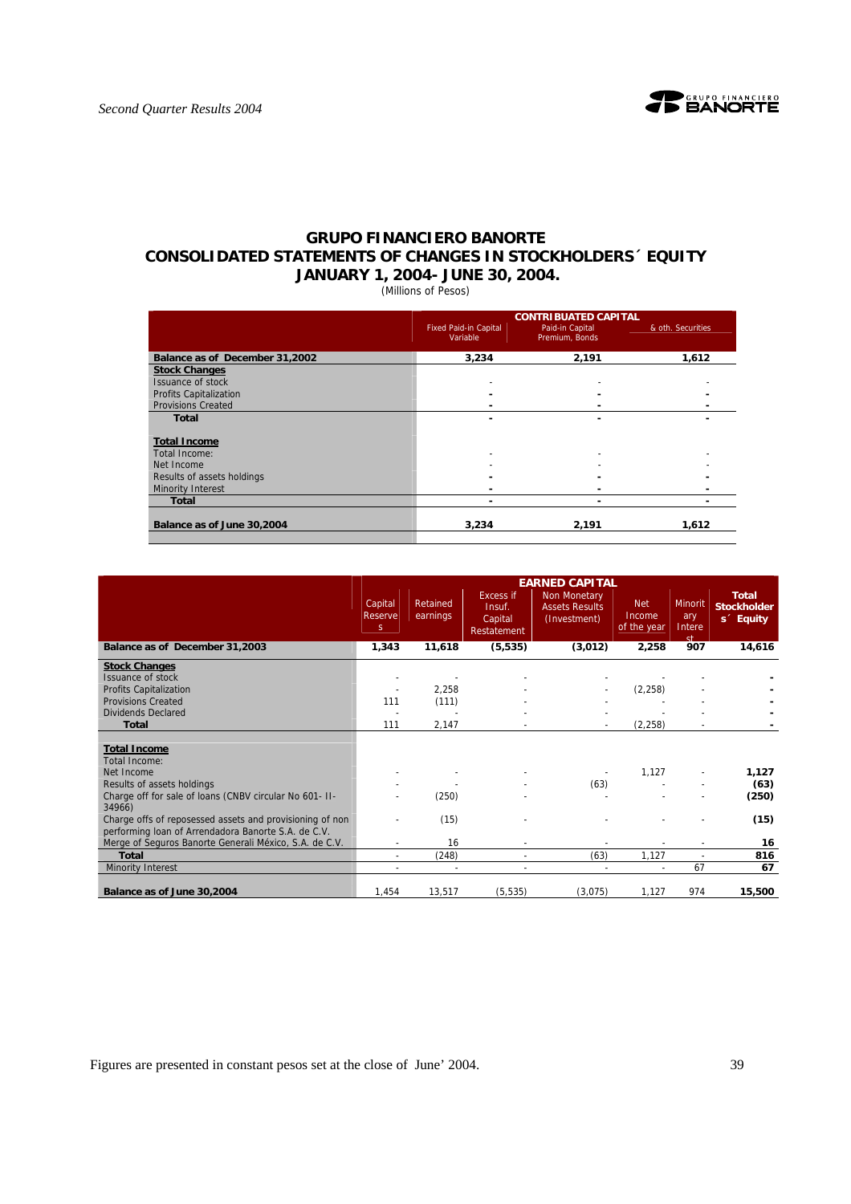# GRUPO FINANCIERO BANORTE
## CONSOLIDATED STATEMENTS OF CHANGES IN STOCKHOLDERS´ EQUITY
## JANUARY 1, 2004- JUNE 30, 2004.

(Millions of Pesos)

| | CONTRIBUATED CAPITAL | | |
|---|---|---|---|
| | Fixed Paid-in Capital Variable | Paid-in Capital Premium, Bonds | & oth. Securities |
| **Balance as of December 31,2002** | **3,234** | **2,191** | **1,612** |
| **Stock Changes** | | | |
| Issuance of stock | - | - | - |
| Profits Capitalization | - | - | - |
| Provisions Created | - | - | - |
| **Total** | - | - | - |
| **Total Income** | | | |
| Total Income: | - | - | - |
| Net Income | - | - | - |
| Results of assets holdings | - | - | - |
| Minority Interest | - | - | - |
| **Total** | - | - | - |
| **Balance as of June 30,2004** | **3,234** | **2,191** | **1,612** |

| | EARNED CAPITAL | | | | | | |
|---|---|---|---|---|---|---|---|
| | Capital Reserves | Retained earnings | Excess if Insuf. Capital Restatement | Non Monetary Assets Results (Investment) | Net Income of the year | Minoritary Interest | Total Stockholders´ Equity |
| **Balance as of December 31,2003** | **1,343** | **11,618** | **(5,535)** | **(3,012)** | **2,258** | **907** | **14,616** |
| **Stock Changes** | | | | | | | |
| Issuance of stock | - | - | - | - | - | - | - |
| Profits Capitalization | - | 2,258 | - | - | (2,258) | - | - |
| Provisions Created | 111 | (111) | - | - | - | - | - |
| Dividends Declared | - | - | - | - | - | - | - |
| **Total** | 111 | 2,147 | - | - | (2,258) | - | - |
| **Total Income** | | | | | | | |
| Total Income: | | | | | | | |
| Net Income | - | - | - | - | 1,127 | - | **1,127** |
| Results of assets holdings | - | - | - | (63) | - | - | **(63)** |
| Charge off for sale of loans (CNBV circular No 601- II-34966) | - | (250) | - | - | - | - | **(250)** |
| Charge offs of reposessed assets and provisioning of non performing loan of Arrendadora Banorte S.A. de C.V. | - | (15) | - | - | - | - | **(15)** |
| Merge of Seguros Banorte Generali México, S.A. de C.V. | - | 16 | - | - | - | - | **16** |
| **Total** | - | (248) | - | (63) | 1,127 | - | **816** |
| Minority Interest | - | - | - | - | - | 67 | **67** |
| **Balance as of June 30,2004** | 1,454 | 13,517 | (5,535) | (3,075) | 1,127 | 974 | **15,500** |

Figures are presented in constant pesos set at the close of June' 2004.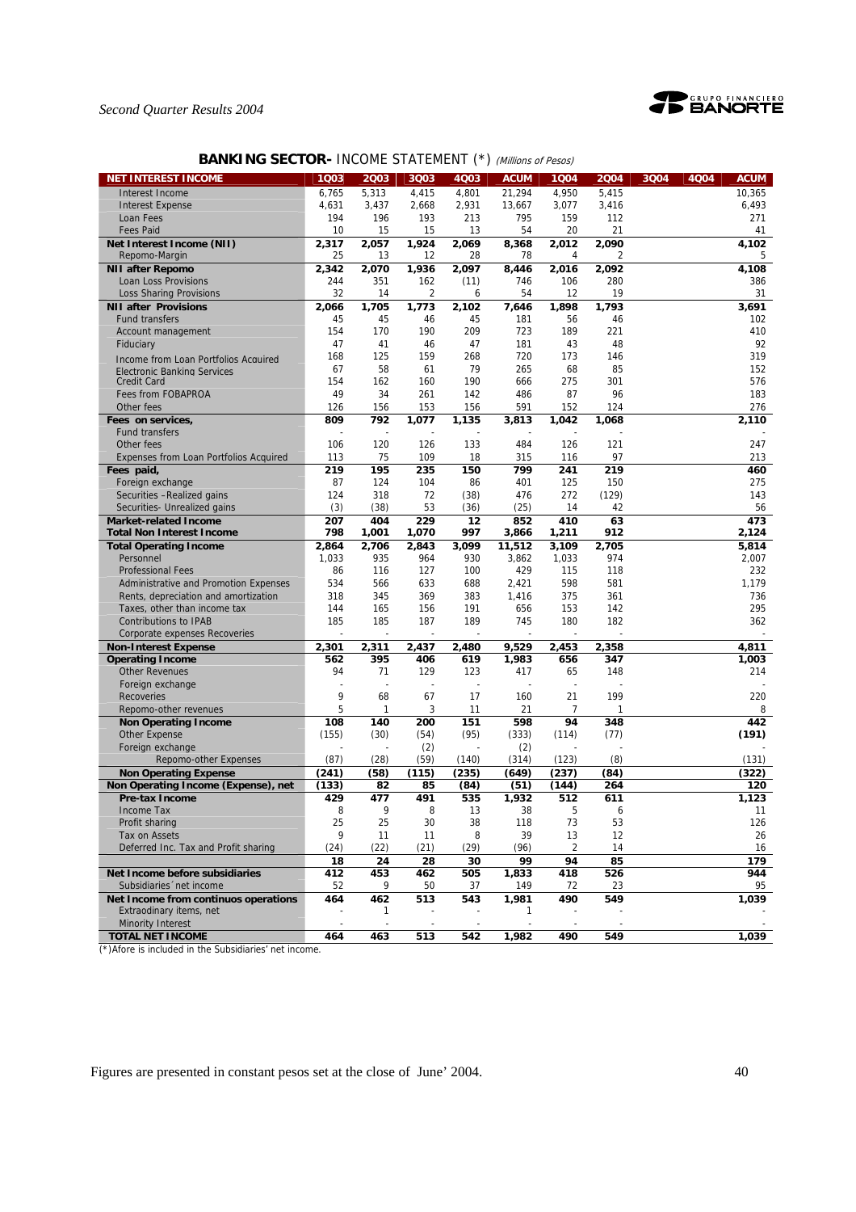## **BANKING SECTOR-** INCOME STATEMENT (*) *(Millions of Pesos)*

| NET INTEREST INCOME | 1Q03 | 2Q03 | 3Q03 | 4Q03 | ACUM | 1Q04 | 2Q04 | 3Q04 | 4Q04 | ACUM |
|---|---|---|---|---|---|---|---|---|---|---|
| Interest Income | 6,765 | 5,313 | 4,415 | 4,801 | 21,294 | 4,950 | 5,415 | | | 10,365 |
| Interest Expense | 4,631 | 3,437 | 2,668 | 2,931 | 13,667 | 3,077 | 3,416 | | | 6,493 |
| Loan Fees | 194 | 196 | 193 | 213 | 795 | 159 | 112 | | | 271 |
| Fees Paid | 10 | 15 | 15 | 13 | 54 | 20 | 21 | | | 41 |
| **Net Interest Income (NII)** | **2,317** | **2,057** | **1,924** | **2,069** | **8,368** | **2,012** | **2,090** | | | **4,102** |
| Repomo-Margin | 25 | 13 | 12 | 28 | 78 | 4 | 2 | | | 5 |
| **NII after Repomo** | **2,342** | **2,070** | **1,936** | **2,097** | **8,446** | **2,016** | **2,092** | | | **4,108** |
| Loan Loss Provisions | 244 | 351 | 162 | (11) | 746 | 106 | 280 | | | 386 |
| Loss Sharing Provisions | 32 | 14 | 2 | 6 | 54 | 12 | 19 | | | 31 |
| **NII after Provisions** | **2,066** | **1,705** | **1,773** | **2,102** | **7,646** | **1,898** | **1,793** | | | **3,691** |
| Fund transfers | 45 | 45 | 46 | 45 | 181 | 56 | 46 | | | 102 |
| Account management | 154 | 170 | 190 | 209 | 723 | 189 | 221 | | | 410 |
| Fiduciary | 47 | 41 | 46 | 47 | 181 | 43 | 48 | | | 92 |
| Income from Loan Portfolios Acquired | 168 | 125 | 159 | 268 | 720 | 173 | 146 | | | 319 |
| Electronic Banking Services | 67 | 58 | 61 | 79 | 265 | 68 | 85 | | | 152 |
| Credit Card | 154 | 162 | 160 | 190 | 666 | 275 | 301 | | | 576 |
| Fees from FOBAPROA | 49 | 34 | 261 | 142 | 486 | 87 | 96 | | | 183 |
| Other fees | 126 | 156 | 153 | 156 | 591 | 152 | 124 | | | 276 |
| **Fees on services,** | **809** | **792** | **1,077** | **1,135** | **3,813** | **1,042** | **1,068** | | | **2,110** |
| Fund transfers | - | - | - | - | - | - | - | | | - |
| Other fees | 106 | 120 | 126 | 133 | 484 | 126 | 121 | | | 247 |
| Expenses from Loan Portfolios Acquired | 113 | 75 | 109 | 18 | 315 | 116 | 97 | | | 213 |
| **Fees paid,** | **219** | **195** | **235** | **150** | **799** | **241** | **219** | | | **460** |
| Foreign exchange | 87 | 124 | 104 | 86 | 401 | 125 | 150 | | | 275 |
| Securities –Realized gains | 124 | 318 | 72 | (38) | 476 | 272 | (129) | | | 143 |
| Securities- Unrealized gains | (3) | (38) | 53 | (36) | (25) | 14 | 42 | | | 56 |
| **Market-related Income** | **207** | **404** | **229** | **12** | **852** | **410** | **63** | | | **473** |
| **Total Non Interest Income** | **798** | **1,001** | **1,070** | **997** | **3,866** | **1,211** | **912** | | | **2,124** |
| **Total Operating Income** | **2,864** | **2,706** | **2,843** | **3,099** | **11,512** | **3,109** | **2,705** | | | **5,814** |
| Personnel | 1,033 | 935 | 964 | 930 | 3,862 | 1,033 | 974 | | | 2,007 |
| Professional Fees | 86 | 116 | 127 | 100 | 429 | 115 | 118 | | | 232 |
| Administrative and Promotion Expenses | 534 | 566 | 633 | 688 | 2,421 | 598 | 581 | | | 1,179 |
| Rents, depreciation and amortization | 318 | 345 | 369 | 383 | 1,416 | 375 | 361 | | | 736 |
| Taxes, other than income tax | 144 | 165 | 156 | 191 | 656 | 153 | 142 | | | 295 |
| Contributions to IPAB | 185 | 185 | 187 | 189 | 745 | 180 | 182 | | | 362 |
| Corporate expenses Recoveries | - | - | - | - | - | - | - | | | - |
| **Non-Interest Expense** | **2,301** | **2,311** | **2,437** | **2,480** | **9,529** | **2,453** | **2,358** | | | **4,811** |
| **Operating Income** | **562** | **395** | **406** | **619** | **1,983** | **656** | **347** | | | **1,003** |
| Other Revenues | 94 | 71 | 129 | 123 | 417 | 65 | 148 | | | 214 |
| Foreign exchange | - | - | - | - | - | - | - | | | - |
| Recoveries | 9 | 68 | 67 | 17 | 160 | 21 | 199 | | | 220 |
| Repomo-other revenues | 5 | 1 | 3 | 11 | 21 | 7 | 1 | | | 8 |
| **Non Operating Income** | **108** | **140** | **200** | **151** | **598** | **94** | **348** | | | **442** |
| Other Expense | (155) | (30) | (54) | (95) | (333) | (114) | (77) | | | **(191)** |
| Foreign exchange | - | - | (2) | - | (2) | - | - | | | - |
| Repomo-other Expenses | (87) | (28) | (59) | (140) | (314) | (123) | (8) | | | (131) |
| **Non Operating Expense** | **(241)** | **(58)** | **(115)** | **(235)** | **(649)** | **(237)** | **(84)** | | | **(322)** |
| **Non Operating Income (Expense), net** | **(133)** | **82** | **85** | **(84)** | **(51)** | **(144)** | **264** | | | **120** |
| **Pre-tax Income** | **429** | **477** | **491** | **535** | **1,932** | **512** | **611** | | | **1,123** |
| Income Tax | 8 | 9 | 8 | 13 | 38 | 5 | 6 | | | 11 |
| Profit sharing | 25 | 25 | 30 | 38 | 118 | 73 | 53 | | | 126 |
| Tax on Assets | 9 | 11 | 11 | 8 | 39 | 13 | 12 | | | 26 |
| Deferred Inc. Tax and Profit sharing | (24) | (22) | (21) | (29) | (96) | 2 | 14 | | | 16 |
| | **18** | **24** | **28** | **30** | **99** | **94** | **85** | | | **179** |
| **Net Income before subsidiaries** | **412** | **453** | **462** | **505** | **1,833** | **418** | **526** | | | **944** |
| Subsidiaries´net income | 52 | 9 | 50 | 37 | 149 | 72 | 23 | | | 95 |
| **Net Income from continuos operations** | **464** | **462** | **513** | **543** | **1,981** | **490** | **549** | | | **1,039** |
| Extraodinary items, net | - | 1 | - | - | 1 | - | - | | | - |
| Minority Interest | - | - | - | - | - | - | - | | | - |
| **TOTAL NET INCOME** | **464** | **463** | **513** | **542** | **1,982** | **490** | **549** | | | **1,039** |

(*)Afore is included in the Subsidiaries' net income.

Figures are presented in constant pesos set at the close of June' 2004.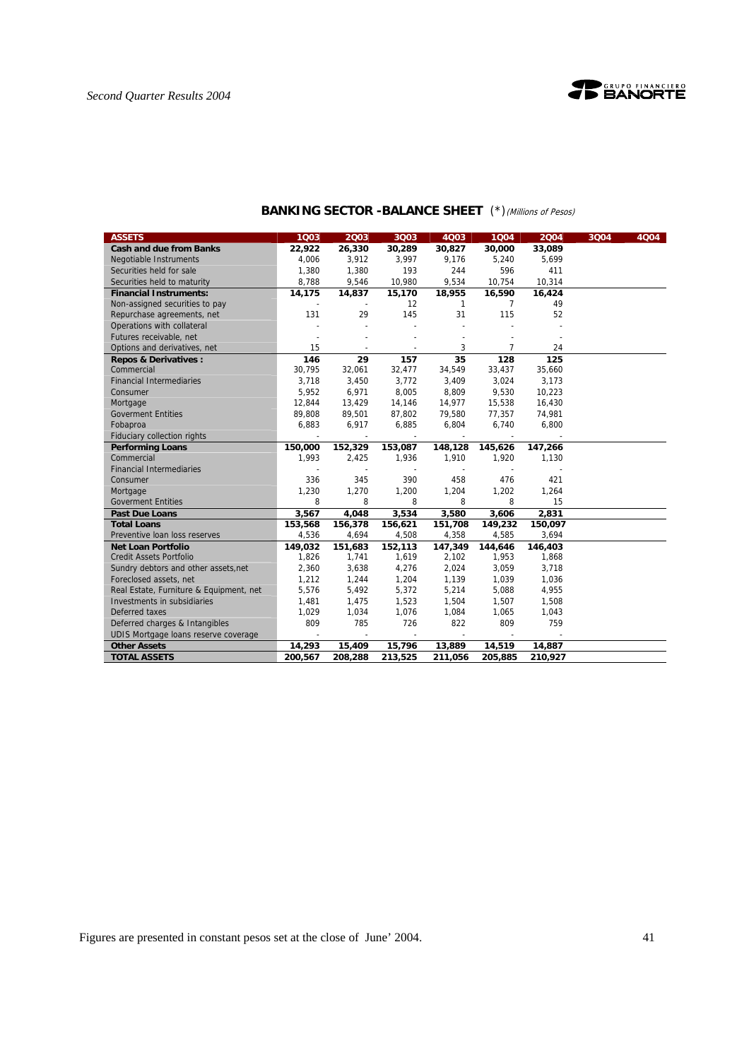## BANKING SECTOR -BALANCE SHEET (*) *(Millions of Pesos)*

| ASSETS | 1Q03 | 2Q03 | 3Q03 | 4Q03 | 1Q04 | 2Q04 | 3Q04 | 4Q04 |
|---|---|---|---|---|---|---|---|---|
| **Cash and due from Banks** | **22,922** | **26,330** | **30,289** | **30,827** | **30,000** | **33,089** | | |
| Negotiable Instruments | 4,006 | 3,912 | 3,997 | 9,176 | 5,240 | 5,699 | | |
| Securities held for sale | 1,380 | 1,380 | 193 | 244 | 596 | 411 | | |
| Securities held to maturity | 8,788 | 9,546 | 10,980 | 9,534 | 10,754 | 10,314 | | |
| **Financial Instruments:** | **14,175** | **14,837** | **15,170** | **18,955** | **16,590** | **16,424** | | |
| Non-assigned securities to pay | - | - | 12 | 1 | 7 | 49 | | |
| Repurchase agreements, net | 131 | 29 | 145 | 31 | 115 | 52 | | |
| Operations with collateral | - | - | - | - | - | - | | |
| Futures receivable, net | - | - | - | - | - | - | | |
| Options and derivatives, net | 15 | - | - | 3 | 7 | 24 | | |
| **Repos & Derivatives :** | **146** | **29** | **157** | **35** | **128** | **125** | | |
| Commercial | 30,795 | 32,061 | 32,477 | 34,549 | 33,437 | 35,660 | | |
| Financial Intermediaries | 3,718 | 3,450 | 3,772 | 3,409 | 3,024 | 3,173 | | |
| Consumer | 5,952 | 6,971 | 8,005 | 8,809 | 9,530 | 10,223 | | |
| Mortgage | 12,844 | 13,429 | 14,146 | 14,977 | 15,538 | 16,430 | | |
| Goverment Entities | 89,808 | 89,501 | 87,802 | 79,580 | 77,357 | 74,981 | | |
| Fobaproa | 6,883 | 6,917 | 6,885 | 6,804 | 6,740 | 6,800 | | |
| Fiduciary collection rights | - | - | - | - | - | - | | |
| **Performing Loans** | **150,000** | **152,329** | **153,087** | **148,128** | **145,626** | **147,266** | | |
| Commercial | 1,993 | 2,425 | 1,936 | 1,910 | 1,920 | 1,130 | | |
| Financial Intermediaries | - | - | - | - | - | - | | |
| Consumer | 336 | 345 | 390 | 458 | 476 | 421 | | |
| Mortgage | 1,230 | 1,270 | 1,200 | 1,204 | 1,202 | 1,264 | | |
| Goverment Entities | 8 | 8 | 8 | 8 | 8 | 15 | | |
| **Past Due Loans** | **3,567** | **4,048** | **3,534** | **3,580** | **3,606** | **2,831** | | |
| **Total Loans** | **153,568** | **156,378** | **156,621** | **151,708** | **149,232** | **150,097** | | |
| Preventive loan loss reserves | 4,536 | 4,694 | 4,508 | 4,358 | 4,585 | 3,694 | | |
| **Net Loan Portfolio** | **149,032** | **151,683** | **152,113** | **147,349** | **144,646** | **146,403** | | |
| Credit Assets Portfolio | 1,826 | 1,741 | 1,619 | 2,102 | 1,953 | 1,868 | | |
| Sundry debtors and other assets,net | 2,360 | 3,638 | 4,276 | 2,024 | 3,059 | 3,718 | | |
| Foreclosed assets, net | 1,212 | 1,244 | 1,204 | 1,139 | 1,039 | 1,036 | | |
| Real Estate, Furniture & Equipment, net | 5,576 | 5,492 | 5,372 | 5,214 | 5,088 | 4,955 | | |
| Investments in subsidiaries | 1,481 | 1,475 | 1,523 | 1,504 | 1,507 | 1,508 | | |
| Deferred taxes | 1,029 | 1,034 | 1,076 | 1,084 | 1,065 | 1,043 | | |
| Deferred charges & Intangibles | 809 | 785 | 726 | 822 | 809 | 759 | | |
| UDIS Mortgage loans reserve coverage | - | - | - | - | - | - | | |
| **Other Assets** | **14,293** | **15,409** | **15,796** | **13,889** | **14,519** | **14,887** | | |
| **TOTAL ASSETS** | **200,567** | **208,288** | **213,525** | **211,056** | **205,885** | **210,927** | | |

Figures are presented in constant pesos set at the close of June' 2004.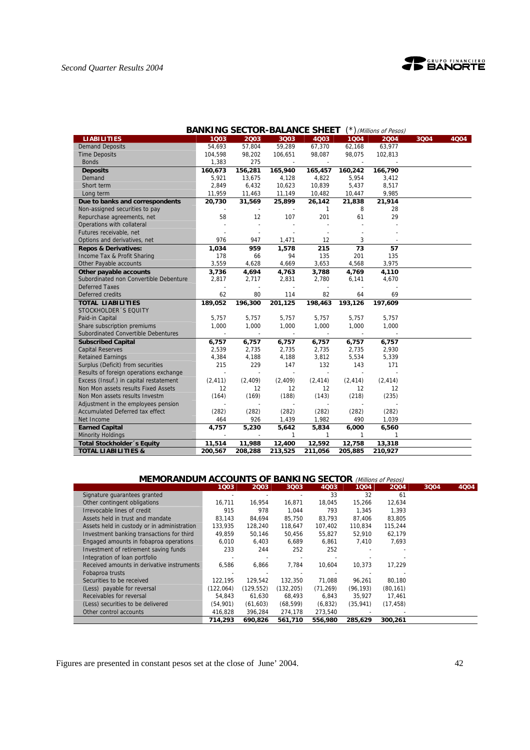## BANKING SECTOR-BALANCE SHEET (*) *(Millions of Pesos)*

| LIABILITIES | 1Q03 | 2Q03 | 3Q03 | 4Q03 | 1Q04 | 2Q04 | 3Q04 | 4Q04 |
|---|---|---|---|---|---|---|---|---|
| Demand Deposits | 54,693 | 57,804 | 59,289 | 67,370 | 62,168 | 63,977 | | |
| Time Deposits | 104,598 | 98,202 | 106,651 | 98,087 | 98,075 | 102,813 | | |
| Bonds | 1,383 | 275 | - | - | - | - | | |
| **Deposits** | **160,673** | **156,281** | **165,940** | **165,457** | **160,242** | **166,790** | | |
| Demand | 5,921 | 13,675 | 4,128 | 4,822 | 5,954 | 3,412 | | |
| Short term | 2,849 | 6,432 | 10,623 | 10,839 | 5,437 | 8,517 | | |
| Long term | 11,959 | 11,463 | 11,149 | 10,482 | 10,447 | 9,985 | | |
| **Due to banks and correspondents** | **20,730** | **31,569** | **25,899** | **26,142** | **21,838** | **21,914** | | |
| Non-assigned securities to pay | - | - | - | 1 | 8 | 28 | | |
| Repurchase agreements, net | 58 | 12 | 107 | 201 | 61 | 29 | | |
| Operations with collateral | - | - | - | - | - | - | | |
| Futures receivable, net | - | - | - | - | - | - | | |
| Options and derivatives, net | 976 | 947 | 1,471 | 12 | 3 | - | | |
| **Repos & Derivatives:** | **1,034** | **959** | **1,578** | **215** | **73** | **57** | | |
| Income Tax & Profit Sharing | 178 | 66 | 94 | 135 | 201 | 135 | | |
| Other Payable accounts | 3,559 | 4,628 | 4,669 | 3,653 | 4,568 | 3,975 | | |
| **Other payable accounts** | **3,736** | **4,694** | **4,763** | **3,788** | **4,769** | **4,110** | | |
| Subordinated non Convertible Debenture | 2,817 | 2,717 | 2,831 | 2,780 | 6,141 | 4,670 | | |
| Deferred Taxes | - | - | - | - | - | - | | |
| Deferred credits | 62 | 80 | 114 | 82 | 64 | 69 | | |
| **TOTAL LIABILITIES** | **189,052** | **196,300** | **201,125** | **198,463** | **193,126** | **197,609** | | |
| STOCKHOLDER´S EQUITY | | | | | | | | |
| Paid-in Capital | 5,757 | 5,757 | 5,757 | 5,757 | 5,757 | 5,757 | | |
| Share subscription premiums | 1,000 | 1,000 | 1,000 | 1,000 | 1,000 | 1,000 | | |
| Subordinated Convertible Debentures | - | - | - | - | - | - | | |
| **Subscribed Capital** | **6,757** | **6,757** | **6,757** | **6,757** | **6,757** | **6,757** | | |
| Capital Reserves | 2,539 | 2,735 | 2,735 | 2,735 | 2,735 | 2,930 | | |
| Retained Earnings | 4,384 | 4,188 | 4,188 | 3,812 | 5,534 | 5,339 | | |
| Surplus (Deficit) from securities | 215 | 229 | 147 | 132 | 143 | 171 | | |
| Results of foreign operations exchange | - | - | - | - | - | - | | |
| Excess (Insuf.) in capital restatement | (2,411) | (2,409) | (2,409) | (2,414) | (2,414) | (2,414) | | |
| Non Mon assets results Fixed Assets | 12 | 12 | 12 | 12 | 12 | 12 | | |
| Non Mon assets results Investm | (164) | (169) | (188) | (143) | (218) | (235) | | |
| Adjustment in the employees pension | - | - | - | - | - | - | | |
| Accumulated Deferred tax effect | (282) | (282) | (282) | (282) | (282) | (282) | | |
| Net Income | 464 | 926 | 1,439 | 1,982 | 490 | 1,039 | | |
| **Earned Capital** | **4,757** | **5,230** | **5,642** | **5,834** | **6,000** | **6,560** | | |
| Minority Holdings | - | - | 1 | 1 | 1 | 1 | | |
| **Total Stockholder´s Equity** | **11,514** | **11,988** | **12,400** | **12,592** | **12,758** | **13,318** | | |
| **TOTAL LIABILITIES &** | **200,567** | **208,288** | **213,525** | **211,056** | **205,885** | **210,927** | | |

## MEMORANDUM ACCOUNTS OF BANKING SECTOR *(Millions of Pesos)*

| | 1Q03 | 2Q03 | 3Q03 | 4Q03 | 1Q04 | 2Q04 | 3Q04 | 4Q04 |
|---|---|---|---|---|---|---|---|---|
| Signature guarantees granted | - | - | - | 33 | 32 | 61 | | |
| Other contingent obligations | 16,711 | 16,954 | 16,871 | 18,045 | 15,266 | 12,634 | | |
| Irrevocable lines of credit | 915 | 978 | 1,044 | 793 | 1,345 | 1,393 | | |
| Assets held in trust and mandate | 83,143 | 84,694 | 85,750 | 83,793 | 87,406 | 83,805 | | |
| Assets held in custody or in administration | 133,935 | 128,240 | 118,647 | 107,402 | 110,834 | 115,244 | | |
| Investment banking transactions for third | 49,859 | 50,146 | 50,456 | 55,827 | 52,910 | 62,179 | | |
| Engaged amounts in fobaproa operations | 6,010 | 6,403 | 6,689 | 6,861 | 7,410 | 7,693 | | |
| Investment of retirement saving funds | 233 | 244 | 252 | 252 | - | - | | |
| Integration of loan portfolio | - | - | - | - | - | - | | |
| Received amounts in derivative instruments | 6,586 | 6,866 | 7,784 | 10,604 | 10,373 | 17,229 | | |
| Fobaproa trusts | - | - | - | - | - | - | | |
| Securities to be received | 122,195 | 129,542 | 132,350 | 71,088 | 96,261 | 80,180 | | |
| (Less) payable for reversal | (122,064) | (129,552) | (132,205) | (71,269) | (96,193) | (80,161) | | |
| Receivables for reversal | 54,843 | 61,630 | 68,493 | 6,843 | 35,927 | 17,461 | | |
| (Less) securities to be delivered | (54,901) | (61,603) | (68,599) | (6,832) | (35,941) | (17,458) | | |
| Other control accounts | 416,828 | 396,284 | 274,178 | 273,540 | - | - | | |
| | **714,293** | **690,826** | **561,710** | **556,980** | **285,629** | **300,261** | | |

Figures are presented in constant pesos set at the close of June' 2004.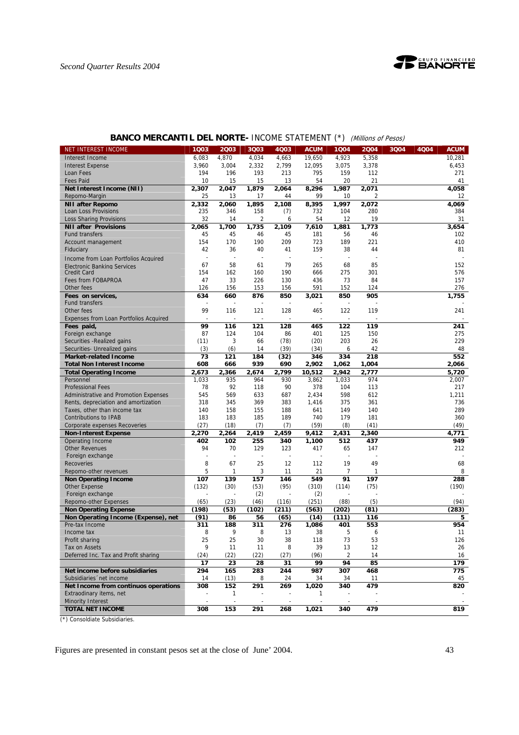## BANCO MERCANTIL DEL NORTE- INCOME STATEMENT (*) *(Millions of Pesos)*

| NET INTEREST INCOME | 1Q03 | 2Q03 | 3Q03 | 4Q03 | ACUM | 1Q04 | 2Q04 | 3Q04 | 4Q04 | ACUM |
|---|---|---|---|---|---|---|---|---|---|---|
| Interest Income | 6,083 | 4,870 | 4,034 | 4,663 | 19,650 | 4,923 | 5,358 | | | 10,281 |
| Interest Expense | 3,960 | 3,004 | 2,332 | 2,799 | 12,095 | 3,075 | 3,378 | | | 6,453 |
| Loan Fees | 194 | 196 | 193 | 213 | 795 | 159 | 112 | | | 271 |
| Fees Paid | 10 | 15 | 15 | 13 | 54 | 20 | 21 | | | 41 |
| **Net Interest Income (NII)** | **2,307** | **2,047** | **1,879** | **2,064** | **8,296** | **1,987** | **2,071** | | | **4,058** |
| Repomo-Margin | 25 | 13 | 17 | 44 | 99 | 10 | 2 | | | 12 |
| **NII after Repomo** | **2,332** | **2,060** | **1,895** | **2,108** | **8,395** | **1,997** | **2,072** | | | **4,069** |
| Loan Loss Provisions | 235 | 346 | 158 | (7) | 732 | 104 | 280 | | | 384 |
| Loss Sharing Provisions | 32 | 14 | 2 | 6 | 54 | 12 | 19 | | | 31 |
| **NII after Provisions** | **2,065** | **1,700** | **1,735** | **2,109** | **7,610** | **1,881** | **1,773** | | | **3,654** |
| Fund transfers | 45 | 45 | 46 | 45 | 181 | 56 | 46 | | | 102 |
| Account management | 154 | 170 | 190 | 209 | 723 | 189 | 221 | | | 410 |
| Fiduciary | 42 | 36 | 40 | 41 | 159 | 38 | 44 | | | 81 |
| Income from Loan Portfolios Acquired | - | - | - | - | - | - | - | | | - |
| Electronic Banking Services | 67 | 58 | 61 | 79 | 265 | 68 | 85 | | | 152 |
| Credit Card | 154 | 162 | 160 | 190 | 666 | 275 | 301 | | | 576 |
| Fees from FOBAPROA | 47 | 33 | 226 | 130 | 436 | 73 | 84 | | | 157 |
| Other fees | 126 | 156 | 153 | 156 | 591 | 152 | 124 | | | 276 |
| **Fees on services,** | **634** | **660** | **876** | **850** | **3,021** | **850** | **905** | | | **1,755** |
| Fund transfers | - | - | - | - | - | - | - | | | - |
| Other fees | 99 | 116 | 121 | 128 | 465 | 122 | 119 | | | 241 |
| Expenses from Loan Portfolios Acquired | - | - | - | - | - | - | - | | | - |
| **Fees paid,** | **99** | **116** | **121** | **128** | **465** | **122** | **119** | | | **241** |
| Foreign exchange | 87 | 124 | 104 | 86 | 401 | 125 | 150 | | | 275 |
| Securities -Realized gains | (11) | 3 | 66 | (78) | (20) | 203 | 26 | | | 229 |
| Securities- Unrealized gains | (3) | (6) | 14 | (39) | (34) | 6 | 42 | | | 48 |
| **Market-related Income** | **73** | **121** | **184** | **(32)** | **346** | **334** | **218** | | | **552** |
| **Total Non Interest Income** | **608** | **666** | **939** | **690** | **2,902** | **1,062** | **1,004** | | | **2,066** |
| **Total Operating Income** | **2,673** | **2,366** | **2,674** | **2,799** | **10,512** | **2,942** | **2,777** | | | **5,720** |
| Personnel | 1,033 | 935 | 964 | 930 | 3,862 | 1,033 | 974 | | | 2,007 |
| Professional Fees | 78 | 92 | 118 | 90 | 378 | 104 | 113 | | | 217 |
| Administrative and Promotion Expenses | 545 | 569 | 633 | 687 | 2,434 | 598 | 612 | | | 1,211 |
| Rents, depreciation and amortization | 318 | 345 | 369 | 383 | 1,416 | 375 | 361 | | | 736 |
| Taxes, other than income tax | 140 | 158 | 155 | 188 | 641 | 149 | 140 | | | 289 |
| Contributions to IPAB | 183 | 183 | 185 | 189 | 740 | 179 | 181 | | | 360 |
| Corporate expenses Recoveries | (27) | (18) | (7) | (7) | (59) | (8) | (41) | | | (49) |
| **Non-Interest Expense** | **2,270** | **2,264** | **2,419** | **2,459** | **9,412** | **2,431** | **2,340** | | | **4,771** |
| Operating Income | 402 | 102 | 255 | 340 | 1,100 | 512 | 437 | | | 949 |
| Other Revenues | 94 | 70 | 129 | 123 | 417 | 65 | 147 | | | 212 |
| Foreign exchange | - | - | - | - | - | - | - | | | - |
| Recoveries | 8 | 67 | 25 | 12 | 112 | 19 | 49 | | | 68 |
| Repomo-other revenues | 5 | 1 | 3 | 11 | 21 | 7 | 1 | | | 8 |
| **Non Operating Income** | **107** | **139** | **157** | **146** | **549** | **91** | **197** | | | **288** |
| Other Expense | (132) | (30) | (53) | (95) | (310) | (114) | (75) | | | (190) |
| Foreign exchange | - | - | (2) | - | (2) | - | - | | | - |
| Repomo-other Expenses | (65) | (23) | (46) | (116) | (251) | (88) | (5) | | | (94) |
| **Non Operating Expense** | **(198)** | **(53)** | **(102)** | **(211)** | **(563)** | **(202)** | **(81)** | | | **(283)** |
| **Non Operating Income (Expense), net** | **(91)** | **86** | **56** | **(65)** | **(14)** | **(111)** | **116** | | | **5** |
| Pre-tax Income | 311 | 188 | 311 | 276 | 1,086 | 401 | 553 | | | 954 |
| Income tax | 8 | 9 | 8 | 13 | 38 | 5 | 6 | | | 11 |
| Profit sharing | 25 | 25 | 30 | 38 | 118 | 73 | 53 | | | 126 |
| Tax on Assets | 9 | 11 | 11 | 8 | 39 | 13 | 12 | | | 26 |
| Deferred Inc. Tax and Profit sharing | (24) | (22) | (22) | (27) | (96) | 2 | 14 | | | 16 |
| | **17** | **23** | **28** | **31** | **99** | **94** | **85** | | | **179** |
| **Net income before subsidiaries** | **294** | **165** | **283** | **244** | **987** | **307** | **468** | | | **775** |
| Subsidiaries´net income | 14 | (13) | 8 | 24 | 34 | 34 | 11 | | | 45 |
| **Net Income from continuos operations** | **308** | **152** | **291** | **269** | **1,020** | **340** | **479** | | | **820** |
| Extraodinary items, net | - | 1 | - | - | 1 | - | - | | | - |
| Minority Interest | - | - | - | - | - | - | - | | | - |
| **TOTAL NET INCOME** | **308** | **153** | **291** | **268** | **1,021** | **340** | **479** | | | **819** |

(*) Consoldiate Subsidiaries.

Figures are presented in constant pesos set at the close of June' 2004.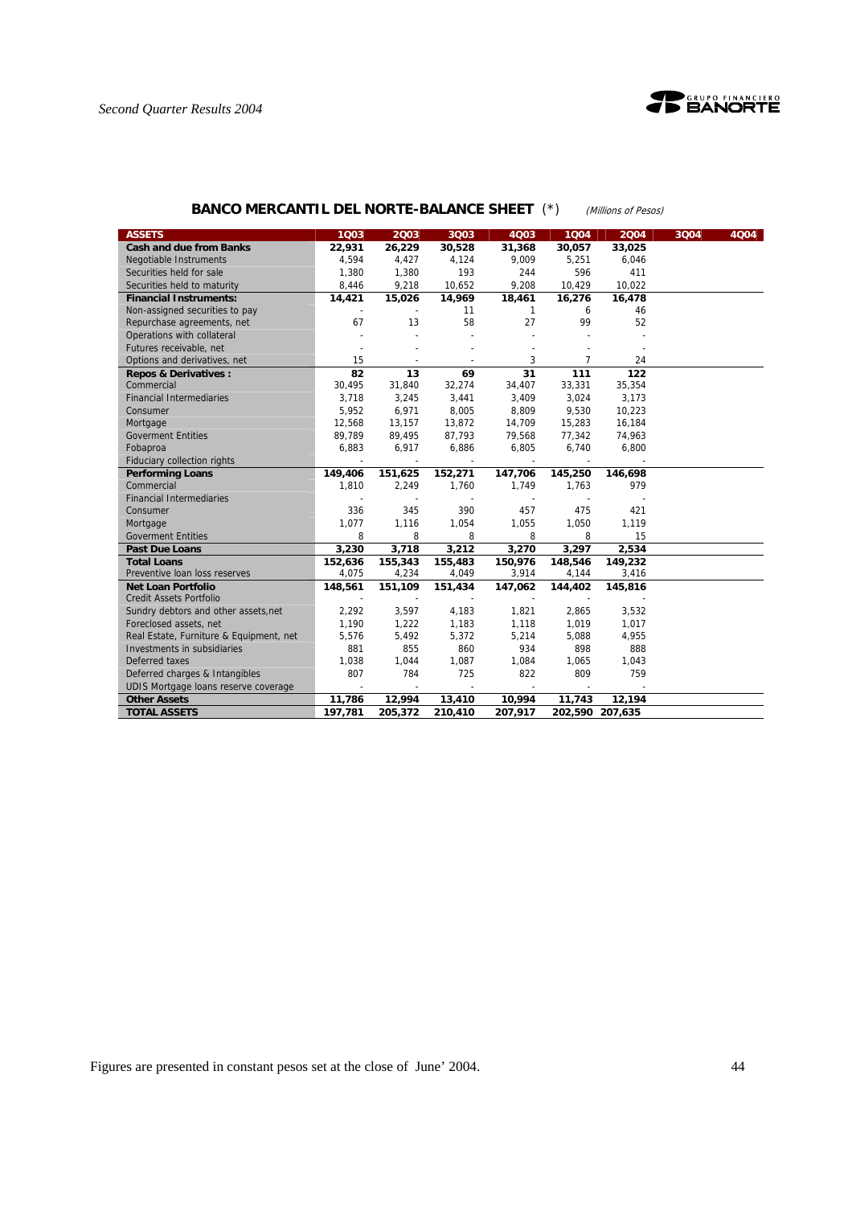## BANCO MERCANTIL DEL NORTE-BALANCE SHEET (*) *(Millions of Pesos)*

| ASSETS | 1Q03 | 2Q03 | 3Q03 | 4Q03 | 1Q04 | 2Q04 | 3Q04 | 4Q04 |
|---|---|---|---|---|---|---|---|---|
| **Cash and due from Banks** | **22,931** | **26,229** | **30,528** | **31,368** | **30,057** | **33,025** | | |
| Negotiable Instruments | 4,594 | 4,427 | 4,124 | 9,009 | 5,251 | 6,046 | | |
| Securities held for sale | 1,380 | 1,380 | 193 | 244 | 596 | 411 | | |
| Securities held to maturity | 8,446 | 9,218 | 10,652 | 9,208 | 10,429 | 10,022 | | |
| **Financial Instruments:** | **14,421** | **15,026** | **14,969** | **18,461** | **16,276** | **16,478** | | |
| Non-assigned securities to pay | - | - | 11 | 1 | 6 | 46 | | |
| Repurchase agreements, net | 67 | 13 | 58 | 27 | 99 | 52 | | |
| Operations with collateral | - | - | - | - | - | - | | |
| Futures receivable, net | - | - | - | - | - | - | | |
| Options and derivatives, net | 15 | - | - | 3 | 7 | 24 | | |
| **Repos & Derivatives :** | **82** | **13** | **69** | **31** | **111** | **122** | | |
| Commercial | 30,495 | 31,840 | 32,274 | 34,407 | 33,331 | 35,354 | | |
| Financial Intermediaries | 3,718 | 3,245 | 3,441 | 3,409 | 3,024 | 3,173 | | |
| Consumer | 5,952 | 6,971 | 8,005 | 8,809 | 9,530 | 10,223 | | |
| Mortgage | 12,568 | 13,157 | 13,872 | 14,709 | 15,283 | 16,184 | | |
| Goverment Entities | 89,789 | 89,495 | 87,793 | 79,568 | 77,342 | 74,963 | | |
| Fobaproa | 6,883 | 6,917 | 6,886 | 6,805 | 6,740 | 6,800 | | |
| Fiduciary collection rights | - | - | - | - | - | - | | |
| **Performing Loans** | **149,406** | **151,625** | **152,271** | **147,706** | **145,250** | **146,698** | | |
| Commercial | 1,810 | 2,249 | 1,760 | 1,749 | 1,763 | 979 | | |
| Financial Intermediaries | - | - | - | - | - | - | | |
| Consumer | 336 | 345 | 390 | 457 | 475 | 421 | | |
| Mortgage | 1,077 | 1,116 | 1,054 | 1,055 | 1,050 | 1,119 | | |
| Goverment Entities | 8 | 8 | 8 | 8 | 8 | 15 | | |
| **Past Due Loans** | **3,230** | **3,718** | **3,212** | **3,270** | **3,297** | **2,534** | | |
| **Total Loans** | **152,636** | **155,343** | **155,483** | **150,976** | **148,546** | **149,232** | | |
| Preventive loan loss reserves | 4,075 | 4,234 | 4,049 | 3,914 | 4,144 | 3,416 | | |
| **Net Loan Portfolio** | **148,561** | **151,109** | **151,434** | **147,062** | **144,402** | **145,816** | | |
| Credit Assets Portfolio | - | - | - | - | - | - | | |
| Sundry debtors and other assets,net | 2,292 | 3,597 | 4,183 | 1,821 | 2,865 | 3,532 | | |
| Foreclosed assets, net | 1,190 | 1,222 | 1,183 | 1,118 | 1,019 | 1,017 | | |
| Real Estate, Furniture & Equipment, net | 5,576 | 5,492 | 5,372 | 5,214 | 5,088 | 4,955 | | |
| Investments in subsidiaries | 881 | 855 | 860 | 934 | 898 | 888 | | |
| Deferred taxes | 1,038 | 1,044 | 1,087 | 1,084 | 1,065 | 1,043 | | |
| Deferred charges & Intangibles | 807 | 784 | 725 | 822 | 809 | 759 | | |
| UDIS Mortgage loans reserve coverage | - | - | - | - | - | - | | |
| **Other Assets** | **11,786** | **12,994** | **13,410** | **10,994** | **11,743** | **12,194** | | |
| **TOTAL ASSETS** | **197,781** | **205,372** | **210,410** | **207,917** | **202,590** | **207,635** | | |

Figures are presented in constant pesos set at the close of June' 2004.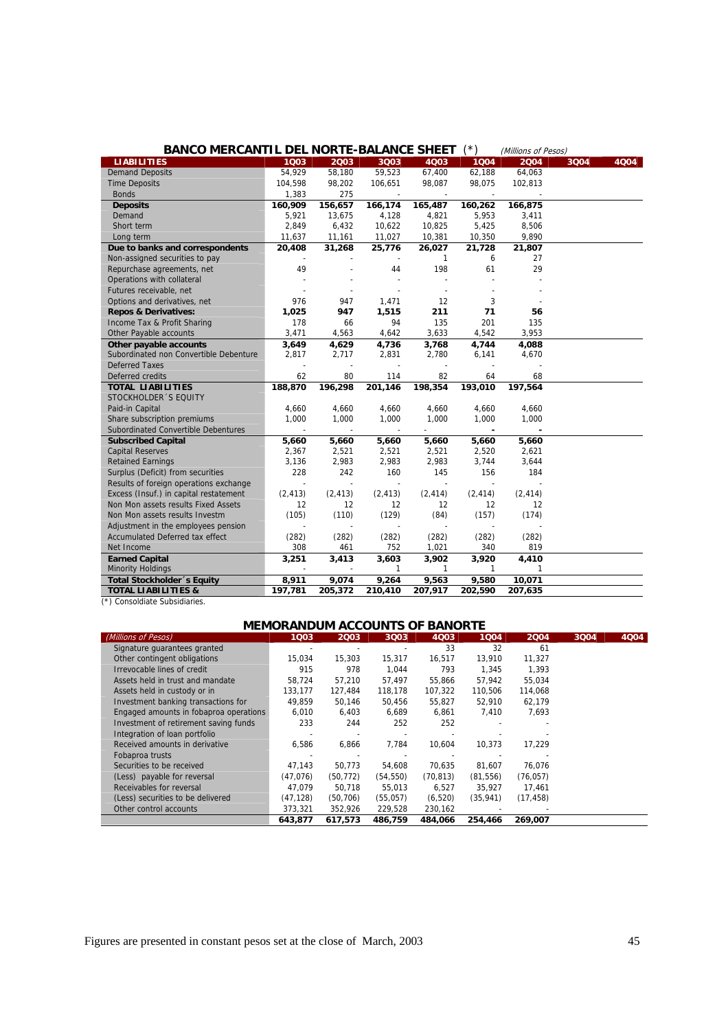## BANCO MERCANTIL DEL NORTE-BALANCE SHEET (*) *(Millions of Pesos)*

| LIABILITIES | 1Q03 | 2Q03 | 3Q03 | 4Q03 | 1Q04 | 2Q04 | 3Q04 | 4Q04 |
|---|---|---|---|---|---|---|---|---|
| Demand Deposits | 54,929 | 58,180 | 59,523 | 67,400 | 62,188 | 64,063 | | |
| Time Deposits | 104,598 | 98,202 | 106,651 | 98,087 | 98,075 | 102,813 | | |
| Bonds | 1,383 | 275 | - | - | - | - | | |
| **Deposits** | **160,909** | **156,657** | **166,174** | **165,487** | **160,262** | **166,875** | | |
| Demand | 5,921 | 13,675 | 4,128 | 4,821 | 5,953 | 3,411 | | |
| Short term | 2,849 | 6,432 | 10,622 | 10,825 | 5,425 | 8,506 | | |
| Long term | 11,637 | 11,161 | 11,027 | 10,381 | 10,350 | 9,890 | | |
| **Due to banks and correspondents** | **20,408** | **31,268** | **25,776** | **26,027** | **21,728** | **21,807** | | |
| Non-assigned securities to pay | - | - | - | 1 | 6 | 27 | | |
| Repurchase agreements, net | 49 | - | 44 | 198 | 61 | 29 | | |
| Operations with collateral | - | - | - | - | - | - | | |
| Futures receivable, net | - | - | - | - | - | - | | |
| Options and derivatives, net | 976 | 947 | 1,471 | 12 | 3 | - | | |
| **Repos & Derivatives:** | **1,025** | **947** | **1,515** | **211** | **71** | **56** | | |
| Income Tax & Profit Sharing | 178 | 66 | 94 | 135 | 201 | 135 | | |
| Other Payable accounts | 3,471 | 4,563 | 4,642 | 3,633 | 4,542 | 3,953 | | |
| **Other payable accounts** | **3,649** | **4,629** | **4,736** | **3,768** | **4,744** | **4,088** | | |
| Subordinated non Convertible Debenture | 2,817 | 2,717 | 2,831 | 2,780 | 6,141 | 4,670 | | |
| Deferred Taxes | - | - | - | - | - | - | | |
| Deferred credits | 62 | 80 | 114 | 82 | 64 | 68 | | |
| **TOTAL LIABILITIES** | **188,870** | **196,298** | **201,146** | **198,354** | **193,010** | **197,564** | | |
| STOCKHOLDER´S EQUITY | | | | | | | | |
| Paid-in Capital | 4,660 | 4,660 | 4,660 | 4,660 | 4,660 | 4,660 | | |
| Share subscription premiums | 1,000 | 1,000 | 1,000 | 1,000 | 1,000 | 1,000 | | |
| Subordinated Convertible Debentures | - | - | - | - | - | - | | |
| **Subscribed Capital** | **5,660** | **5,660** | **5,660** | **5,660** | **5,660** | **5,660** | | |
| Capital Reserves | 2,367 | 2,521 | 2,521 | 2,521 | 2,520 | 2,621 | | |
| Retained Earnings | 3,136 | 2,983 | 2,983 | 2,983 | 3,744 | 3,644 | | |
| Surplus (Deficit) from securities | 228 | 242 | 160 | 145 | 156 | 184 | | |
| Results of foreign operations exchange | - | - | - | - | - | - | | |
| Excess (Insuf.) in capital restatement | (2,413) | (2,413) | (2,413) | (2,414) | (2,414) | (2,414) | | |
| Non Mon assets results Fixed Assets | 12 | 12 | 12 | 12 | 12 | 12 | | |
| Non Mon assets results Investm | (105) | (110) | (129) | (84) | (157) | (174) | | |
| Adjustment in the employees pension | - | - | - | - | - | - | | |
| Accumulated Deferred tax effect | (282) | (282) | (282) | (282) | (282) | (282) | | |
| Net Income | 308 | 461 | 752 | 1,021 | 340 | 819 | | |
| **Earned Capital** | **3,251** | **3,413** | **3,603** | **3,902** | **3,920** | **4,410** | | |
| Minority Holdings | - | - | 1 | 1 | 1 | 1 | | |
| **Total Stockholder´s Equity** | **8,911** | **9,074** | **9,264** | **9,563** | **9,580** | **10,071** | | |
| **TOTAL LIABILITIES &** | **197,781** | **205,372** | **210,410** | **207,917** | **202,590** | **207,635** | | |

(*) Consoldiate Subsidiaries.

## MEMORANDUM ACCOUNTS OF BANORTE

| *(Millions of Pesos)* | 1Q03 | 2Q03 | 3Q03 | 4Q03 | 1Q04 | 2Q04 | 3Q04 | 4Q04 |
|---|---|---|---|---|---|---|---|---|
| Signature guarantees granted | - | - | - | 33 | 32 | 61 | | |
| Other contingent obligations | 15,034 | 15,303 | 15,317 | 16,517 | 13,910 | 11,327 | | |
| Irrevocable lines of credit | 915 | 978 | 1,044 | 793 | 1,345 | 1,393 | | |
| Assets held in trust and mandate | 58,724 | 57,210 | 57,497 | 55,866 | 57,942 | 55,034 | | |
| Assets held in custody or in | 133,177 | 127,484 | 118,178 | 107,322 | 110,506 | 114,068 | | |
| Investment banking transactions for | 49,859 | 50,146 | 50,456 | 55,827 | 52,910 | 62,179 | | |
| Engaged amounts in fobaproa operations | 6,010 | 6,403 | 6,689 | 6,861 | 7,410 | 7,693 | | |
| Investment of retirement saving funds | 233 | 244 | 252 | 252 | - | - | | |
| Integration of loan portfolio | - | - | - | - | - | - | | |
| Received amounts in derivative | 6,586 | 6,866 | 7,784 | 10,604 | 10,373 | 17,229 | | |
| Fobaproa trusts | - | - | - | - | - | - | | |
| Securities to be received | 47,143 | 50,773 | 54,608 | 70,635 | 81,607 | 76,076 | | |
| (Less) payable for reversal | (47,076) | (50,772) | (54,550) | (70,813) | (81,556) | (76,057) | | |
| Receivables for reversal | 47,079 | 50,718 | 55,013 | 6,527 | 35,927 | 17,461 | | |
| (Less) securities to be delivered | (47,128) | (50,706) | (55,057) | (6,520) | (35,941) | (17,458) | | |
| Other control accounts | 373,321 | 352,926 | 229,528 | 230,162 | - | - | | |
| | **643,877** | **617,573** | **486,759** | **484,066** | **254,466** | **269,007** | | |

Figures are presented in constant pesos set at the close of March, 2003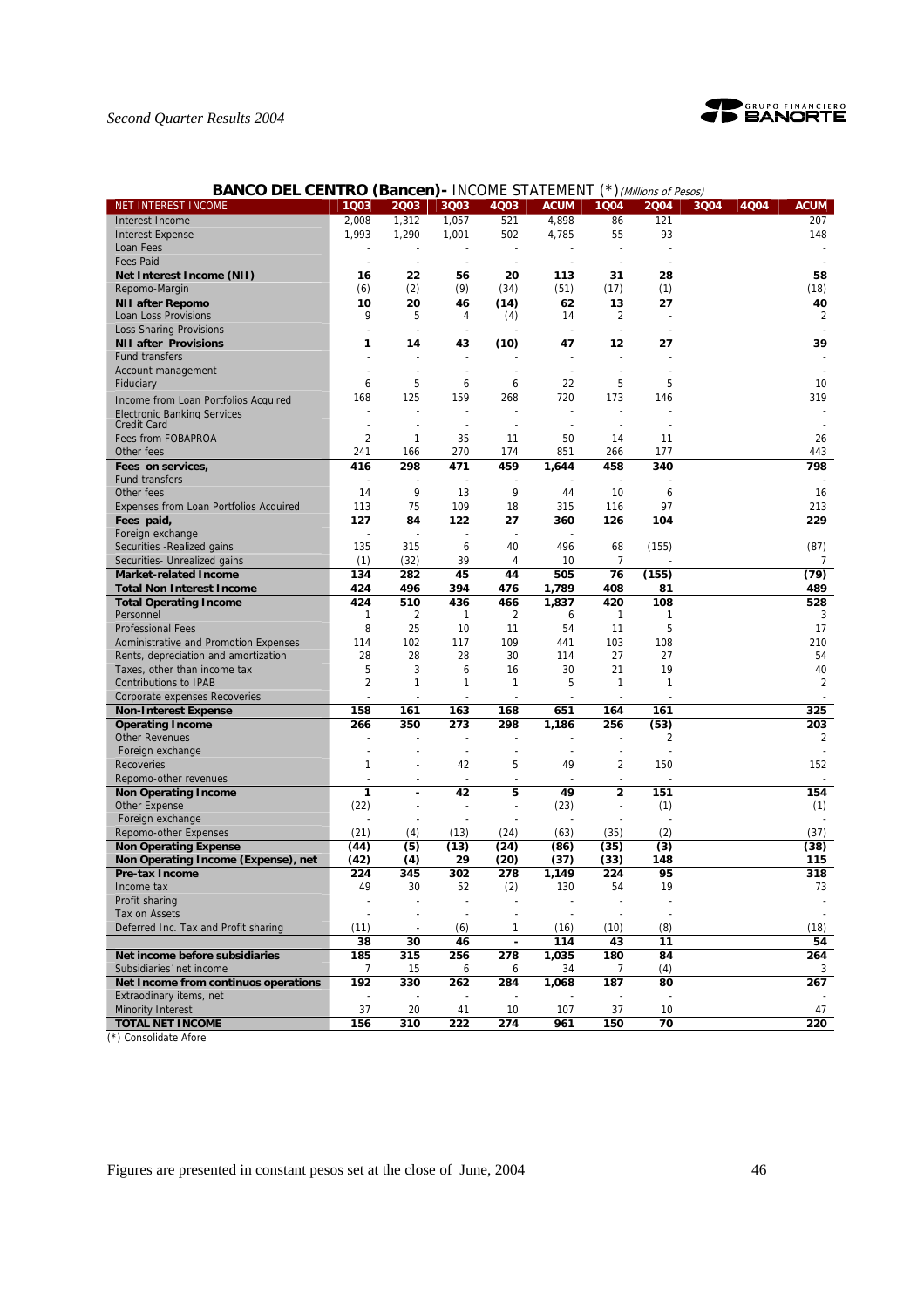## BANCO DEL CENTRO (Bancen)- INCOME STATEMENT (*) *(Millions of Pesos)*

| NET INTEREST INCOME | 1Q03 | 2Q03 | 3Q03 | 4Q03 | ACUM | 1Q04 | 2Q04 | 3Q04 | 4Q04 | ACUM |
|---|---|---|---|---|---|---|---|---|---|---|
| Interest Income | 2,008 | 1,312 | 1,057 | 521 | 4,898 | 86 | 121 | | | 207 |
| Interest Expense | 1,993 | 1,290 | 1,001 | 502 | 4,785 | 55 | 93 | | | 148 |
| Loan Fees | - | - | - | - | - | - | - | | | - |
| Fees Paid | - | - | - | - | - | - | - | | | - |
| **Net Interest Income (NII)** | **16** | **22** | **56** | **20** | **113** | **31** | **28** | | | **58** |
| Repomo-Margin | (6) | (2) | (9) | (34) | (51) | (17) | (1) | | | (18) |
| **NII after Repomo** | **10** | **20** | **46** | **(14)** | **62** | **13** | **27** | | | **40** |
| Loan Loss Provisions | 9 | 5 | 4 | (4) | 14 | 2 | - | | | 2 |
| Loss Sharing Provisions | - | - | - | - | - | - | - | | | - |
| **NII after Provisions** | **1** | **14** | **43** | **(10)** | **47** | **12** | **27** | | | **39** |
| Fund transfers | - | - | - | - | - | - | - | | | - |
| Account management | - | - | - | - | - | - | - | | | - |
| Fiduciary | 6 | 5 | 6 | 6 | 22 | 5 | 5 | | | 10 |
| Income from Loan Portfolios Acquired | 168 | 125 | 159 | 268 | 720 | 173 | 146 | | | 319 |
| Electronic Banking Services | - | - | - | - | - | - | - | | | - |
| Credit Card | - | - | - | - | - | - | - | | | - |
| Fees from FOBAPROA | 2 | 1 | 35 | 11 | 50 | 14 | 11 | | | 26 |
| Other fees | 241 | 166 | 270 | 174 | 851 | 266 | 177 | | | 443 |
| **Fees on services,** | **416** | **298** | **471** | **459** | **1,644** | **458** | **340** | | | **798** |
| Fund transfers | - | - | - | - | - | - | - | | | - |
| Other fees | 14 | 9 | 13 | 9 | 44 | 10 | 6 | | | 16 |
| Expenses from Loan Portfolios Acquired | 113 | 75 | 109 | 18 | 315 | 116 | 97 | | | 213 |
| **Fees paid,** | **127** | **84** | **122** | **27** | **360** | **126** | **104** | | | **229** |
| Foreign exchange | - | - | - | - | - | | | | | |
| Securities -Realized gains | 135 | 315 | 6 | 40 | 496 | 68 | (155) | | | (87) |
| Securities- Unrealized gains | (1) | (32) | 39 | 4 | 10 | 7 | - | | | 7 |
| **Market-related Income** | **134** | **282** | **45** | **44** | **505** | **76** | **(155)** | | | **(79)** |
| **Total Non Interest Income** | **424** | **496** | **394** | **476** | **1,789** | **408** | **81** | | | **489** |
| **Total Operating Income** | **424** | **510** | **436** | **466** | **1,837** | **420** | **108** | | | **528** |
| Personnel | 1 | 2 | 1 | 2 | 6 | 1 | 1 | | | 3 |
| Professional Fees | 8 | 25 | 10 | 11 | 54 | 11 | 5 | | | 17 |
| Administrative and Promotion Expenses | 114 | 102 | 117 | 109 | 441 | 103 | 108 | | | 210 |
| Rents, depreciation and amortization | 28 | 28 | 28 | 30 | 114 | 27 | 27 | | | 54 |
| Taxes, other than income tax | 5 | 3 | 6 | 16 | 30 | 21 | 19 | | | 40 |
| Contributions to IPAB | 2 | 1 | 1 | 1 | 5 | 1 | 1 | | | 2 |
| Corporate expenses Recoveries | - | - | - | - | - | - | - | | | - |
| **Non-Interest Expense** | **158** | **161** | **163** | **168** | **651** | **164** | **161** | | | **325** |
| **Operating Income** | **266** | **350** | **273** | **298** | **1,186** | **256** | **(53)** | | | **203** |
| Other Revenues | - | - | - | - | - | - | 2 | | | 2 |
| Foreign exchange | - | - | - | - | - | - | - | | | - |
| Recoveries | 1 | - | 42 | 5 | 49 | 2 | 150 | | | 152 |
| Repomo-other revenues | - | - | - | - | - | - | - | | | - |
| **Non Operating Income** | **1** | **-** | **42** | **5** | **49** | **2** | **151** | | | **154** |
| Other Expense | (22) | - | - | - | (23) | - | (1) | | | (1) |
| Foreign exchange | - | - | - | - | - | - | - | | | - |
| Repomo-other Expenses | (21) | (4) | (13) | (24) | (63) | (35) | (2) | | | (37) |
| **Non Operating Expense** | **(44)** | **(5)** | **(13)** | **(24)** | **(86)** | **(35)** | **(3)** | | | **(38)** |
| **Non Operating Income (Expense), net** | **(42)** | **(4)** | **29** | **(20)** | **(37)** | **(33)** | **148** | | | **115** |
| **Pre-tax Income** | **224** | **345** | **302** | **278** | **1,149** | **224** | **95** | | | **318** |
| Income tax | 49 | 30 | 52 | (2) | 130 | 54 | 19 | | | 73 |
| Profit sharing | - | - | - | - | - | - | - | | | - |
| Tax on Assets | - | - | - | - | - | - | - | | | - |
| Deferred Inc. Tax and Profit sharing | (11) | - | (6) | 1 | (16) | (10) | (8) | | | (18) |
| | **38** | **30** | **46** | **-** | **114** | **43** | **11** | | | **54** |
| **Net income before subsidiaries** | **185** | **315** | **256** | **278** | **1,035** | **180** | **84** | | | **264** |
| Subsidiaries´net income | 7 | 15 | 6 | 6 | 34 | 7 | (4) | | | 3 |
| **Net Income from continuos operations** | **192** | **330** | **262** | **284** | **1,068** | **187** | **80** | | | **267** |
| Extraordinary items, net | - | - | - | - | - | - | - | | | - |
| Minority Interest | 37 | 20 | 41 | 10 | 107 | 37 | 10 | | | 47 |
| **TOTAL NET INCOME** | **156** | **310** | **222** | **274** | **961** | **150** | **70** | | | **220** |

(*) Consolidate Afore

Figures are presented in constant pesos set at the close of June, 2004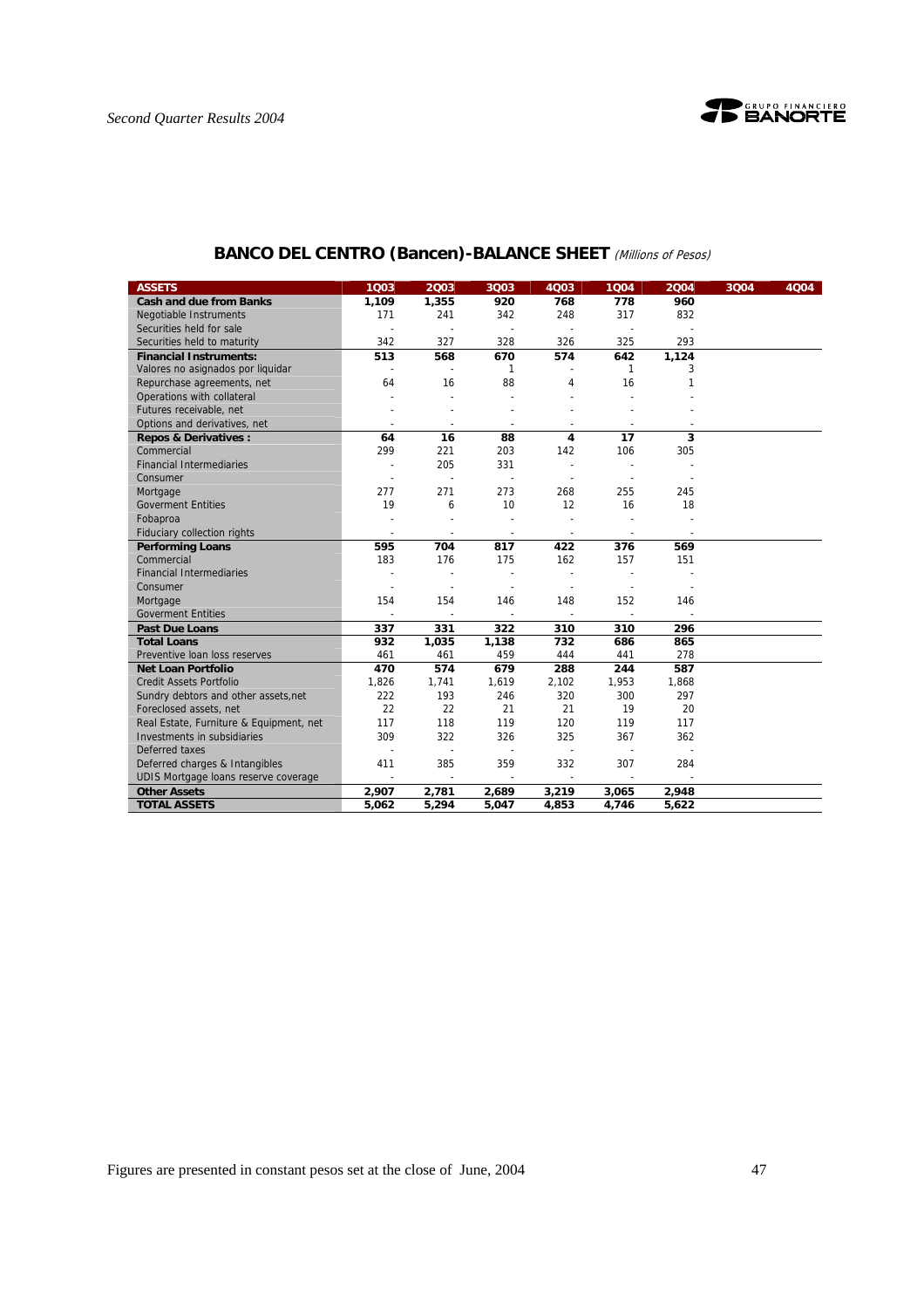## BANCO DEL CENTRO (Bancen)-BALANCE SHEET *(Millions of Pesos)*

| ASSETS | 1Q03 | 2Q03 | 3Q03 | 4Q03 | 1Q04 | 2Q04 | 3Q04 | 4Q04 |
|---|---|---|---|---|---|---|---|---|
| **Cash and due from Banks** | **1,109** | **1,355** | **920** | **768** | **778** | **960** | | |
| Negotiable Instruments | 171 | 241 | 342 | 248 | 317 | 832 | | |
| Securities held for sale | - | - | - | - | - | - | | |
| Securities held to maturity | 342 | 327 | 328 | 326 | 325 | 293 | | |
| **Financial Instruments:** | **513** | **568** | **670** | **574** | **642** | **1,124** | | |
| Valores no asignados por liquidar | - | - | 1 | - | 1 | 3 | | |
| Repurchase agreements, net | 64 | 16 | 88 | 4 | 16 | 1 | | |
| Operations with collateral | - | - | - | - | - | - | | |
| Futures receivable, net | - | - | - | - | - | - | | |
| Options and derivatives, net | - | - | - | - | - | - | | |
| **Repos & Derivatives :** | **64** | **16** | **88** | **4** | **17** | **3** | | |
| Commercial | 299 | 221 | 203 | 142 | 106 | 305 | | |
| Financial Intermediaries | - | 205 | 331 | - | - | - | | |
| Consumer | - | - | - | - | - | - | | |
| Mortgage | 277 | 271 | 273 | 268 | 255 | 245 | | |
| Goverment Entities | 19 | 6 | 10 | 12 | 16 | 18 | | |
| Fobaproa | - | - | - | - | - | - | | |
| Fiduciary collection rights | - | - | - | - | - | - | | |
| **Performing Loans** | **595** | **704** | **817** | **422** | **376** | **569** | | |
| Commercial | 183 | 176 | 175 | 162 | 157 | 151 | | |
| Financial Intermediaries | - | - | - | - | - | - | | |
| Consumer | - | - | - | - | - | - | | |
| Mortgage | 154 | 154 | 146 | 148 | 152 | 146 | | |
| Goverment Entities | - | - | - | - | - | - | | |
| **Past Due Loans** | **337** | **331** | **322** | **310** | **310** | **296** | | |
| **Total Loans** | **932** | **1,035** | **1,138** | **732** | **686** | **865** | | |
| Preventive loan loss reserves | 461 | 461 | 459 | 444 | 441 | 278 | | |
| **Net Loan Portfolio** | **470** | **574** | **679** | **288** | **244** | **587** | | |
| Credit Assets Portfolio | 1,826 | 1,741 | 1,619 | 2,102 | 1,953 | 1,868 | | |
| Sundry debtors and other assets,net | 222 | 193 | 246 | 320 | 300 | 297 | | |
| Foreclosed assets, net | 22 | 22 | 21 | 21 | 19 | 20 | | |
| Real Estate, Furniture & Equipment, net | 117 | 118 | 119 | 120 | 119 | 117 | | |
| Investments in subsidiaries | 309 | 322 | 326 | 325 | 367 | 362 | | |
| Deferred taxes | - | - | - | - | - | - | | |
| Deferred charges & Intangibles | 411 | 385 | 359 | 332 | 307 | 284 | | |
| UDIS Mortgage loans reserve coverage | - | - | - | - | - | - | | |
| **Other Assets** | **2,907** | **2,781** | **2,689** | **3,219** | **3,065** | **2,948** | | |
| **TOTAL ASSETS** | **5,062** | **5,294** | **5,047** | **4,853** | **4,746** | **5,622** | | |

Figures are presented in constant pesos set at the close of June, 2004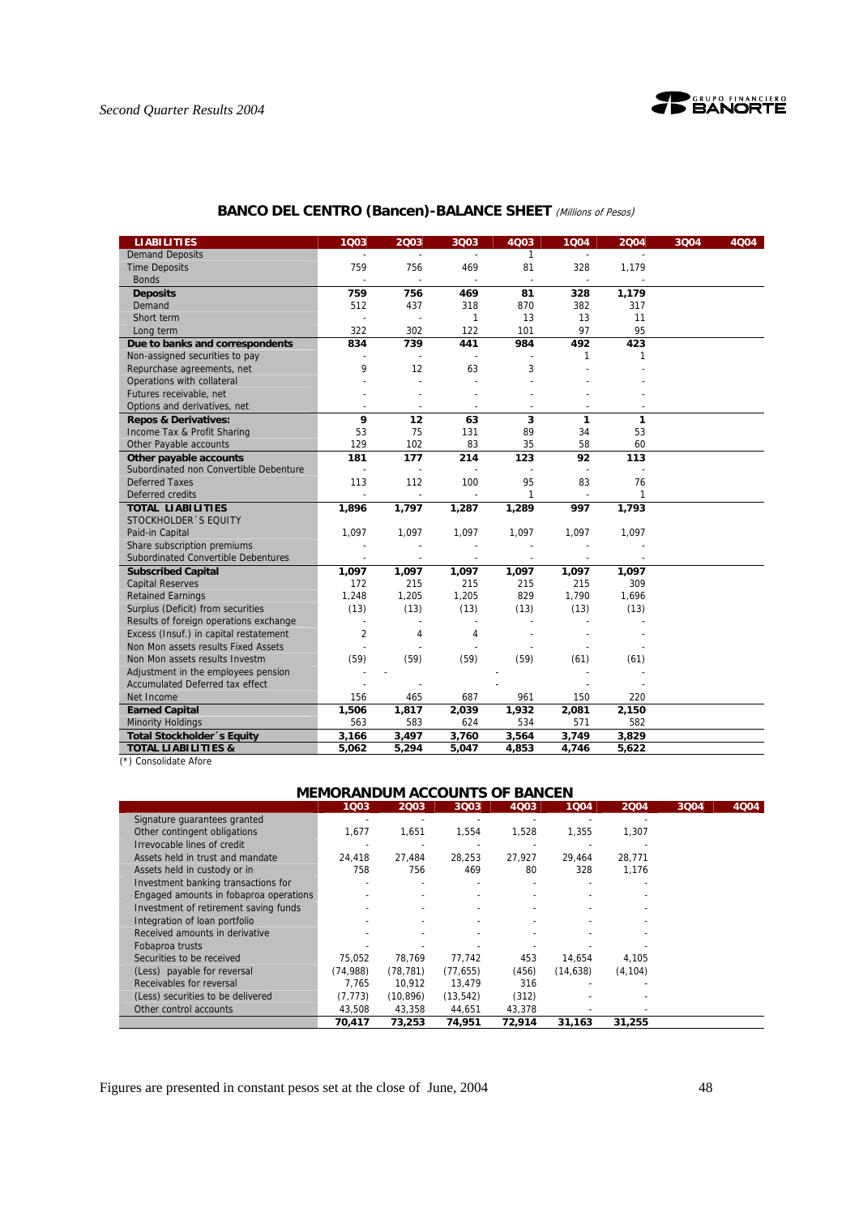## BANCO DEL CENTRO (Bancen)-BALANCE SHEET *(Millions of Pesos)*

| LIABILITIES | 1Q03 | 2Q03 | 3Q03 | 4Q03 | 1Q04 | 2Q04 | 3Q04 | 4Q04 |
|---|---|---|---|---|---|---|---|---|
| Demand Deposits | - | - | - | 1 | - | - | | |
| Time Deposits | 759 | 756 | 469 | 81 | 328 | 1,179 | | |
| Bonds | - | - | - | - | - | - | | |
| **Deposits** | **759** | **756** | **469** | **81** | **328** | **1,179** | | |
| Demand | 512 | 437 | 318 | 870 | 382 | 317 | | |
| Short term | - | - | 1 | 13 | 13 | 11 | | |
| Long term | 322 | 302 | 122 | 101 | 97 | 95 | | |
| **Due to banks and correspondents** | **834** | **739** | **441** | **984** | **492** | **423** | | |
| Non-assigned securities to pay | - | - | - | - | 1 | 1 | | |
| Repurchase agreements, net | 9 | 12 | 63 | 3 | - | - | | |
| Operations with collateral | - | - | - | - | - | - | | |
| Futures receivable, net | - | - | - | - | - | - | | |
| Options and derivatives, net | - | - | - | - | - | - | | |
| **Repos & Derivatives:** | **9** | **12** | **63** | **3** | **1** | **1** | | |
| Income Tax & Profit Sharing | 53 | 75 | 131 | 89 | 34 | 53 | | |
| Other Payable accounts | 129 | 102 | 83 | 35 | 58 | 60 | | |
| **Other payable accounts** | **181** | **177** | **214** | **123** | **92** | **113** | | |
| Subordinated non Convertible Debenture | - | - | - | - | - | - | | |
| Deferred Taxes | 113 | 112 | 100 | 95 | 83 | 76 | | |
| Deferred credits | - | - | - | 1 | - | 1 | | |
| **TOTAL LIABILITIES** | **1,896** | **1,797** | **1,287** | **1,289** | **997** | **1,793** | | |
| STOCKHOLDER´S EQUITY | | | | | | | | |
| Paid-in Capital | 1,097 | 1,097 | 1,097 | 1,097 | 1,097 | 1,097 | | |
| Share subscription premiums | - | - | - | - | - | - | | |
| Subordinated Convertible Debentures | - | - | - | - | - | - | | |
| **Subscribed Capital** | **1,097** | **1,097** | **1,097** | **1,097** | **1,097** | **1,097** | | |
| Capital Reserves | 172 | 215 | 215 | 215 | 215 | 309 | | |
| Retained Earnings | 1,248 | 1,205 | 1,205 | 829 | 1,790 | 1,696 | | |
| Surplus (Deficit) from securities | (13) | (13) | (13) | (13) | (13) | (13) | | |
| Results of foreign operations exchange | - | - | - | - | - | - | | |
| Excess (Insuf.) in capital restatement | 2 | 4 | 4 | - | - | - | | |
| Non Mon assets results Fixed Assets | - | - | - | - | - | - | | |
| Non Mon assets results Investm | (59) | (59) | (59) | (59) | (61) | (61) | | |
| Adjustment in the employees pension | - | - | | - | - | - | | |
| Accumulated Deferred tax effect | - | - | | - | - | - | | |
| Net Income | 156 | 465 | 687 | 961 | 150 | 220 | | |
| **Earned Capital** | **1,506** | **1,817** | **2,039** | **1,932** | **2,081** | **2,150** | | |
| Minority Holdings | 563 | 583 | 624 | 534 | 571 | 582 | | |
| **Total Stockholder´s Equity** | **3,166** | **3,497** | **3,760** | **3,564** | **3,749** | **3,829** | | |
| **TOTAL LIABILITIES &** | **5,062** | **5,294** | **5,047** | **4,853** | **4,746** | **5,622** | | |

(*) Consolidate Afore

## MEMORANDUM ACCOUNTS OF BANCEN

| | 1Q03 | 2Q03 | 3Q03 | 4Q03 | 1Q04 | 2Q04 | 3Q04 | 4Q04 |
|---|---|---|---|---|---|---|---|---|
| Signature guarantees granted | - | - | - | - | - | - | | |
| Other contingent obligations | 1,677 | 1,651 | 1,554 | 1,528 | 1,355 | 1,307 | | |
| Irrevocable lines of credit | - | - | - | - | - | - | | |
| Assets held in trust and mandate | 24,418 | 27,484 | 28,253 | 27,927 | 29,464 | 28,771 | | |
| Assets held in custody or in | 758 | 756 | 469 | 80 | 328 | 1,176 | | |
| Investment banking transactions for | - | - | - | - | - | - | | |
| Engaged amounts in fobaproa operations | - | - | - | - | - | - | | |
| Investment of retirement saving funds | - | - | - | - | - | - | | |
| Integration of loan portfolio | - | - | - | - | - | - | | |
| Received amounts in derivative | - | - | - | - | - | - | | |
| Fobaproa trusts | - | - | - | - | - | - | | |
| Securities to be received | 75,052 | 78,769 | 77,742 | 453 | 14,654 | 4,105 | | |
| (Less) payable for reversal | (74,988) | (78,781) | (77,655) | (456) | (14,638) | (4,104) | | |
| Receivables for reversal | 7,765 | 10,912 | 13,479 | 316 | - | - | | |
| (Less) securities to be delivered | (7,773) | (10,896) | (13,542) | (312) | - | - | | |
| Other control accounts | 43,508 | 43,358 | 44,651 | 43,378 | - | - | | |
| | **70,417** | **73,253** | **74,951** | **72,914** | **31,163** | **31,255** | | |

Figures are presented in constant pesos set at the close of June, 2004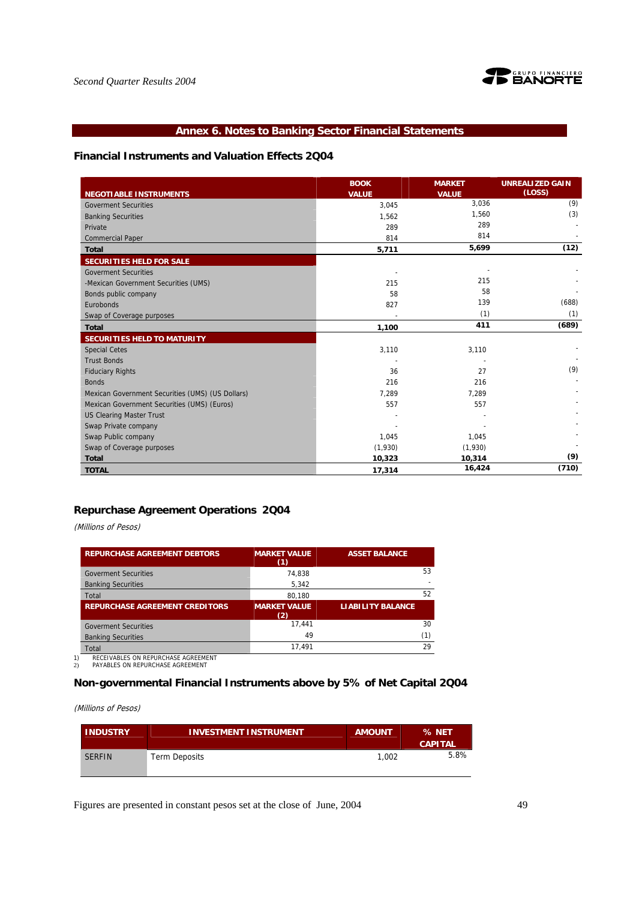## Annex 6. Notes to Banking Sector Financial Statements

### Financial Instruments and Valuation Effects 2Q04

| NEGOTIABLE INSTRUMENTS | BOOK VALUE | MARKET VALUE | UNREALIZED GAIN (LOSS) |
|---|---|---|---|
| Goverment Securities | 3,045 | 3,036 | (9) |
| Banking Securities | 1,562 | 1,560 | (3) |
| Private | 289 | 289 | - |
| Commercial Paper | 814 | 814 | - |
| **Total** | **5,711** | **5,699** | **(12)** |
| **SECURITIES HELD FOR SALE** | | | |
| Goverment Securities | - | - | - |
| -Mexican Government Securities (UMS) | 215 | 215 | - |
| Bonds public company | 58 | 58 | - |
| Eurobonds | 827 | 139 | (688) |
| Swap of Coverage purposes | - | (1) | (1) |
| **Total** | **1,100** | **411** | **(689)** |
| **SECURITIES HELD TO MATURITY** | | | |
| Special Cetes | 3,110 | 3,110 | - |
| Trust Bonds | - | - | - |
| Fiduciary Rights | 36 | 27 | (9) |
| Bonds | 216 | 216 | - |
| Mexican Government Securities (UMS) (US Dollars) | 7,289 | 7,289 | - |
| Mexican Government Securities (UMS) (Euros) | 557 | 557 | - |
| US Clearing Master Trust | - | - | - |
| Swap Private company | - | - | - |
| Swap Public company | 1,045 | 1,045 | - |
| Swap of Coverage purposes | (1,930) | (1,930) | - |
| **Total** | **10,323** | **10,314** | **(9)** |
| **TOTAL** | **17,314** | **16,424** | **(710)** |

### Repurchase Agreement Operations 2Q04

*(Millions of Pesos)*

| REPURCHASE AGREEMENT DEBTORS | MARKET VALUE (1) | ASSET BALANCE |
|---|---|---|
| Goverment Securities | 74,838 | 53 |
| Banking Securities | 5,342 | - |
| Total | 80,180 | 52 |
| **REPURCHASE AGREEMENT CREDITORS** | **MARKET VALUE (2)** | **LIABILITY BALANCE** |
| Goverment Securities | 17,441 | 30 |
| Banking Securities | 49 | (1) |
| Total | 17,491 | 29 |

1) RECEIVABLES ON REPURCHASE AGREEMENT
2) PAYABLES ON REPURCHASE AGREEMENT

### Non-governmental Financial Instruments above by 5% of Net Capital 2Q04

*(Millions of Pesos)*

| INDUSTRY | INVESTMENT INSTRUMENT | AMOUNT | % NET CAPITAL |
|---|---|---|---|
| SERFIN | Term Deposits | 1,002 | 5.8% |

Figures are presented in constant pesos set at the close of June, 2004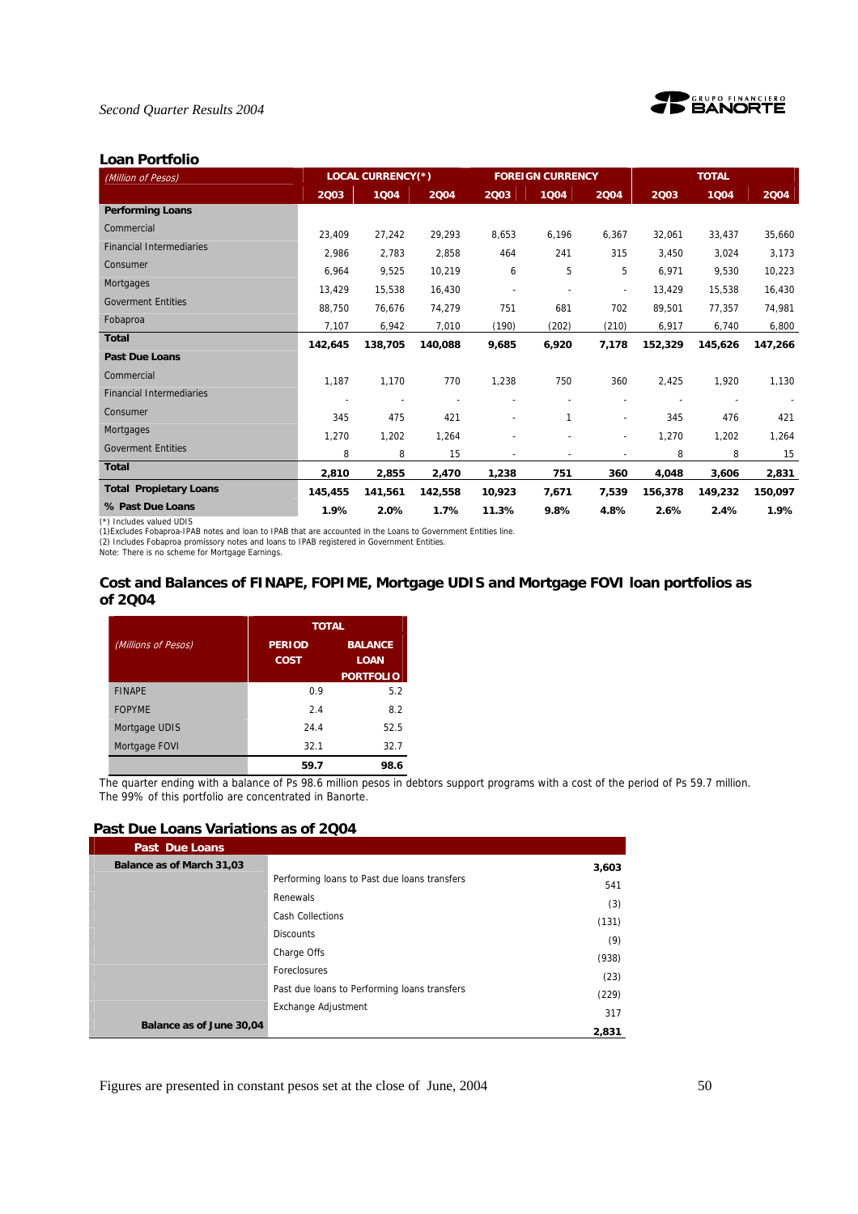## Loan Portfolio

| *(Million of Pesos)* | LOCAL CURRENCY(*) | | | FOREIGN CURRENCY | | | TOTAL | | |
|---|---|---|---|---|---|---|---|---|---|
| | 2Q03 | 1Q04 | 2Q04 | 2Q03 | 1Q04 | 2Q04 | 2Q03 | 1Q04 | 2Q04 |
| **Performing Loans** | | | | | | | | | |
| Commercial | 23,409 | 27,242 | 29,293 | 8,653 | 6,196 | 6,367 | 32,061 | 33,437 | 35,660 |
| Financial Intermediaries | 2,986 | 2,783 | 2,858 | 464 | 241 | 315 | 3,450 | 3,024 | 3,173 |
| Consumer | 6,964 | 9,525 | 10,219 | 6 | 5 | 5 | 6,971 | 9,530 | 10,223 |
| Mortgages | 13,429 | 15,538 | 16,430 | - | - | - | 13,429 | 15,538 | 16,430 |
| Goverment Entities | 88,750 | 76,676 | 74,279 | 751 | 681 | 702 | 89,501 | 77,357 | 74,981 |
| Fobaproa | 7,107 | 6,942 | 7,010 | (190) | (202) | (210) | 6,917 | 6,740 | 6,800 |
| **Total** | **142,645** | **138,705** | **140,088** | **9,685** | **6,920** | **7,178** | **152,329** | **145,626** | **147,266** |
| **Past Due Loans** | | | | | | | | | |
| Commercial | 1,187 | 1,170 | 770 | 1,238 | 750 | 360 | 2,425 | 1,920 | 1,130 |
| Financial Intermediaries | - | - | - | - | - | - | - | - | - |
| Consumer | 345 | 475 | 421 | - | 1 | - | 345 | 476 | 421 |
| Mortgages | 1,270 | 1,202 | 1,264 | - | - | - | 1,270 | 1,202 | 1,264 |
| Goverment Entities | 8 | 8 | 15 | - | - | - | 8 | 8 | 15 |
| **Total** | **2,810** | **2,855** | **2,470** | **1,238** | **751** | **360** | **4,048** | **3,606** | **2,831** |
| **Total Propietary Loans** | **145,455** | **141,561** | **142,558** | **10,923** | **7,671** | **7,539** | **156,378** | **149,232** | **150,097** |
| **% Past Due Loans** | **1.9%** | **2.0%** | **1.7%** | **11.3%** | **9.8%** | **4.8%** | **2.6%** | **2.4%** | **1.9%** |

(*) Includes valued UDIS
(1)Excludes Fobaproa-IPAB notes and loan to IPAB that are accounted in the Loans to Government Entities line.
(2) Includes Fobaproa promissory notes and loans to IPAB registered in Government Entities.
Note: There is no scheme for Mortgage Earnings.

## Cost and Balances of FINAPE, FOPIME, Mortgage UDIS and Mortgage FOVI loan portfolios as of 2Q04

| *(Millions of Pesos)* | TOTAL | |
|---|---|---|
| | PERIOD COST | BALANCE LOAN PORTFOLIO |
| FINAPE | 0.9 | 5.2 |
| FOPYME | 2.4 | 8.2 |
| Mortgage UDIS | 24.4 | 52.5 |
| Mortgage FOVI | 32.1 | 32.7 |
| | **59.7** | **98.6** |

The quarter ending with a balance of Ps 98.6 million pesos in debtors support programs with a cost of the period of Ps 59.7 million. The 99% of this portfolio are concentrated in Banorte.

## Past Due Loans Variations as of 2Q04

| Past Due Loans | | |
|---|---|---|
| **Balance as of March 31,03** | | **3,603** |
| | Performing loans to Past due loans transfers | 541 |
| | Renewals | (3) |
| | Cash Collections | (131) |
| | Discounts | (9) |
| | Charge Offs | (938) |
| | Foreclosures | (23) |
| | Past due loans to Performing loans transfers | (229) |
| | Exchange Adjustment | 317 |
| **Balance as of June 30,04** | | **2,831** |

Figures are presented in constant pesos set at the close of June, 2004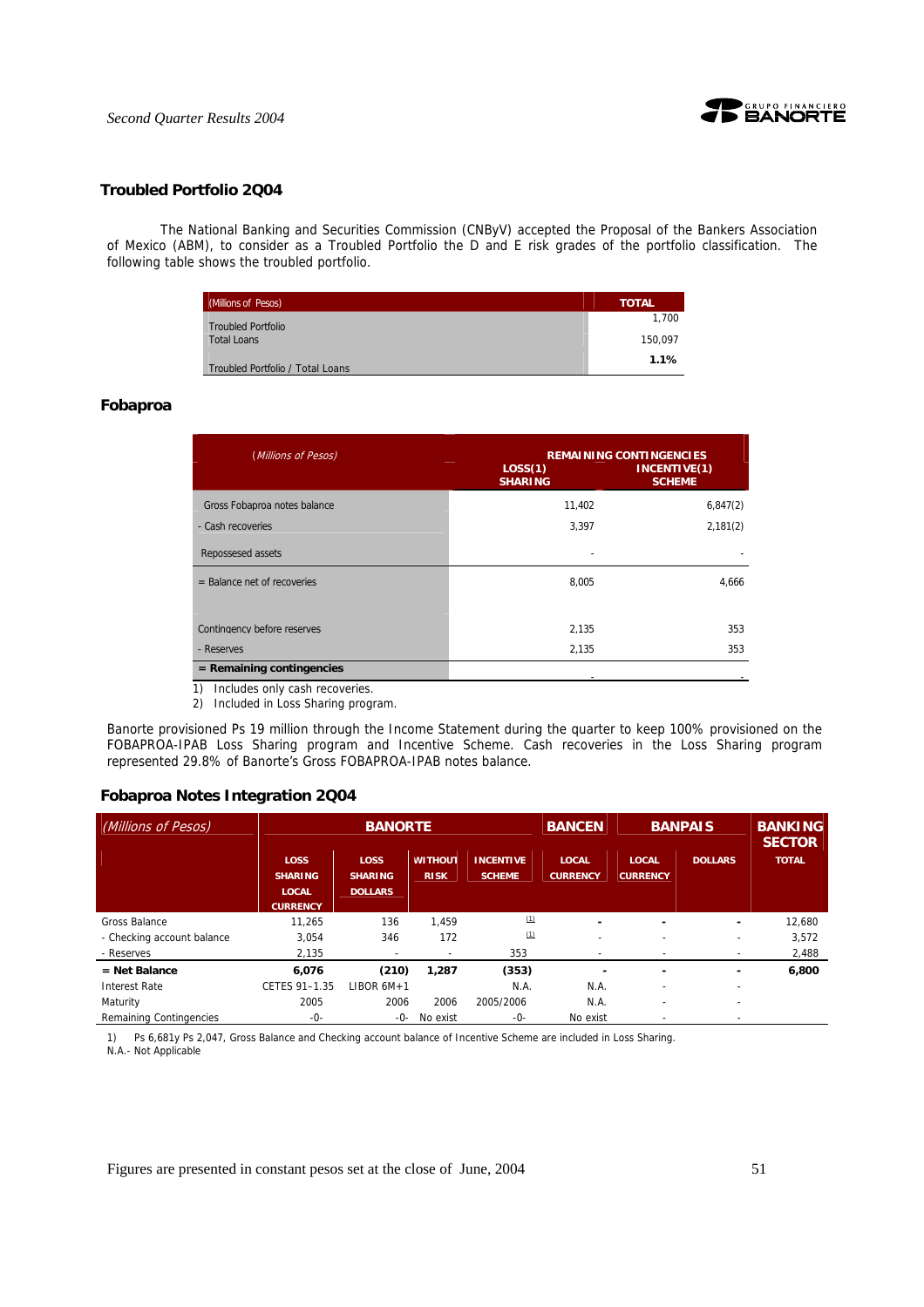## Troubled Portfolio 2Q04

The National Banking and Securities Commission (CNByV) accepted the Proposal of the Bankers Association of Mexico (ABM), to consider as a Troubled Portfolio the D and E risk grades of the portfolio classification. The following table shows the troubled portfolio.

| (Millions of Pesos) | TOTAL |
|---|---|
| Troubled Portfolio | 1,700 |
| Total Loans | 150,097 |
| Troubled Portfolio / Total Loans | **1.1%** |

## Fobaproa

| *(Millions of Pesos)* | REMAINING CONTINGENCIES | |
|---|---|---|
| | LOSS(1) SHARING | INCENTIVE(1) SCHEME |
| Gross Fobaproa notes balance | 11,402 | 6,847(2) |
| - Cash recoveries | 3,397 | 2,181(2) |
| Repossesed assets | - | - |
| = Balance net of recoveries | 8,005 | 4,666 |
| Contingency before reserves | 2,135 | 353 |
| - Reserves | 2,135 | 353 |
| **= Remaining contingencies** | - | - |

1) Includes only cash recoveries.
2) Included in Loss Sharing program.

Banorte provisioned Ps 19 million through the Income Statement during the quarter to keep 100% provisioned on the FOBAPROA-IPAB Loss Sharing program and Incentive Scheme. Cash recoveries in the Loss Sharing program represented 29.8% of Banorte's Gross FOBAPROA-IPAB notes balance.

## Fobaproa Notes Integration 2Q04

| *(Millions of Pesos)* | BANORTE | | | | BANCEN | BANPAIS | | BANKING SECTOR |
|---|---|---|---|---|---|---|---|---|
| | LOSS SHARING LOCAL CURRENCY | LOSS SHARING DOLLARS | WITHOUT RISK | INCENTIVE SCHEME | LOCAL CURRENCY | LOCAL CURRENCY | DOLLARS | TOTAL |
| Gross Balance | 11,265 | 136 | 1,459 | (1) | - | - | - | 12,680 |
| - Checking account balance | 3,054 | 346 | 172 | (1) | - | - | - | 3,572 |
| - Reserves | 2,135 | - | - | 353 | - | - | - | 2,488 |
| **= Net Balance** | **6,076** | **(210)** | **1,287** | **(353)** | - | - | - | **6,800** |
| Interest Rate | CETES 91–1.35 | LIBOR 6M+1 | | N.A. | N.A. | - | - | |
| Maturity | 2005 | 2006 | 2006 | 2005/2006 | N.A. | - | - | |
| Remaining Contingencies | -0- | -0- | No exist | -0- | No exist | - | - | |

1) Ps 6,681y Ps 2,047, Gross Balance and Checking account balance of Incentive Scheme are included in Loss Sharing.
N.A.- Not Applicable

Figures are presented in constant pesos set at the close of June, 2004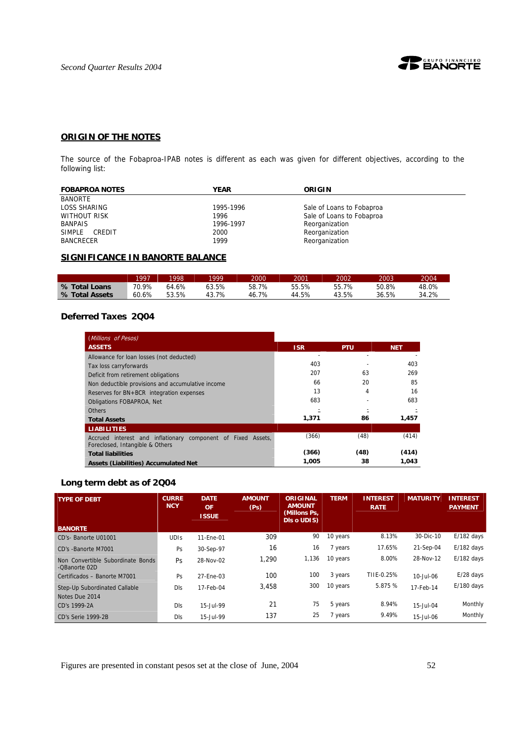## ORIGIN OF THE NOTES

The source of the Fobaproa-IPAB notes is different as each was given for different objectives, according to the following list:

| FOBAPROA NOTES | YEAR | ORIGIN |
|---|---|---|
| BANORTE | | |
| LOSS SHARING | 1995-1996 | Sale of Loans to Fobaproa |
| WITHOUT RISK | 1996 | Sale of Loans to Fobaproa |
| BANPAIS | 1996-1997 | Reorganization |
| SIMPLE CREDIT | 2000 | Reorganization |
| BANCRECER | 1999 | Reorganization |

## SIGNIFICANCE IN BANORTE BALANCE

| | 1997 | 1998 | 1999 | 2000 | 2001 | 2002 | 2003 | 2Q04 |
|---|---|---|---|---|---|---|---|---|
| **% Total Loans** | 70.9% | 64.6% | 63.5% | 58.7% | 55.5% | 55.7% | 50.8% | 48.0% |
| **% Total Assets** | 60.6% | 53.5% | 43.7% | 46.7% | 44.5% | 43.5% | 36.5% | 34.2% |

### Deferred Taxes 2Q04

| *(Millions of Pesos)* **ASSETS** | ISR | PTU | NET |
|---|---|---|---|
| Allowance for loan losses (not deducted) | - | - | - |
| Tax loss carryforwards | 403 | - | 403 |
| Deficit from retirement obligations | 207 | 63 | 269 |
| Non deductible provisions and accumulative income | 66 | 20 | 85 |
| Reserves for BN+BCR integration expenses | 13 | 4 | 16 |
| Obligations FOBAPROA, Net | 683 | - | 683 |
| Others | - | - | - |
| **Total Assets** | **1,371** | **86** | **1,457** |
| **LIABILITIES** | | | |
| Accrued interest and inflationary component of Fixed Assets, Foreclosed, Intangible & Others | (366) | (48) | (414) |
| **Total liabilities** | **(366)** | **(48)** | **(414)** |
| **Assets (Liabilities) Accumulated Net** | **1,005** | **38** | **1,043** |

### Long term debt as of 2Q04

| TYPE OF DEBT BANORTE | CURRENCY | DATE OF ISSUE | AMOUNT (Ps) | ORIGINAL AMOUNT (Millons Ps, Dls o UDIS) | TERM | INTEREST RATE | MATURITY | INTEREST PAYMENT |
|---|---|---|---|---|---|---|---|---|
| CD's- Banorte U01001 | UDIs | 11-Ene-01 | 309 | 90 | 10 years | 8.13% | 30-Dic-10 | E/182 days |
| CD's -Banorte M7001 | Ps | 30-Sep-97 | 16 | 16 | 7 years | 17.65% | 21-Sep-04 | E/182 days |
| Non Convertible Subordinate Bonds -QBanorte 02D | Ps | 28-Nov-02 | 1,290 | 1,136 | 10 years | 8.00% | 28-Nov-12 | E/182 days |
| Certificados – Banorte M7001 | Ps | 27-Ene-03 | 100 | 100 | 3 years | TIIE-0.25% | 10-Jul-06 | E/28 days |
| Step-Up Subordinated Callable Notes Due 2014 | Dls | 17-Feb-04 | 3,458 | 300 | 10 years | 5.875 % | 17-Feb-14 | E/180 days |
| CD's 1999-2A | Dls | 15-Jul-99 | 21 | 75 | 5 years | 8.94% | 15-Jul-04 | Monthly |
| CD's Serie 1999-2B | Dls | 15-Jul-99 | 137 | 25 | 7 years | 9.49% | 15-Jul-06 | Monthly |

Figures are presented in constant pesos set at the close of June, 2004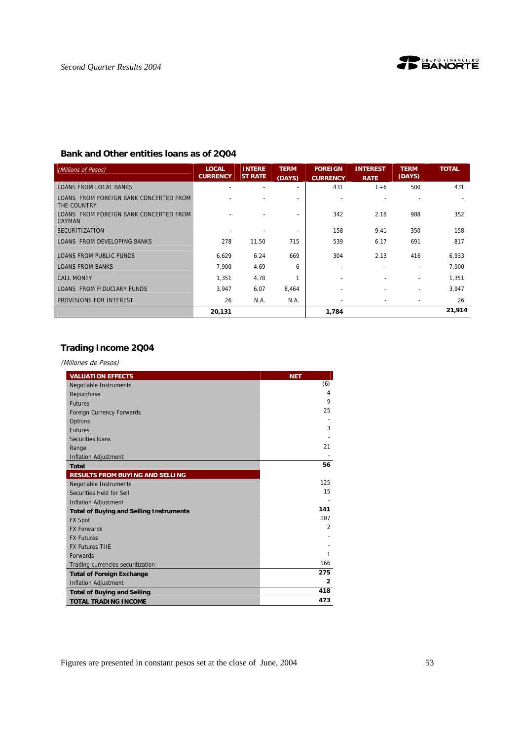## Bank and Other entities loans as of 2Q04

| *(Millions of Pesos)* | LOCAL CURRENCY | INTEREST RATE | TERM (DAYS) | FOREIGN CURRENCY | INTEREST RATE | TERM (DAYS) | TOTAL |
|---|---|---|---|---|---|---|---|
| LOANS FROM LOCAL BANKS | - | - | - | 431 | L+6 | 500 | 431 |
| LOANS FROM FOREIGN BANK CONCERTED FROM THE COUNTRY | - | - | - | - | - | - | - |
| LOANS FROM FOREIGN BANK CONCERTED FROM CAYMAN | - | - | - | 342 | 2.18 | 988 | 352 |
| SECURITIZATION | - | - | - | 158 | 9.41 | 350 | 158 |
| LOANS FROM DEVELOPING BANKS | 278 | 11.50 | 715 | 539 | 6.17 | 691 | 817 |
| LOANS FROM PUBLIC FUNDS | 6,629 | 6.24 | 669 | 304 | 2.13 | 416 | 6,933 |
| LOANS FROM BANKS | 7,900 | 4.69 | 6 | - | - | - | 7,900 |
| CALL MONEY | 1,351 | 4.78 | 1 | - | - | - | 1,351 |
| LOANS FROM FIDUCIARY FUNDS | 3,947 | 6.07 | 8,464 | - | - | - | 3,947 |
| PROVISIONS FOR INTEREST | 26 | N.A. | N.A. | - | - | - | 26 |
| | **20,131** | | | **1,784** | | | **21,914** |

## Trading Income 2Q04

*(Millones de Pesos)*

| VALUATION EFFECTS | NET |
|---|---|
| Negotiable Instruments | (6) |
| Repurchase | 4 |
| Futures | 9 |
| Foreign Currency Forwards | 25 |
| Options | - |
| Futures | 3 |
| Securities loans | - |
| Range | 21 |
| Inflation Adjustment | - |
| **Total** | **56** |
| **RESULTS FROM BUYING AND SELLING** | |
| Negotiable Instruments | 125 |
| Securities Held for Sell | 15 |
| Inflation Adjustment | - |
| **Total of Buying and Selling Instruments** | **141** |
| FX Spot | 107 |
| FX Forwards | 2 |
| FX Futures | - |
| FX Futures TIIE | - |
| Forwards | 1 |
| Trading currencies securitization | 166 |
| **Total of Foreign Exchange** | **275** |
| Inflation Adjustment | **2** |
| **Total of Buying and Selling** | **418** |
| **TOTAL TRADING INCOME** | **473** |

Figures are presented in constant pesos set at the close of June, 2004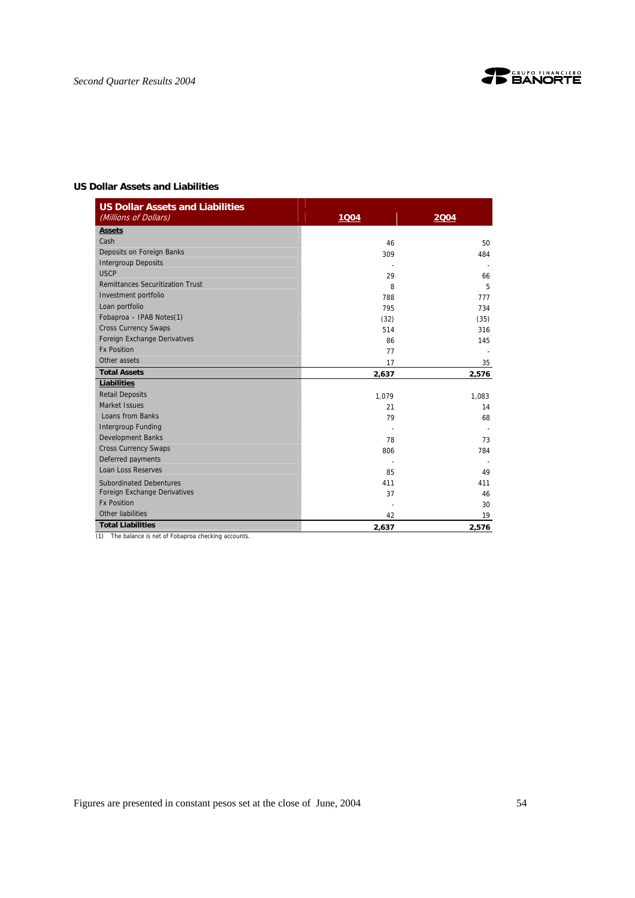### US Dollar Assets and Liabilities

| US Dollar Assets and Liabilities *(Millions of Dollars)* | 1Q04 | 2Q04 |
|---|---|---|
| **Assets** | | |
| Cash | 46 | 50 |
| Deposits on Foreign Banks | 309 | 484 |
| Intergroup Deposits | - | - |
| USCP | 29 | 66 |
| Remittances Securitization Trust | 8 | 5 |
| Investment portfolio | 788 | 777 |
| Loan portfolio | 795 | 734 |
| Fobaproa – IPAB Notes(1) | (32) | (35) |
| Cross Currency Swaps | 514 | 316 |
| Foreign Exchange Derivatives | 86 | 145 |
| Fx Position | 77 | - |
| Other assets | 17 | 35 |
| **Total Assets** | **2,637** | **2,576** |
| **Liabilities** | | |
| Retail Deposits | 1,079 | 1,083 |
| Market Issues | 21 | 14 |
| Loans from Banks | 79 | 68 |
| Intergroup Funding | - | - |
| Development Banks | 78 | 73 |
| Cross Currency Swaps | 806 | 784 |
| Deferred payments | - | - |
| Loan Loss Reserves | 85 | 49 |
| Subordinated Debentures | 411 | 411 |
| Foreign Exchange Derivatives | 37 | 46 |
| Fx Position | - | 30 |
| Other liabilities | 42 | 19 |
| **Total Liabilities** | **2,637** | **2,576** |

(1) The balance is net of Fobaproa checking accounts.

Figures are presented in constant pesos set at the close of June, 2004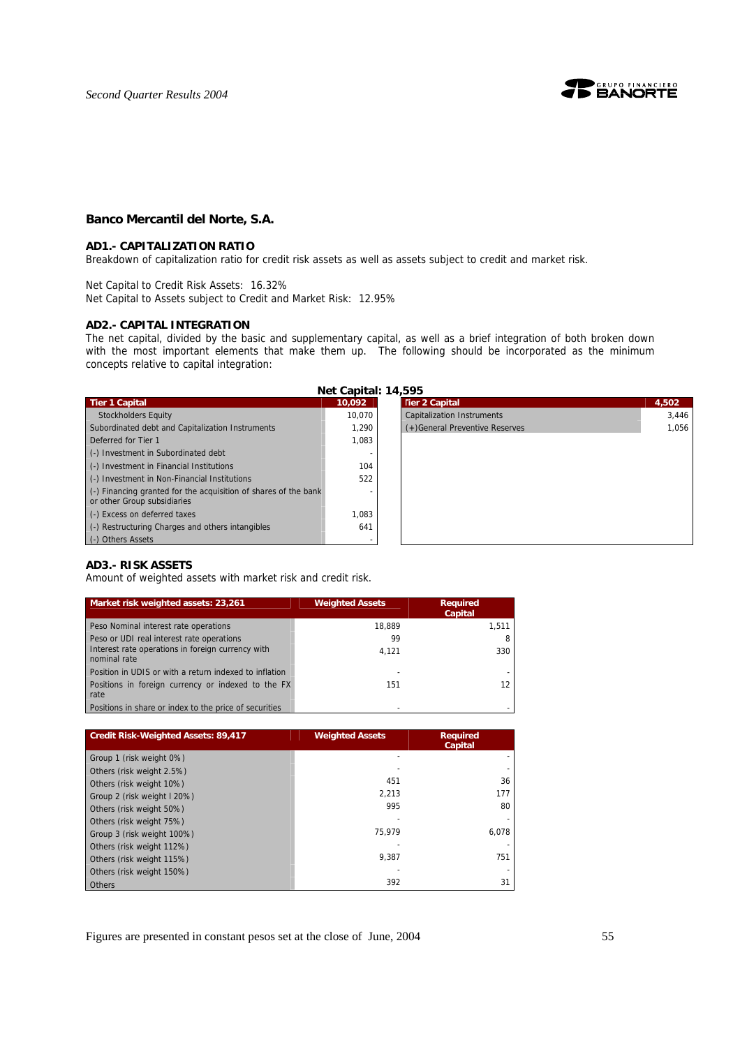## Banco Mercantil del Norte, S.A.

### AD1.- CAPITALIZATION RATIO

Breakdown of capitalization ratio for credit risk assets as well as assets subject to credit and market risk.

Net Capital to Credit Risk Assets: 16.32%
Net Capital to Assets subject to Credit and Market Risk: 12.95%

### AD2.- CAPITAL INTEGRATION

The net capital, divided by the basic and supplementary capital, as well as a brief integration of both broken down with the most important elements that make them up. The following should be incorporated as the minimum concepts relative to capital integration:

**Net Capital: 14,595**

| Tier 1 Capital | 10,092 |
|---|---|
| Stockholders Equity | 10,070 |
| Subordinated debt and Capitalization Instruments | 1,290 |
| Deferred for Tier 1 | 1,083 |
| (-) Investment in Subordinated debt | - |
| (-) Investment in Financial Institutions | 104 |
| (-) Investment in Non-Financial Institutions | 522 |
| (-) Financing granted for the acquisition of shares of the bank or other Group subsidiaries | - |
| (-) Excess on deferred taxes | 1,083 |
| (-) Restructuring Charges and others intangibles | 641 |
| (-) Others Assets | - |

| Tier 2 Capital | 4,502 |
|---|---|
| Capitalization Instruments | 3,446 |
| (+)General Preventive Reserves | 1,056 |

### AD3.- RISK ASSETS

Amount of weighted assets with market risk and credit risk.

| Market risk weighted assets: 23,261 | Weighted Assets | Required Capital |
|---|---|---|
| Peso Nominal interest rate operations | 18,889 | 1,511 |
| Peso or UDI real interest rate operations | 99 | 8 |
| Interest rate operations in foreign currency with nominal rate | 4,121 | 330 |
| Position in UDIS or with a return indexed to inflation | - | - |
| Positions in foreign currency or indexed to the FX rate | 151 | 12 |
| Positions in share or index to the price of securities | - | - |

| Credit Risk-Weighted Assets: 89,417 | Weighted Assets | Required Capital |
|---|---|---|
| Group 1 (risk weight 0%) | - | - |
| Others (risk weight 2.5%) | - | - |
| Others (risk weight 10%) | 451 | 36 |
| Group 2 (risk weight l 20%) | 2,213 | 177 |
| Others (risk weight 50%) | 995 | 80 |
| Others (risk weight 75%) | - | - |
| Group 3 (risk weight 100%) | 75,979 | 6,078 |
| Others (risk weight 112%) | - | - |
| Others (risk weight 115%) | 9,387 | 751 |
| Others (risk weight 150%) | - | - |
| Others | 392 | 31 |

Figures are presented in constant pesos set at the close of June, 2004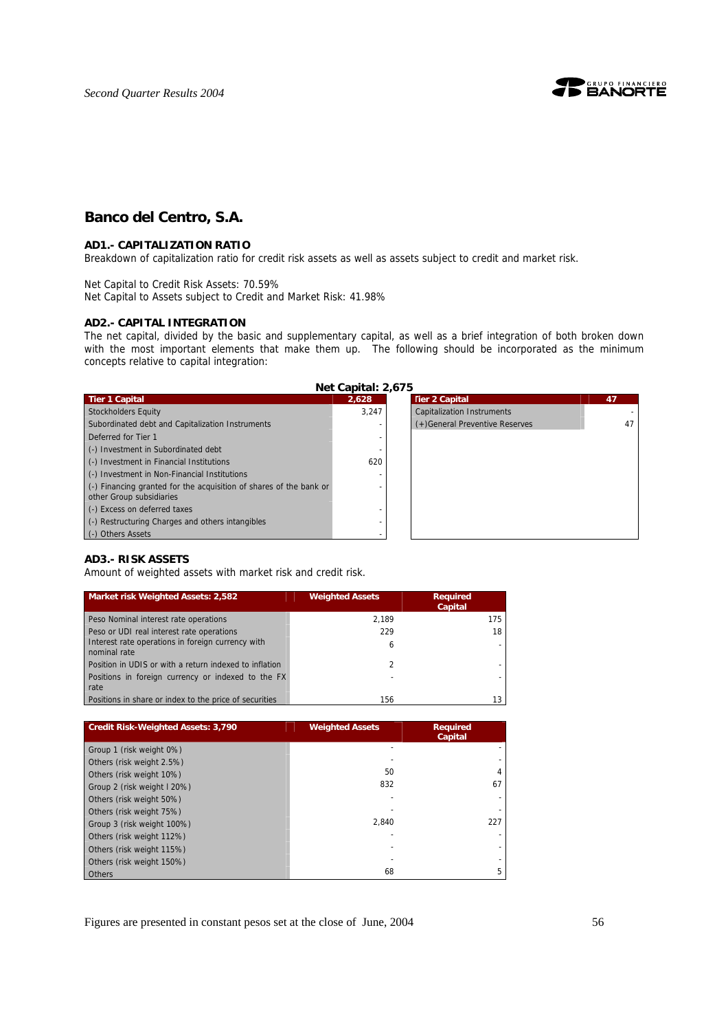## Banco del Centro, S.A.

### AD1.- CAPITALIZATION RATIO

Breakdown of capitalization ratio for credit risk assets as well as assets subject to credit and market risk.

Net Capital to Credit Risk Assets: 70.59%
Net Capital to Assets subject to Credit and Market Risk: 41.98%

### AD2.- CAPITAL INTEGRATION

The net capital, divided by the basic and supplementary capital, as well as a brief integration of both broken down with the most important elements that make them up. The following should be incorporated as the minimum concepts relative to capital integration:

**Net Capital: 2,675**

| Tier 1 Capital | 2,628 |
|---|---|
| Stockholders Equity | 3,247 |
| Subordinated debt and Capitalization Instruments | - |
| Deferred for Tier 1 | - |
| (-) Investment in Subordinated debt | - |
| (-) Investment in Financial Institutions | 620 |
| (-) Investment in Non-Financial Institutions | - |
| (-) Financing granted for the acquisition of shares of the bank or other Group subsidiaries | - |
| (-) Excess on deferred taxes | - |
| (-) Restructuring Charges and others intangibles | - |
| (-) Others Assets | - |

| Tier 2 Capital | 47 |
|---|---|
| Capitalization Instruments | - |
| (+)General Preventive Reserves | 47 |

### AD3.- RISK ASSETS

Amount of weighted assets with market risk and credit risk.

| Market risk Weighted Assets: 2,582 | Weighted Assets | Required Capital |
|---|---|---|
| Peso Nominal interest rate operations | 2,189 | 175 |
| Peso or UDI real interest rate operations | 229 | 18 |
| Interest rate operations in foreign currency with nominal rate | 6 | - |
| Position in UDIS or with a return indexed to inflation | 2 | - |
| Positions in foreign currency or indexed to the FX rate | - | - |
| Positions in share or index to the price of securities | 156 | 13 |

| Credit Risk-Weighted Assets: 3,790 | Weighted Assets | Required Capital |
|---|---|---|
| Group 1 (risk weight 0%) | - | - |
| Others (risk weight 2.5%) | - | - |
| Others (risk weight 10%) | 50 | 4 |
| Group 2 (risk weight l 20%) | 832 | 67 |
| Others (risk weight 50%) | - | - |
| Others (risk weight 75%) | - | - |
| Group 3 (risk weight 100%) | 2,840 | 227 |
| Others (risk weight 112%) | - | - |
| Others (risk weight 115%) | - | - |
| Others (risk weight 150%) | - | - |
| Others | 68 | 5 |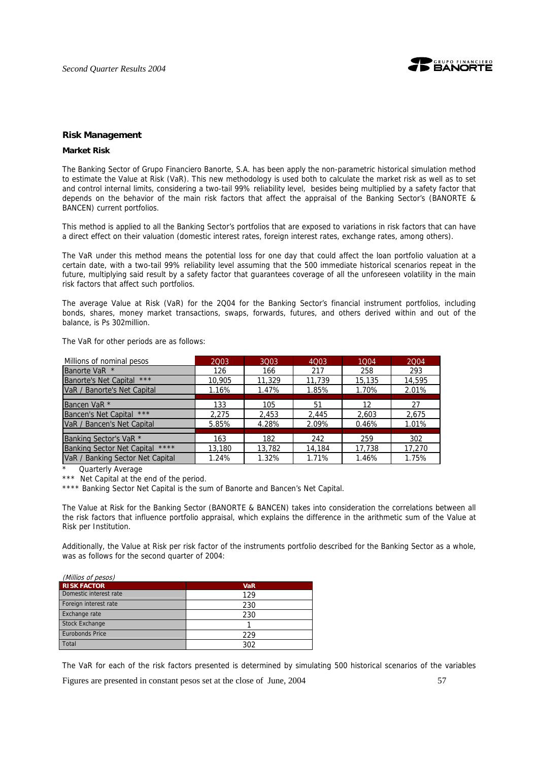## Risk Management

### Market Risk

The Banking Sector of Grupo Financiero Banorte, S.A. has been apply the non-parametric historical simulation method to estimate the Value at Risk (VaR). This new methodology is used both to calculate the market risk as well as to set and control internal limits, considering a two-tail 99% reliability level, besides being multiplied by a safety factor that depends on the behavior of the main risk factors that affect the appraisal of the Banking Sector's (BANORTE & BANCEN) current portfolios.

This method is applied to all the Banking Sector's portfolios that are exposed to variations in risk factors that can have a direct effect on their valuation (domestic interest rates, foreign interest rates, exchange rates, among others).

The VaR under this method means the potential loss for one day that could affect the loan portfolio valuation at a certain date, with a two-tail 99% reliability level assuming that the 500 immediate historical scenarios repeat in the future, multiplying said result by a safety factor that guarantees coverage of all the unforeseen volatility in the main risk factors that affect such portfolios.

The average Value at Risk (VaR) for the 2Q04 for the Banking Sector's financial instrument portfolios, including bonds, shares, money market transactions, swaps, forwards, futures, and others derived within and out of the balance, is Ps 302million.

The VaR for other periods are as follows:

| Millions of nominal pesos | 2Q03 | 3Q03 | 4Q03 | 1Q04 | 2Q04 |
|---|---|---|---|---|---|
| Banorte VaR * | 126 | 166 | 217 | 258 | 293 |
| Banorte's Net Capital *** | 10,905 | 11,329 | 11,739 | 15,135 | 14,595 |
| VaR / Banorte's Net Capital | 1.16% | 1.47% | 1.85% | 1.70% | 2.01% |
| Bancen VaR * | 133 | 105 | 51 | 12 | 27 |
| Bancen's Net Capital *** | 2,275 | 2,453 | 2,445 | 2,603 | 2,675 |
| VaR / Bancen's Net Capital | 5.85% | 4.28% | 2.09% | 0.46% | 1.01% |
| Banking Sector's VaR * | 163 | 182 | 242 | 259 | 302 |
| Banking Sector Net Capital **** | 13,180 | 13,782 | 14,184 | 17,738 | 17,270 |
| VaR / Banking Sector Net Capital | 1.24% | 1.32% | 1.71% | 1.46% | 1.75% |

\* Quarterly Average

*** Net Capital at the end of the period.

**** Banking Sector Net Capital is the sum of Banorte and Bancen's Net Capital.

The Value at Risk for the Banking Sector (BANORTE & BANCEN) takes into consideration the correlations between all the risk factors that influence portfolio appraisal, which explains the difference in the arithmetic sum of the Value at Risk per Institution.

Additionally, the Value at Risk per risk factor of the instruments portfolio described for the Banking Sector as a whole, was as follows for the second quarter of 2004:

*(Millios of pesos)*

| RISK FACTOR | VaR |
|---|---|
| Domestic interest rate | 129 |
| Foreign interest rate | 230 |
| Exchange rate | 230 |
| Stock Exchange | 1 |
| Eurobonds Price | 229 |
| Total | 302 |

The VaR for each of the risk factors presented is determined by simulating 500 historical scenarios of the variables

Figures are presented in constant pesos set at the close of June, 2004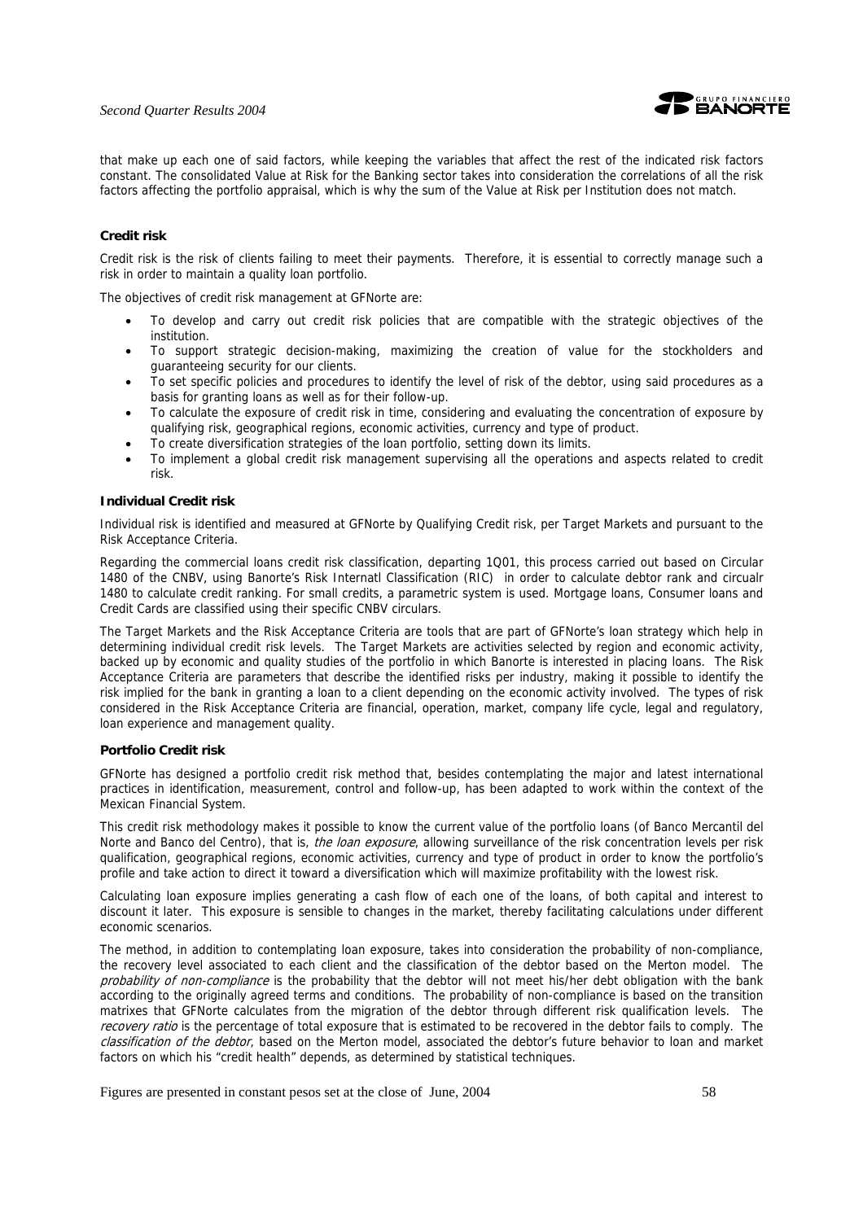that make up each one of said factors, while keeping the variables that affect the rest of the indicated risk factors constant. The consolidated Value at Risk for the Banking sector takes into consideration the correlations of all the risk factors affecting the portfolio appraisal, which is why the sum of the Value at Risk per Institution does not match.

**Credit risk**

Credit risk is the risk of clients failing to meet their payments. Therefore, it is essential to correctly manage such a risk in order to maintain a quality loan portfolio.

The objectives of credit risk management at GFNorte are:

- To develop and carry out credit risk policies that are compatible with the strategic objectives of the institution.
- To support strategic decision-making, maximizing the creation of value for the stockholders and guaranteeing security for our clients.
- To set specific policies and procedures to identify the level of risk of the debtor, using said procedures as a basis for granting loans as well as for their follow-up.
- To calculate the exposure of credit risk in time, considering and evaluating the concentration of exposure by qualifying risk, geographical regions, economic activities, currency and type of product.
- To create diversification strategies of the loan portfolio, setting down its limits.
- To implement a global credit risk management supervising all the operations and aspects related to credit risk.

**Individual Credit risk**

Individual risk is identified and measured at GFNorte by Qualifying Credit risk, per Target Markets and pursuant to the Risk Acceptance Criteria.

Regarding the commercial loans credit risk classification, departing 1Q01, this process carried out based on Circular 1480 of the CNBV, using Banorte's Risk Internatl Classification (RIC) in order to calculate debtor rank and circualr 1480 to calculate credit ranking. For small credits, a parametric system is used. Mortgage loans, Consumer loans and Credit Cards are classified using their specific CNBV circulars.

The Target Markets and the Risk Acceptance Criteria are tools that are part of GFNorte's loan strategy which help in determining individual credit risk levels. The Target Markets are activities selected by region and economic activity, backed up by economic and quality studies of the portfolio in which Banorte is interested in placing loans. The Risk Acceptance Criteria are parameters that describe the identified risks per industry, making it possible to identify the risk implied for the bank in granting a loan to a client depending on the economic activity involved. The types of risk considered in the Risk Acceptance Criteria are financial, operation, market, company life cycle, legal and regulatory, loan experience and management quality.

**Portfolio Credit risk**

GFNorte has designed a portfolio credit risk method that, besides contemplating the major and latest international practices in identification, measurement, control and follow-up, has been adapted to work within the context of the Mexican Financial System.

This credit risk methodology makes it possible to know the current value of the portfolio loans (of Banco Mercantil del Norte and Banco del Centro), that is, *the loan exposure*, allowing surveillance of the risk concentration levels per risk qualification, geographical regions, economic activities, currency and type of product in order to know the portfolio's profile and take action to direct it toward a diversification which will maximize profitability with the lowest risk.

Calculating loan exposure implies generating a cash flow of each one of the loans, of both capital and interest to discount it later. This exposure is sensible to changes in the market, thereby facilitating calculations under different economic scenarios.

The method, in addition to contemplating loan exposure, takes into consideration the probability of non-compliance, the recovery level associated to each client and the classification of the debtor based on the Merton model. The *probability of non-compliance* is the probability that the debtor will not meet his/her debt obligation with the bank according to the originally agreed terms and conditions. The probability of non-compliance is based on the transition matrixes that GFNorte calculates from the migration of the debtor through different risk qualification levels. The *recovery ratio* is the percentage of total exposure that is estimated to be recovered in the debtor fails to comply. The *classification of the debtor*, based on the Merton model, associated the debtor's future behavior to loan and market factors on which his "credit health" depends, as determined by statistical techniques.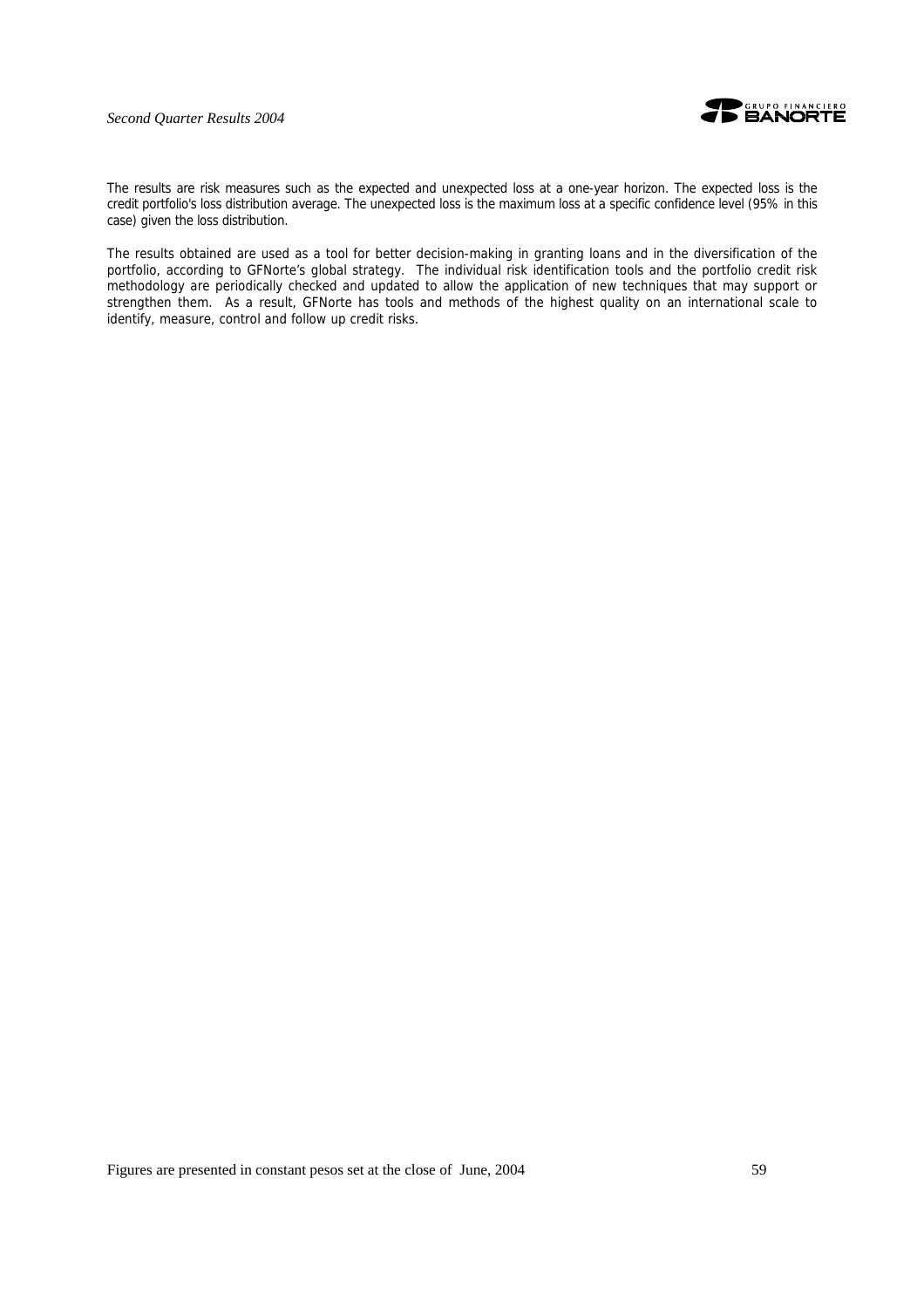The results are risk measures such as the expected and unexpected loss at a one-year horizon. The expected loss is the credit portfolio's loss distribution average. The unexpected loss is the maximum loss at a specific confidence level (95% in this case) given the loss distribution.

The results obtained are used as a tool for better decision-making in granting loans and in the diversification of the portfolio, according to GFNorte's global strategy. The individual risk identification tools and the portfolio credit risk methodology are periodically checked and updated to allow the application of new techniques that may support or strengthen them. As a result, GFNorte has tools and methods of the highest quality on an international scale to identify, measure, control and follow up credit risks.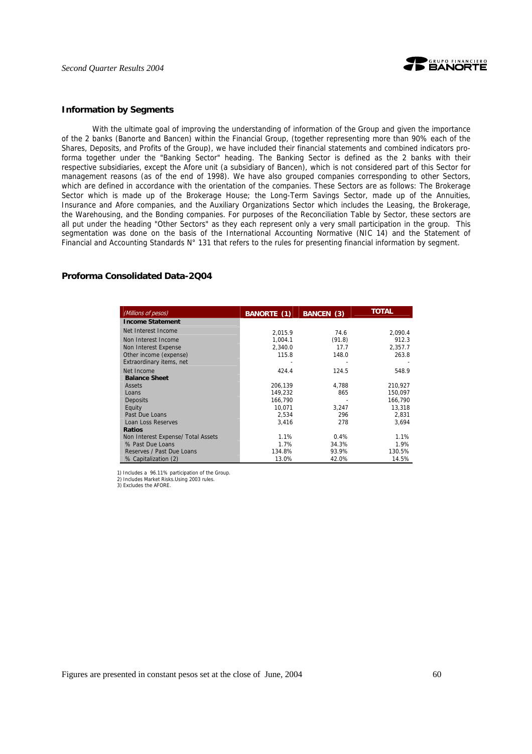## Information by Segments

With the ultimate goal of improving the understanding of information of the Group and given the importance of the 2 banks (Banorte and Bancen) within the Financial Group, (together representing more than 90% each of the Shares, Deposits, and Profits of the Group), we have included their financial statements and combined indicators pro-forma together under the "Banking Sector" heading. The Banking Sector is defined as the 2 banks with their respective subsidiaries, except the Afore unit (a subsidiary of Bancen), which is not considered part of this Sector for management reasons (as of the end of 1998). We have also grouped companies corresponding to other Sectors, which are defined in accordance with the orientation of the companies. These Sectors are as follows: The Brokerage Sector which is made up of the Brokerage House; the Long-Term Savings Sector, made up of the Annuities, Insurance and Afore companies, and the Auxiliary Organizations Sector which includes the Leasing, the Brokerage, the Warehousing, and the Bonding companies. For purposes of the Reconciliation Table by Sector, these sectors are all put under the heading "Other Sectors" as they each represent only a very small participation in the group. This segmentation was done on the basis of the International Accounting Normative (NIC 14) and the Statement of Financial and Accounting Standards N° 131 that refers to the rules for presenting financial information by segment.

## Proforma Consolidated Data-2Q04

| *(Millions of pesos)* | BANORTE (1) | BANCEN (3) | TOTAL |
|---|---|---|---|
| **Income Statement** | | | |
| Net Interest Income | 2,015.9 | 74.6 | 2,090.4 |
| Non Interest Income | 1,004.1 | (91.8) | 912.3 |
| Non Interest Expense | 2,340.0 | 17.7 | 2,357.7 |
| Other income (expense) | 115.8 | 148.0 | 263.8 |
| Extraordinary items, net | - | - | - |
| Net Income | 424.4 | 124.5 | 548.9 |
| **Balance Sheet** | | | |
| Assets | 206,139 | 4,788 | 210,927 |
| Loans | 149,232 | 865 | 150,097 |
| Deposits | 166,790 | - | 166,790 |
| Equity | 10,071 | 3,247 | 13,318 |
| Past Due Loans | 2,534 | 296 | 2,831 |
| Loan Loss Reserves | 3,416 | 278 | 3,694 |
| **Ratios** | | | |
| Non Interest Expense/ Total Assets | 1.1% | 0.4% | 1.1% |
| % Past Due Loans | 1.7% | 34.3% | 1.9% |
| Reserves / Past Due Loans | 134.8% | 93.9% | 130.5% |
| % Capitalization (2) | 13.0% | 42.0% | 14.5% |

1) Includes a 96.11% participation of the Group.
2) Includes Market Risks.Using 2003 rules.
3) Excludes the AFORE.

Figures are presented in constant pesos set at the close of June, 2004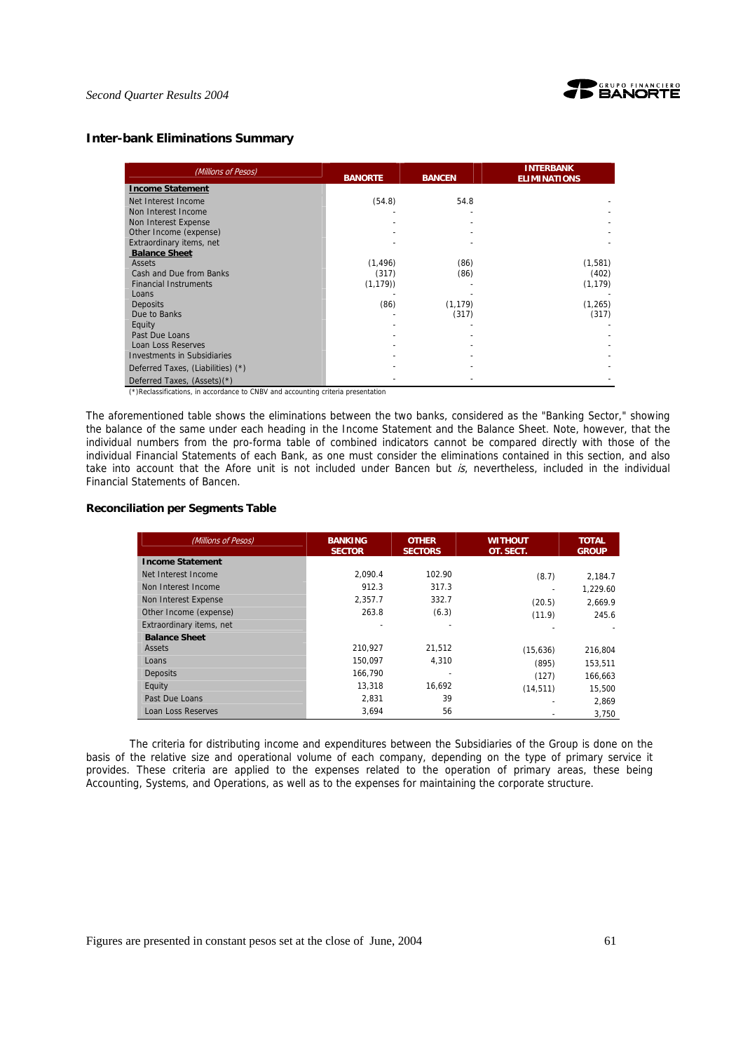## Inter-bank Eliminations Summary

| (Millions of Pesos) | BANORTE | BANCEN | INTERBANK ELIMINATIONS |
|---|---|---|---|
| **Income Statement** | | | |
| Net Interest Income | (54.8) | 54.8 | - |
| Non Interest Income | - | - | - |
| Non Interest Expense | - | - | - |
| Other Income (expense) | - | - | - |
| Extraordinary items, net | - | - | - |
| **Balance Sheet** | | | |
| Assets | (1,496) | (86) | (1,581) |
| Cash and Due from Banks | (317) | (86) | (402) |
| Financial Instruments | (1,179)) | - | (1,179) |
| Loans | - | - | - |
| Deposits | (86) | (1,179) | (1,265) |
| Due to Banks | - | (317) | (317) |
| Equity | - | - | - |
| Past Due Loans | - | - | - |
| Loan Loss Reserves | - | - | - |
| Investments in Subsidiaries | - | - | - |
| Deferred Taxes, (Liabilities) (*) | - | - | - |
| Deferred Taxes, (Assets)(*) | - | - | - |

(*)Reclassifications, in accordance to CNBV and accounting criteria presentation

The aforementioned table shows the eliminations between the two banks, considered as the "Banking Sector," showing the balance of the same under each heading in the Income Statement and the Balance Sheet. Note, however, that the individual numbers from the pro-forma table of combined indicators cannot be compared directly with those of the individual Financial Statements of each Bank, as one must consider the eliminations contained in this section, and also take into account that the Afore unit is not included under Bancen but *is*, nevertheless, included in the individual Financial Statements of Bancen.

### Reconciliation per Segments Table

| (Millions of Pesos) | BANKING SECTOR | OTHER SECTORS | WITHOUT OT. SECT. | TOTAL GROUP |
|---|---|---|---|---|
| **Income Statement** | | | | |
| Net Interest Income | 2,090.4 | 102.90 | (8.7) | 2,184.7 |
| Non Interest Income | 912.3 | 317.3 | - | 1,229.60 |
| Non Interest Expense | 2,357.7 | 332.7 | (20.5) | 2,669.9 |
| Other Income (expense) | 263.8 | (6.3) | (11.9) | 245.6 |
| Extraordinary items, net | - | - | - | - |
| **Balance Sheet** | | | | |
| Assets | 210,927 | 21,512 | (15,636) | 216,804 |
| Loans | 150,097 | 4,310 | (895) | 153,511 |
| Deposits | 166,790 | - | (127) | 166,663 |
| Equity | 13,318 | 16,692 | (14,511) | 15,500 |
| Past Due Loans | 2,831 | 39 | - | 2,869 |
| Loan Loss Reserves | 3,694 | 56 | - | 3,750 |

The criteria for distributing income and expenditures between the Subsidiaries of the Group is done on the basis of the relative size and operational volume of each company, depending on the type of primary service it provides. These criteria are applied to the expenses related to the operation of primary areas, these being Accounting, Systems, and Operations, as well as to the expenses for maintaining the corporate structure.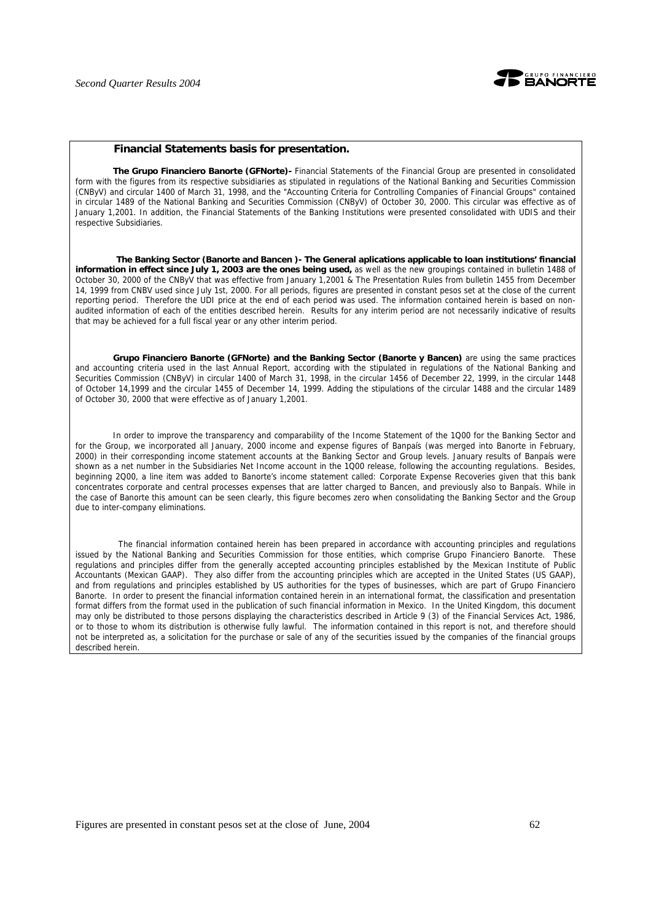## Financial Statements basis for presentation.

**The Grupo Financiero Banorte (GFNorte)-** Financial Statements of the Financial Group are presented in consolidated form with the figures from its respective subsidiaries as stipulated in regulations of the National Banking and Securities Commission (CNByV) and circular 1400 of March 31, 1998, and the "Accounting Criteria for Controlling Companies of Financial Groups" contained in circular 1489 of the National Banking and Securities Commission (CNByV) of October 30, 2000. This circular was effective as of January 1,2001. In addition, the Financial Statements of the Banking Institutions were presented consolidated with UDIS and their respective Subsidiaries.

**The Banking Sector (Banorte and Bancen )- The General aplications applicable to loan institutions' financial information in effect since July 1, 2003 are the ones being used,** as well as the new groupings contained in bulletin 1488 of October 30, 2000 of the CNByV that was effective from January 1,2001 & The Presentation Rules from bulletin 1455 from December 14, 1999 from CNBV used since July 1st, 2000. For all periods, figures are presented in constant pesos set at the close of the current reporting period. Therefore the UDI price at the end of each period was used. The information contained herein is based on non-audited information of each of the entities described herein. Results for any interim period are not necessarily indicative of results that may be achieved for a full fiscal year or any other interim period.

**Grupo Financiero Banorte (GFNorte) and the Banking Sector (Banorte y Bancen)** are using the same practices and accounting criteria used in the last Annual Report, according with the stipulated in regulations of the National Banking and Securities Commission (CNByV) in circular 1400 of March 31, 1998, in the circular 1456 of December 22, 1999, in the circular 1448 of October 14,1999 and the circular 1455 of December 14, 1999. Adding the stipulations of the circular 1488 and the circular 1489 of October 30, 2000 that were effective as of January 1,2001.

In order to improve the transparency and comparability of the Income Statement of the 1Q00 for the Banking Sector and for the Group, we incorporated all January, 2000 income and expense figures of Banpaís (was merged into Banorte in February, 2000) in their corresponding income statement accounts at the Banking Sector and Group levels. January results of Banpaís were shown as a net number in the Subsidiaries Net Income account in the 1Q00 release, following the accounting regulations. Besides, beginning 2Q00, a line item was added to Banorte's income statement called: Corporate Expense Recoveries given that this bank concentrates corporate and central processes expenses that are latter charged to Bancen, and previously also to Banpaís. While in the case of Banorte this amount can be seen clearly, this figure becomes zero when consolidating the Banking Sector and the Group due to inter-company eliminations.

The financial information contained herein has been prepared in accordance with accounting principles and regulations issued by the National Banking and Securities Commission for those entities, which comprise Grupo Financiero Banorte. These regulations and principles differ from the generally accepted accounting principles established by the Mexican Institute of Public Accountants (Mexican GAAP). They also differ from the accounting principles which are accepted in the United States (US GAAP), and from regulations and principles established by US authorities for the types of businesses, which are part of Grupo Financiero Banorte. In order to present the financial information contained herein in an international format, the classification and presentation format differs from the format used in the publication of such financial information in Mexico. In the United Kingdom, this document may only be distributed to those persons displaying the characteristics described in Article 9 (3) of the Financial Services Act, 1986, or to those to whom its distribution is otherwise fully lawful. The information contained in this report is not, and therefore should not be interpreted as, a solicitation for the purchase or sale of any of the securities issued by the companies of the financial groups described herein.